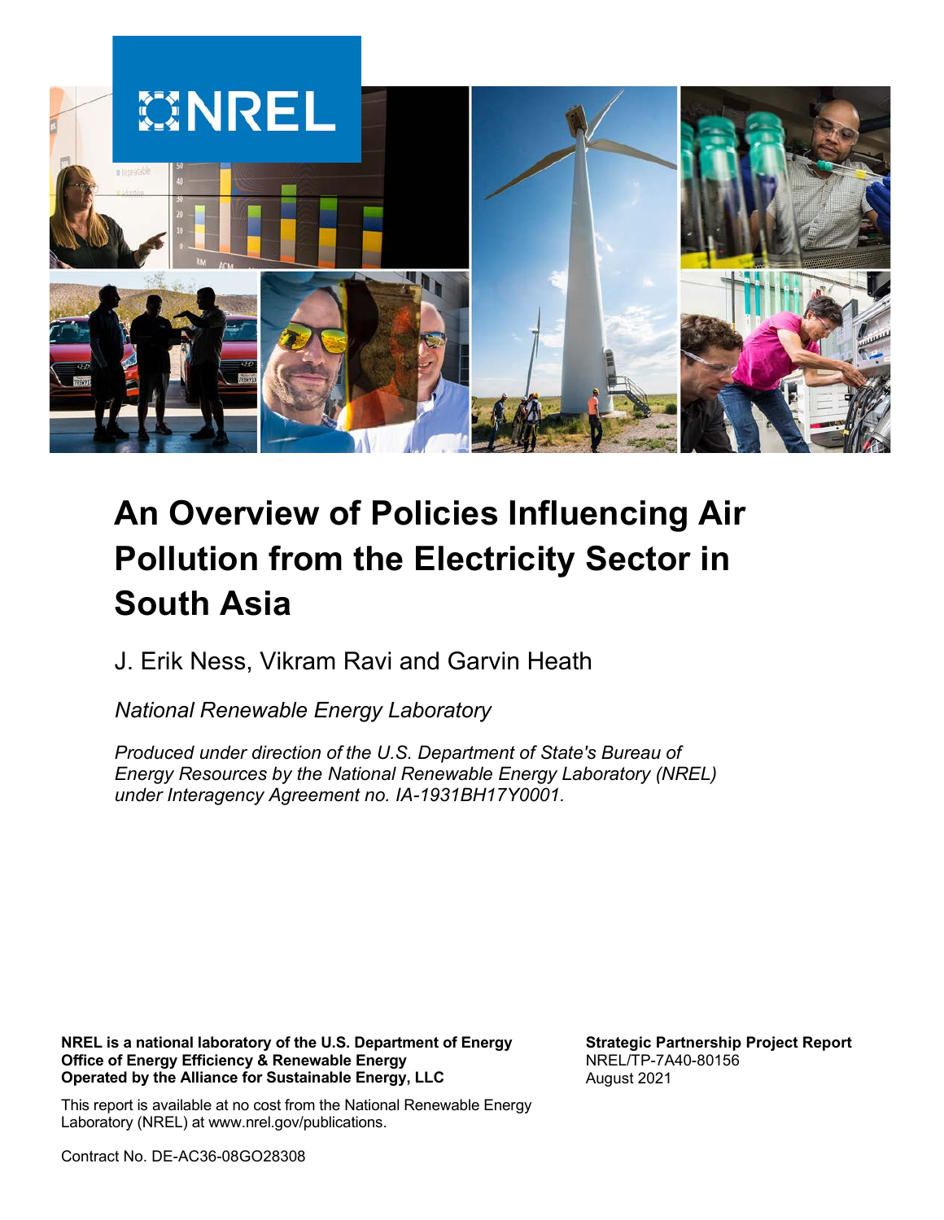# An Overview of Policies Influencing Air Pollution from the Electricity Sector in South Asia

J. Erik Ness, Vikram Ravi and Garvin Heath

*National Renewable Energy Laboratory*

*Produced under direction of the U.S. Department of State's Bureau of Energy Resources by the National Renewable Energy Laboratory (NREL) under Interagency Agreement no. IA-1931BH17Y0001.*

**NREL is a national laboratory of the U.S. Department of Energy**
**Office of Energy Efficiency & Renewable Energy**
**Operated by the Alliance for Sustainable Energy, LLC**

This report is available at no cost from the National Renewable Energy Laboratory (NREL) at www.nrel.gov/publications.

Contract No. DE-AC36-08GO28308

**Strategic Partnership Project Report**
NREL/TP-7A40-80156
August 2021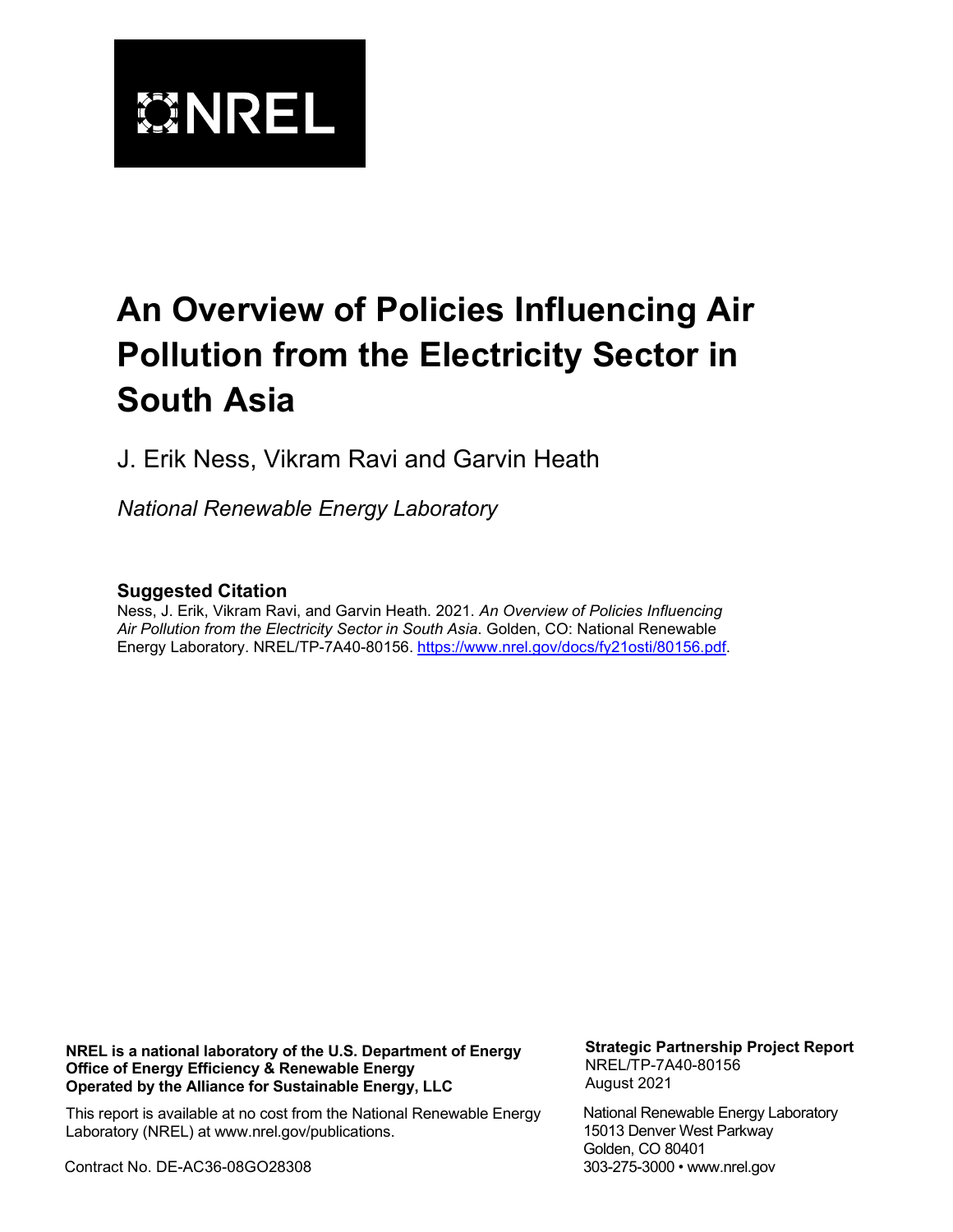NREL

# An Overview of Policies Influencing Air Pollution from the Electricity Sector in South Asia

J. Erik Ness, Vikram Ravi and Garvin Heath

*National Renewable Energy Laboratory*

### Suggested Citation

Ness, J. Erik, Vikram Ravi, and Garvin Heath. 2021. *An Overview of Policies Influencing Air Pollution from the Electricity Sector in South Asia*. Golden, CO: National Renewable Energy Laboratory. NREL/TP-7A40-80156. https://www.nrel.gov/docs/fy21osti/80156.pdf.

**NREL is a national laboratory of the U.S. Department of Energy**
**Office of Energy Efficiency & Renewable Energy**
**Operated by the Alliance for Sustainable Energy, LLC**

This report is available at no cost from the National Renewable Energy Laboratory (NREL) at www.nrel.gov/publications.

Contract No. DE-AC36-08GO28308

**Strategic Partnership Project Report**
NREL/TP-7A40-80156
August 2021

National Renewable Energy Laboratory
15013 Denver West Parkway
Golden, CO 80401
303-275-3000 • www.nrel.gov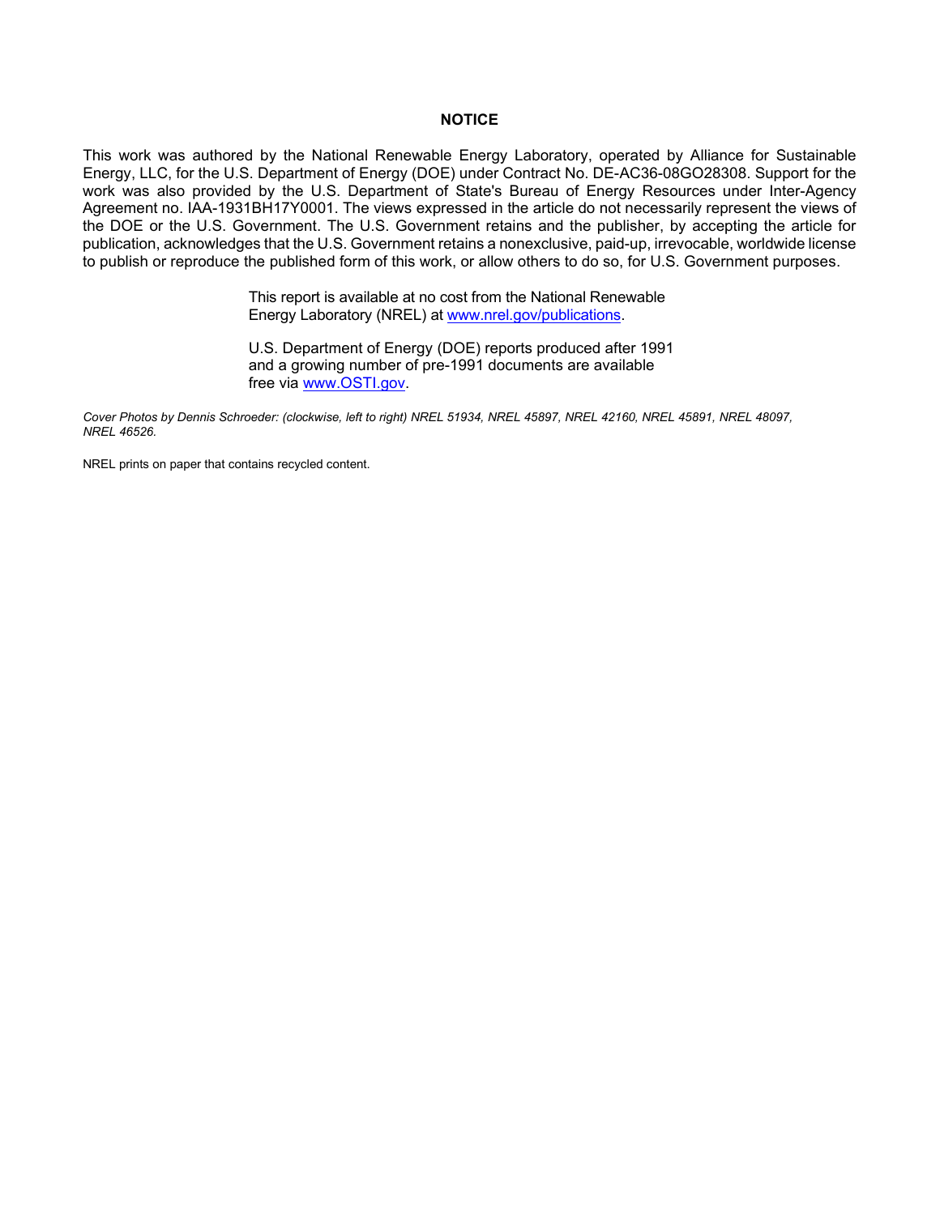## NOTICE

This work was authored by the National Renewable Energy Laboratory, operated by Alliance for Sustainable Energy, LLC, for the U.S. Department of Energy (DOE) under Contract No. DE-AC36-08GO28308. Support for the work was also provided by the U.S. Department of State's Bureau of Energy Resources under Inter-Agency Agreement no. IAA-1931BH17Y0001. The views expressed in the article do not necessarily represent the views of the DOE or the U.S. Government. The U.S. Government retains and the publisher, by accepting the article for publication, acknowledges that the U.S. Government retains a nonexclusive, paid-up, irrevocable, worldwide license to publish or reproduce the published form of this work, or allow others to do so, for U.S. Government purposes.

This report is available at no cost from the National Renewable Energy Laboratory (NREL) at [www.nrel.gov/publications](www.nrel.gov/publications).

U.S. Department of Energy (DOE) reports produced after 1991 and a growing number of pre-1991 documents are available free via [www.OSTI.gov](www.OSTI.gov).

*Cover Photos by Dennis Schroeder: (clockwise, left to right) NREL 51934, NREL 45897, NREL 42160, NREL 45891, NREL 48097, NREL 46526.*

NREL prints on paper that contains recycled content.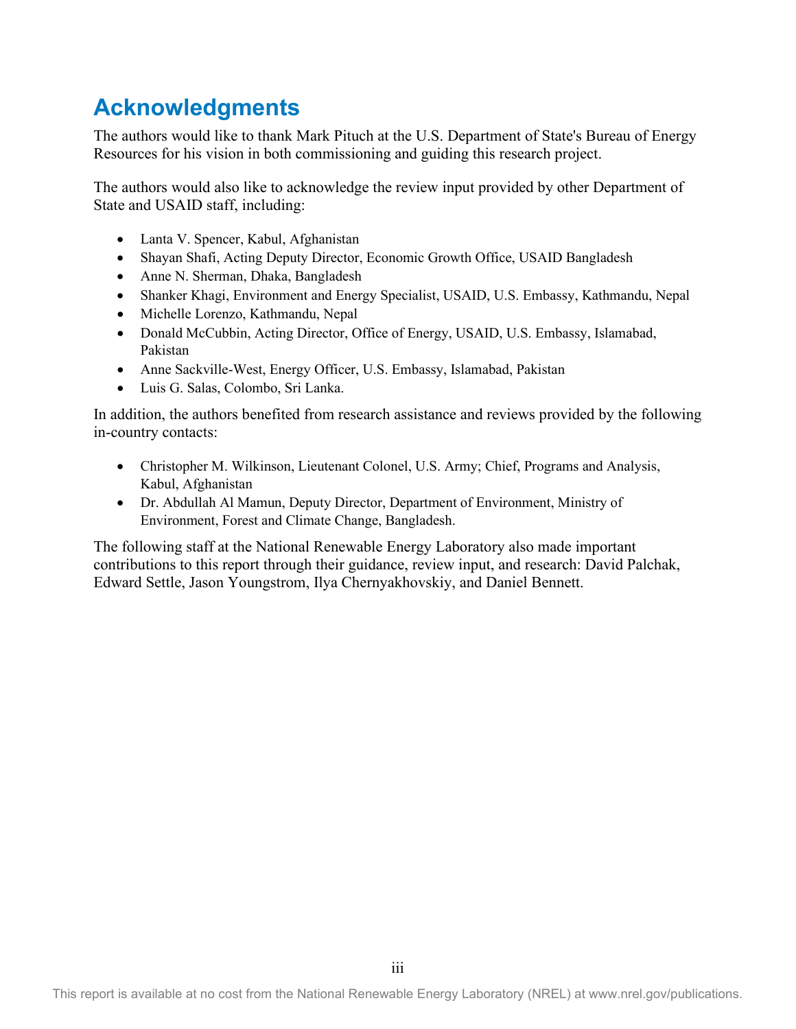## Acknowledgments

The authors would like to thank Mark Pituch at the U.S. Department of State's Bureau of Energy Resources for his vision in both commissioning and guiding this research project.

The authors would also like to acknowledge the review input provided by other Department of State and USAID staff, including:

- Lanta V. Spencer, Kabul, Afghanistan
- Shayan Shafi, Acting Deputy Director, Economic Growth Office, USAID Bangladesh
- Anne N. Sherman, Dhaka, Bangladesh
- Shanker Khagi, Environment and Energy Specialist, USAID, U.S. Embassy, Kathmandu, Nepal
- Michelle Lorenzo, Kathmandu, Nepal
- Donald McCubbin, Acting Director, Office of Energy, USAID, U.S. Embassy, Islamabad, Pakistan
- Anne Sackville-West, Energy Officer, U.S. Embassy, Islamabad, Pakistan
- Luis G. Salas, Colombo, Sri Lanka.

In addition, the authors benefited from research assistance and reviews provided by the following in-country contacts:

- Christopher M. Wilkinson, Lieutenant Colonel, U.S. Army; Chief, Programs and Analysis, Kabul, Afghanistan
- Dr. Abdullah Al Mamun, Deputy Director, Department of Environment, Ministry of Environment, Forest and Climate Change, Bangladesh.

The following staff at the National Renewable Energy Laboratory also made important contributions to this report through their guidance, review input, and research: David Palchak, Edward Settle, Jason Youngstrom, Ilya Chernyakhovskiy, and Daniel Bennett.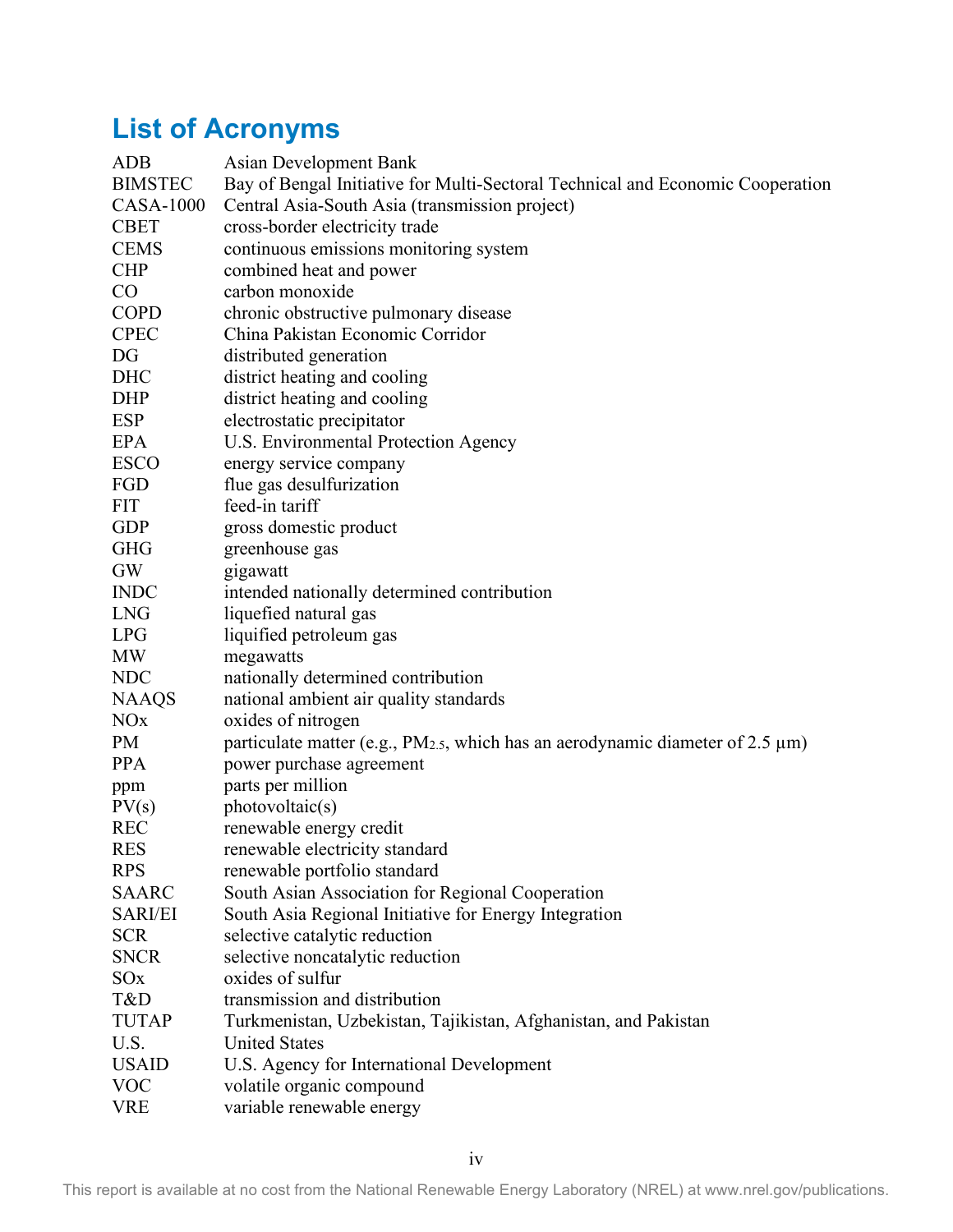# List of Acronyms

| | |
|---|---|
| ADB | Asian Development Bank |
| BIMSTEC | Bay of Bengal Initiative for Multi-Sectoral Technical and Economic Cooperation |
| CASA-1000 | Central Asia-South Asia (transmission project) |
| CBET | cross-border electricity trade |
| CEMS | continuous emissions monitoring system |
| CHP | combined heat and power |
| CO | carbon monoxide |
| COPD | chronic obstructive pulmonary disease |
| CPEC | China Pakistan Economic Corridor |
| DG | distributed generation |
| DHC | district heating and cooling |
| DHP | district heating and cooling |
| ESP | electrostatic precipitator |
| EPA | U.S. Environmental Protection Agency |
| ESCO | energy service company |
| FGD | flue gas desulfurization |
| FIT | feed-in tariff |
| GDP | gross domestic product |
| GHG | greenhouse gas |
| GW | gigawatt |
| INDC | intended nationally determined contribution |
| LNG | liquefied natural gas |
| LPG | liquified petroleum gas |
| MW | megawatts |
| NDC | nationally determined contribution |
| NAAQS | national ambient air quality standards |
| NOx | oxides of nitrogen |
| PM | particulate matter (e.g., $PM_{2.5}$, which has an aerodynamic diameter of 2.5 µm) |
| PPA | power purchase agreement |
| ppm | parts per million |
| PV(s) | photovoltaic(s) |
| REC | renewable energy credit |
| RES | renewable electricity standard |
| RPS | renewable portfolio standard |
| SAARC | South Asian Association for Regional Cooperation |
| SARI/EI | South Asia Regional Initiative for Energy Integration |
| SCR | selective catalytic reduction |
| SNCR | selective noncatalytic reduction |
| SOx | oxides of sulfur |
| T&D | transmission and distribution |
| TUTAP | Turkmenistan, Uzbekistan, Tajikistan, Afghanistan, and Pakistan |
| U.S. | United States |
| USAID | U.S. Agency for International Development |
| VOC | volatile organic compound |
| VRE | variable renewable energy |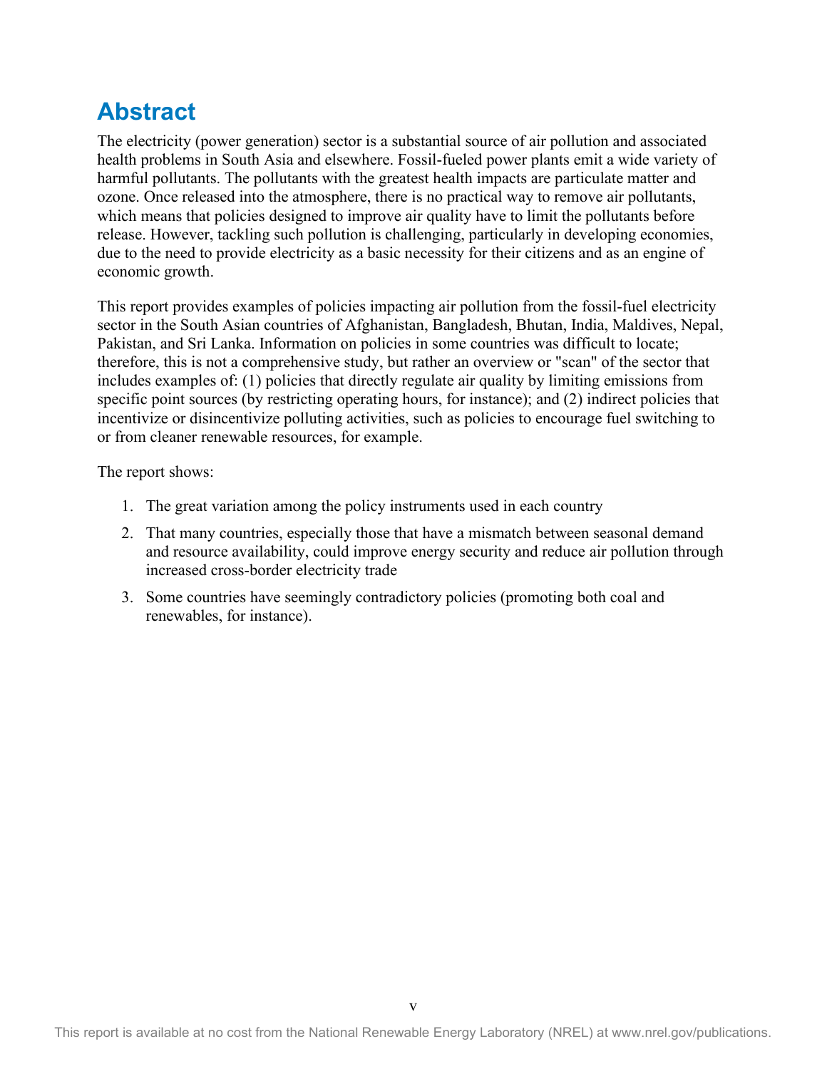# Abstract

The electricity (power generation) sector is a substantial source of air pollution and associated health problems in South Asia and elsewhere. Fossil-fueled power plants emit a wide variety of harmful pollutants. The pollutants with the greatest health impacts are particulate matter and ozone. Once released into the atmosphere, there is no practical way to remove air pollutants, which means that policies designed to improve air quality have to limit the pollutants before release. However, tackling such pollution is challenging, particularly in developing economies, due to the need to provide electricity as a basic necessity for their citizens and as an engine of economic growth.

This report provides examples of policies impacting air pollution from the fossil-fuel electricity sector in the South Asian countries of Afghanistan, Bangladesh, Bhutan, India, Maldives, Nepal, Pakistan, and Sri Lanka. Information on policies in some countries was difficult to locate; therefore, this is not a comprehensive study, but rather an overview or "scan" of the sector that includes examples of: (1) policies that directly regulate air quality by limiting emissions from specific point sources (by restricting operating hours, for instance); and (2) indirect policies that incentivize or disincentivize polluting activities, such as policies to encourage fuel switching to or from cleaner renewable resources, for example.

The report shows:

1. The great variation among the policy instruments used in each country
2. That many countries, especially those that have a mismatch between seasonal demand and resource availability, could improve energy security and reduce air pollution through increased cross-border electricity trade
3. Some countries have seemingly contradictory policies (promoting both coal and renewables, for instance).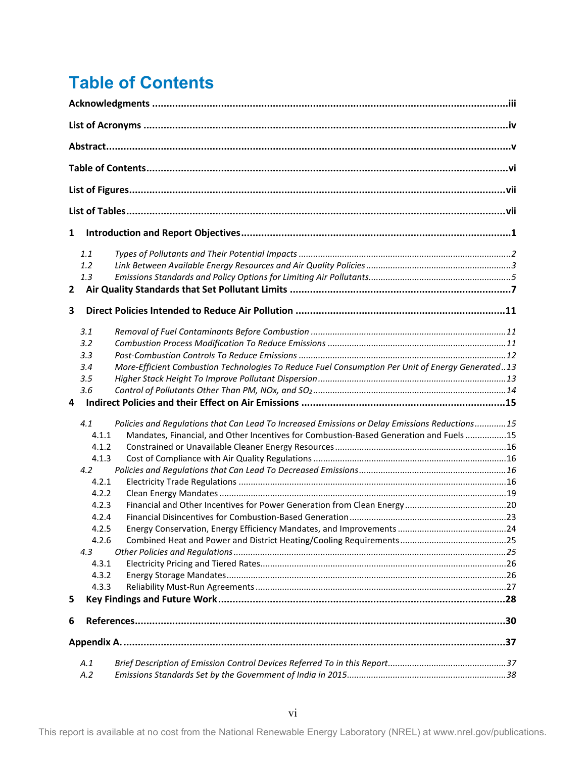# Table of Contents

**Acknowledgments** ....... iii

**List of Acronyms** ....... iv

**Abstract** ....... v

**Table of Contents** ....... vi

**List of Figures** ....... vii

**List of Tables** ....... vii

**1 Introduction and Report Objectives** ....... 1

- *1.1 Types of Pollutants and Their Potential Impacts* ....... 2
- *1.2 Link Between Available Energy Resources and Air Quality Policies* ....... 3
- *1.3 Emissions Standards and Policy Options for Limiting Air Pollutants* ....... 5

**2 Air Quality Standards that Set Pollutant Limits** ....... 7

**3 Direct Policies Intended to Reduce Air Pollution** ....... 11

- *3.1 Removal of Fuel Contaminants Before Combustion* ....... 11
- *3.2 Combustion Process Modification To Reduce Emissions* ....... 11
- *3.3 Post-Combustion Controls To Reduce Emissions* ....... 12
- *3.4 More-Efficient Combustion Technologies To Reduce Fuel Consumption Per Unit of Energy Generated* ....... 13
- *3.5 Higher Stack Height To Improve Pollutant Dispersion* ....... 13
- *3.6 Control of Pollutants Other Than PM, NOx, and $SO_2$* ....... 14

**4 Indirect Policies and their Effect on Air Emissions** ....... 15

- *4.1 Policies and Regulations that Can Lead To Increased Emissions or Delay Emissions Reductions* ....... 15
  - 4.1.1 Mandates, Financial, and Other Incentives for Combustion-Based Generation and Fuels ....... 15
  - 4.1.2 Constrained or Unavailable Cleaner Energy Resources ....... 16
  - 4.1.3 Cost of Compliance with Air Quality Regulations ....... 16
- *4.2 Policies and Regulations that Can Lead To Decreased Emissions* ....... 16
  - 4.2.1 Electricity Trade Regulations ....... 16
  - 4.2.2 Clean Energy Mandates ....... 19
  - 4.2.3 Financial and Other Incentives for Power Generation from Clean Energy ....... 20
  - 4.2.4 Financial Disincentives for Combustion-Based Generation ....... 23
  - 4.2.5 Energy Conservation, Energy Efficiency Mandates, and Improvements ....... 24
  - 4.2.6 Combined Heat and Power and District Heating/Cooling Requirements ....... 25
- *4.3 Other Policies and Regulations* ....... 25
  - 4.3.1 Electricity Pricing and Tiered Rates ....... 26
  - 4.3.2 Energy Storage Mandates ....... 26
  - 4.3.3 Reliability Must-Run Agreements ....... 27

**5 Key Findings and Future Work** ....... 28

**6 References** ....... 30

**Appendix A.** ....... 37

- *A.1 Brief Description of Emission Control Devices Referred To in this Report* ....... 37
- *A.2 Emissions Standards Set by the Government of India in 2015* ....... 38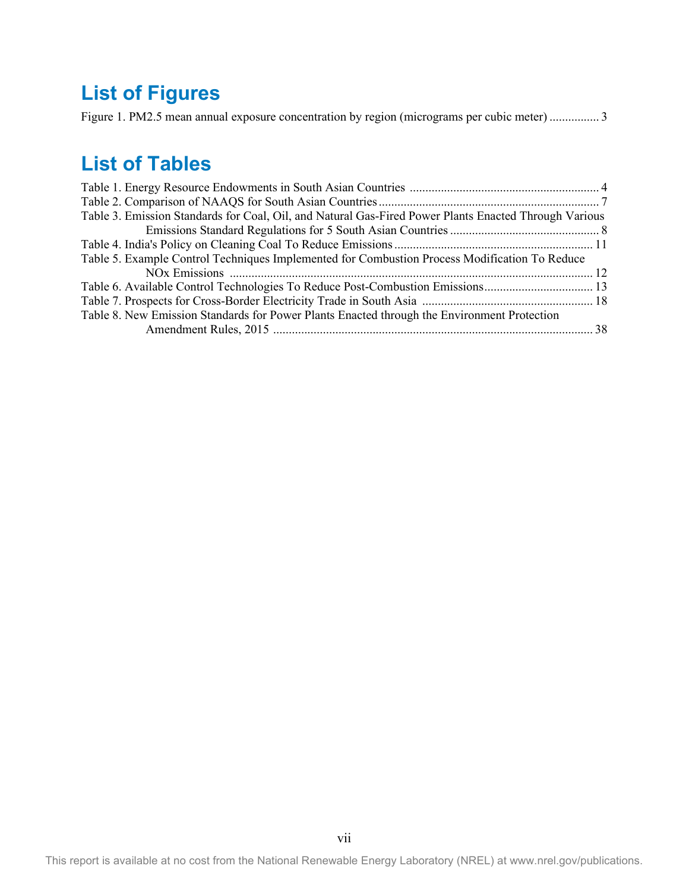# List of Figures

Figure 1. PM2.5 mean annual exposure concentration by region (micrograms per cubic meter) ................ 3

# List of Tables

Table 1. Energy Resource Endowments in South Asian Countries ............................................................ 4
Table 2. Comparison of NAAQS for South Asian Countries ....................................................................... 7
Table 3. Emission Standards for Coal, Oil, and Natural Gas-Fired Power Plants Enacted Through Various Emissions Standard Regulations for 5 South Asian Countries ................................................ 8
Table 4. India's Policy on Cleaning Coal To Reduce Emissions ................................................................ 11
Table 5. Example Control Techniques Implemented for Combustion Process Modification To Reduce NOx Emissions .................................................................................................................... 12
Table 6. Available Control Technologies To Reduce Post-Combustion Emissions.................................. 13
Table 7. Prospects for Cross-Border Electricity Trade in South Asia ...................................................... 18
Table 8. New Emission Standards for Power Plants Enacted through the Environment Protection Amendment Rules, 2015 ...................................................................................................... 38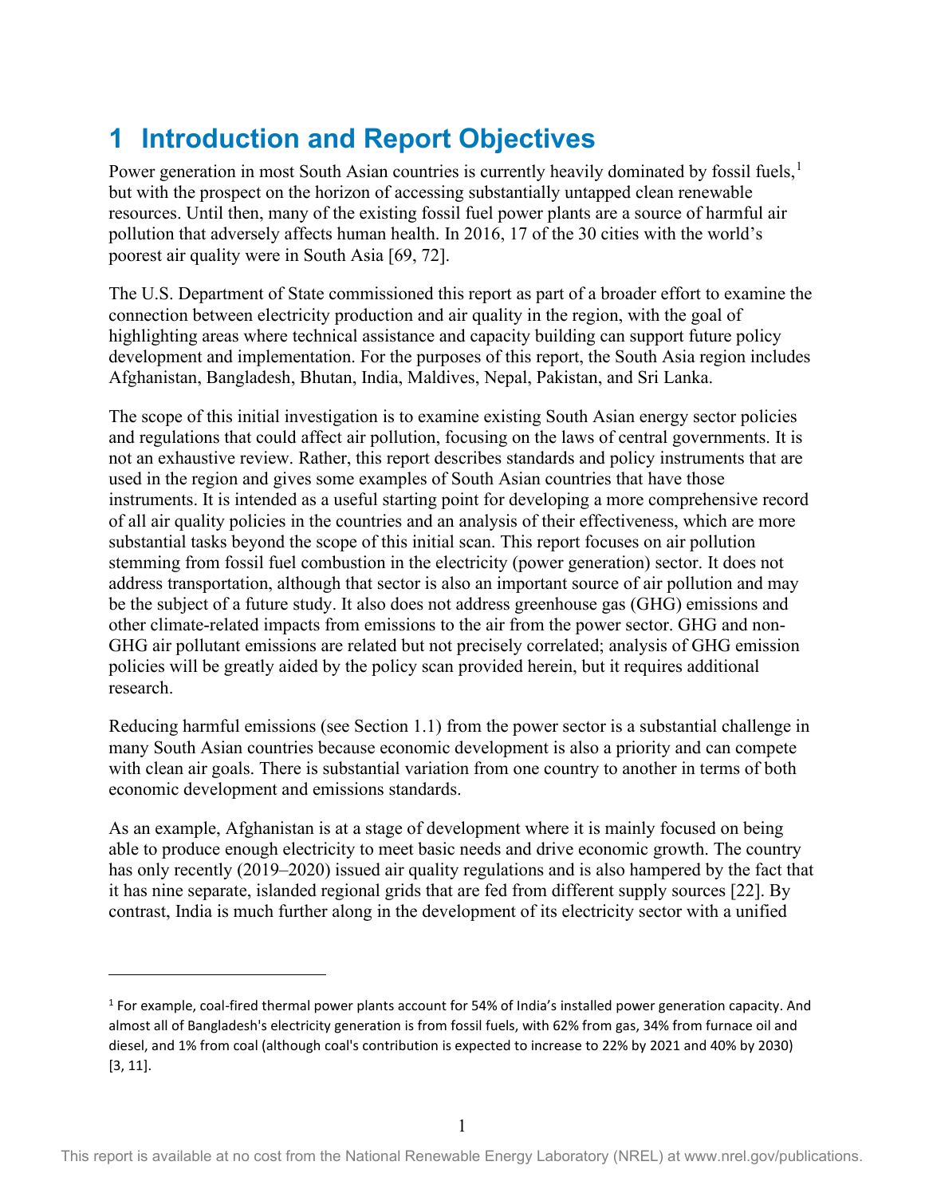# 1 Introduction and Report Objectives

Power generation in most South Asian countries is currently heavily dominated by fossil fuels,[1] but with the prospect on the horizon of accessing substantially untapped clean renewable resources. Until then, many of the existing fossil fuel power plants are a source of harmful air pollution that adversely affects human health. In 2016, 17 of the 30 cities with the world's poorest air quality were in South Asia [69, 72].

The U.S. Department of State commissioned this report as part of a broader effort to examine the connection between electricity production and air quality in the region, with the goal of highlighting areas where technical assistance and capacity building can support future policy development and implementation. For the purposes of this report, the South Asia region includes Afghanistan, Bangladesh, Bhutan, India, Maldives, Nepal, Pakistan, and Sri Lanka.

The scope of this initial investigation is to examine existing South Asian energy sector policies and regulations that could affect air pollution, focusing on the laws of central governments. It is not an exhaustive review. Rather, this report describes standards and policy instruments that are used in the region and gives some examples of South Asian countries that have those instruments. It is intended as a useful starting point for developing a more comprehensive record of all air quality policies in the countries and an analysis of their effectiveness, which are more substantial tasks beyond the scope of this initial scan. This report focuses on air pollution stemming from fossil fuel combustion in the electricity (power generation) sector. It does not address transportation, although that sector is also an important source of air pollution and may be the subject of a future study. It also does not address greenhouse gas (GHG) emissions and other climate-related impacts from emissions to the air from the power sector. GHG and non-GHG air pollutant emissions are related but not precisely correlated; analysis of GHG emission policies will be greatly aided by the policy scan provided herein, but it requires additional research.

Reducing harmful emissions (see Section 1.1) from the power sector is a substantial challenge in many South Asian countries because economic development is also a priority and can compete with clean air goals. There is substantial variation from one country to another in terms of both economic development and emissions standards.

As an example, Afghanistan is at a stage of development where it is mainly focused on being able to produce enough electricity to meet basic needs and drive economic growth. The country has only recently (2019–2020) issued air quality regulations and is also hampered by the fact that it has nine separate, islanded regional grids that are fed from different supply sources [22]. By contrast, India is much further along in the development of its electricity sector with a unified

[1] For example, coal-fired thermal power plants account for 54% of India's installed power generation capacity. And almost all of Bangladesh's electricity generation is from fossil fuels, with 62% from gas, 34% from furnace oil and diesel, and 1% from coal (although coal's contribution is expected to increase to 22% by 2021 and 40% by 2030) [3, 11].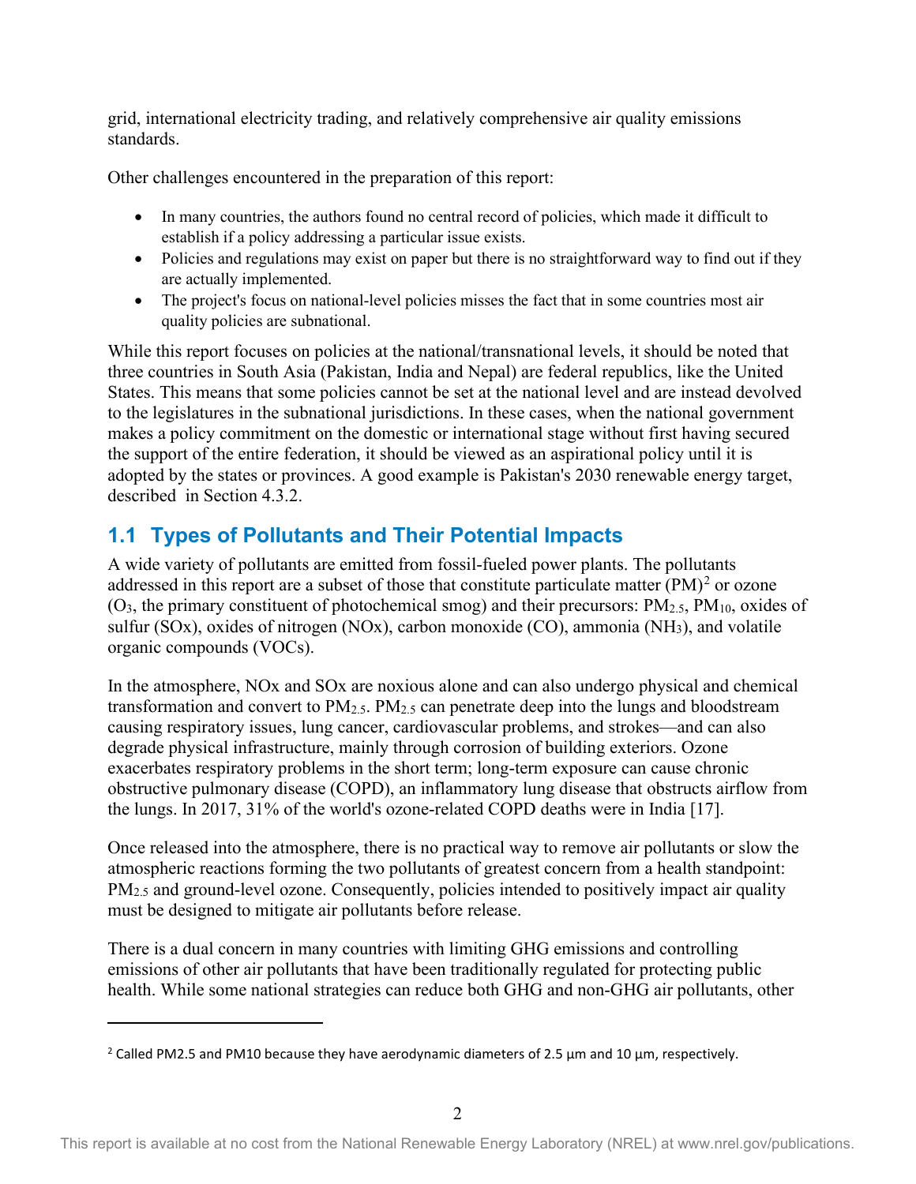grid, international electricity trading, and relatively comprehensive air quality emissions standards.

Other challenges encountered in the preparation of this report:

- In many countries, the authors found no central record of policies, which made it difficult to establish if a policy addressing a particular issue exists.
- Policies and regulations may exist on paper but there is no straightforward way to find out if they are actually implemented.
- The project's focus on national-level policies misses the fact that in some countries most air quality policies are subnational.

While this report focuses on policies at the national/transnational levels, it should be noted that three countries in South Asia (Pakistan, India and Nepal) are federal republics, like the United States. This means that some policies cannot be set at the national level and are instead devolved to the legislatures in the subnational jurisdictions. In these cases, when the national government makes a policy commitment on the domestic or international stage without first having secured the support of the entire federation, it should be viewed as an aspirational policy until it is adopted by the states or provinces. A good example is Pakistan's 2030 renewable energy target, described in Section 4.3.2.

## 1.1 Types of Pollutants and Their Potential Impacts

A wide variety of pollutants are emitted from fossil-fueled power plants. The pollutants addressed in this report are a subset of those that constitute particulate matter (PM)[2] or ozone ($O_3$, the primary constituent of photochemical smog) and their precursors: $PM_{2.5}$, $PM_{10}$, oxides of sulfur (SOx), oxides of nitrogen (NOx), carbon monoxide (CO), ammonia ($NH_3$), and volatile organic compounds (VOCs).

In the atmosphere, NOx and SOx are noxious alone and can also undergo physical and chemical transformation and convert to $PM_{2.5}$. $PM_{2.5}$ can penetrate deep into the lungs and bloodstream causing respiratory issues, lung cancer, cardiovascular problems, and strokes—and can also degrade physical infrastructure, mainly through corrosion of building exteriors. Ozone exacerbates respiratory problems in the short term; long-term exposure can cause chronic obstructive pulmonary disease (COPD), an inflammatory lung disease that obstructs airflow from the lungs. In 2017, 31% of the world's ozone-related COPD deaths were in India [17].

Once released into the atmosphere, there is no practical way to remove air pollutants or slow the atmospheric reactions forming the two pollutants of greatest concern from a health standpoint: $PM_{2.5}$ and ground-level ozone. Consequently, policies intended to positively impact air quality must be designed to mitigate air pollutants before release.

There is a dual concern in many countries with limiting GHG emissions and controlling emissions of other air pollutants that have been traditionally regulated for protecting public health. While some national strategies can reduce both GHG and non-GHG air pollutants, other

[2] Called PM2.5 and PM10 because they have aerodynamic diameters of 2.5 µm and 10 µm, respectively.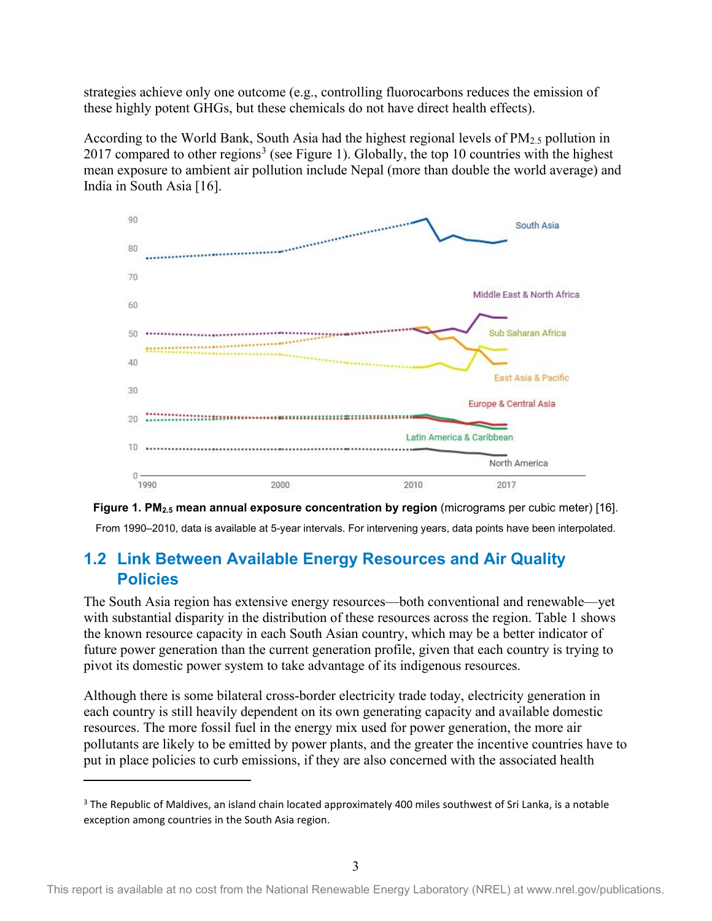strategies achieve only one outcome (e.g., controlling fluorocarbons reduces the emission of these highly potent GHGs, but these chemicals do not have direct health effects).

According to the World Bank, South Asia had the highest regional levels of $PM_{2.5}$ pollution in 2017 compared to other regions[3] (see Figure 1). Globally, the top 10 countries with the highest mean exposure to ambient air pollution include Nepal (more than double the world average) and India in South Asia [16].

**Figure 1. $PM_{2.5}$ mean annual exposure concentration by region** (micrograms per cubic meter) [16].

From 1990–2010, data is available at 5-year intervals. For intervening years, data points have been interpolated.

## 1.2 Link Between Available Energy Resources and Air Quality Policies

The South Asia region has extensive energy resources—both conventional and renewable—yet with substantial disparity in the distribution of these resources across the region. Table 1 shows the known resource capacity in each South Asian country, which may be a better indicator of future power generation than the current generation profile, given that each country is trying to pivot its domestic power system to take advantage of its indigenous resources.

Although there is some bilateral cross-border electricity trade today, electricity generation in each country is still heavily dependent on its own generating capacity and available domestic resources. The more fossil fuel in the energy mix used for power generation, the more air pollutants are likely to be emitted by power plants, and the greater the incentive countries have to put in place policies to curb emissions, if they are also concerned with the associated health

[3] The Republic of Maldives, an island chain located approximately 400 miles southwest of Sri Lanka, is a notable exception among countries in the South Asia region.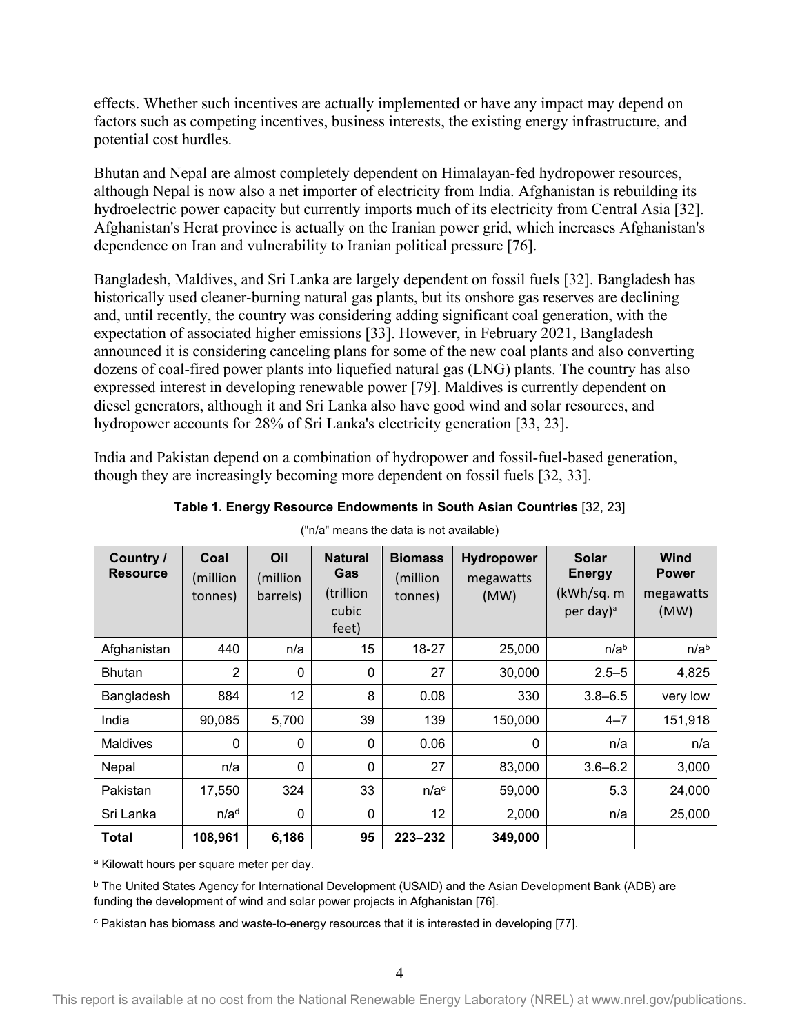effects. Whether such incentives are actually implemented or have any impact may depend on factors such as competing incentives, business interests, the existing energy infrastructure, and potential cost hurdles.

Bhutan and Nepal are almost completely dependent on Himalayan-fed hydropower resources, although Nepal is now also a net importer of electricity from India. Afghanistan is rebuilding its hydroelectric power capacity but currently imports much of its electricity from Central Asia [32]. Afghanistan's Herat province is actually on the Iranian power grid, which increases Afghanistan's dependence on Iran and vulnerability to Iranian political pressure [76].

Bangladesh, Maldives, and Sri Lanka are largely dependent on fossil fuels [32]. Bangladesh has historically used cleaner-burning natural gas plants, but its onshore gas reserves are declining and, until recently, the country was considering adding significant coal generation, with the expectation of associated higher emissions [33]. However, in February 2021, Bangladesh announced it is considering canceling plans for some of the new coal plants and also converting dozens of coal-fired power plants into liquefied natural gas (LNG) plants. The country has also expressed interest in developing renewable power [79]. Maldives is currently dependent on diesel generators, although it and Sri Lanka also have good wind and solar resources, and hydropower accounts for 28% of Sri Lanka's electricity generation [33, 23].

India and Pakistan depend on a combination of hydropower and fossil-fuel-based generation, though they are increasingly becoming more dependent on fossil fuels [32, 33].

**Table 1. Energy Resource Endowments in South Asian Countries** [32, 23]

("n/a" means the data is not available)

| **Country / Resource** | **Coal** (million tonnes) | **Oil** (million barrels) | **Natural Gas** (trillion cubic feet) | **Biomass** (million tonnes) | **Hydropower** megawatts (MW) | **Solar Energy** (kWh/sq. m per day)[a] | **Wind Power** megawatts (MW) |
|---|---|---|---|---|---|---|---|
| Afghanistan | 440 | n/a | 15 | 18-27 | 25,000 | n/a[b] | n/a[b] |
| Bhutan | 2 | 0 | 0 | 27 | 30,000 | 2.5–5 | 4,825 |
| Bangladesh | 884 | 12 | 8 | 0.08 | 330 | 3.8–6.5 | very low |
| India | 90,085 | 5,700 | 39 | 139 | 150,000 | 4–7 | 151,918 |
| Maldives | 0 | 0 | 0 | 0.06 | 0 | n/a | n/a |
| Nepal | n/a | 0 | 0 | 27 | 83,000 | 3.6–6.2 | 3,000 |
| Pakistan | 17,550 | 324 | 33 | n/a[c] | 59,000 | 5.3 | 24,000 |
| Sri Lanka | n/a[d] | 0 | 0 | 12 | 2,000 | n/a | 25,000 |
| **Total** | **108,961** | **6,186** | **95** | **223–232** | **349,000** | | |

[a] Kilowatt hours per square meter per day.

[b] The United States Agency for International Development (USAID) and the Asian Development Bank (ADB) are funding the development of wind and solar power projects in Afghanistan [76].

[c] Pakistan has biomass and waste-to-energy resources that it is interested in developing [77].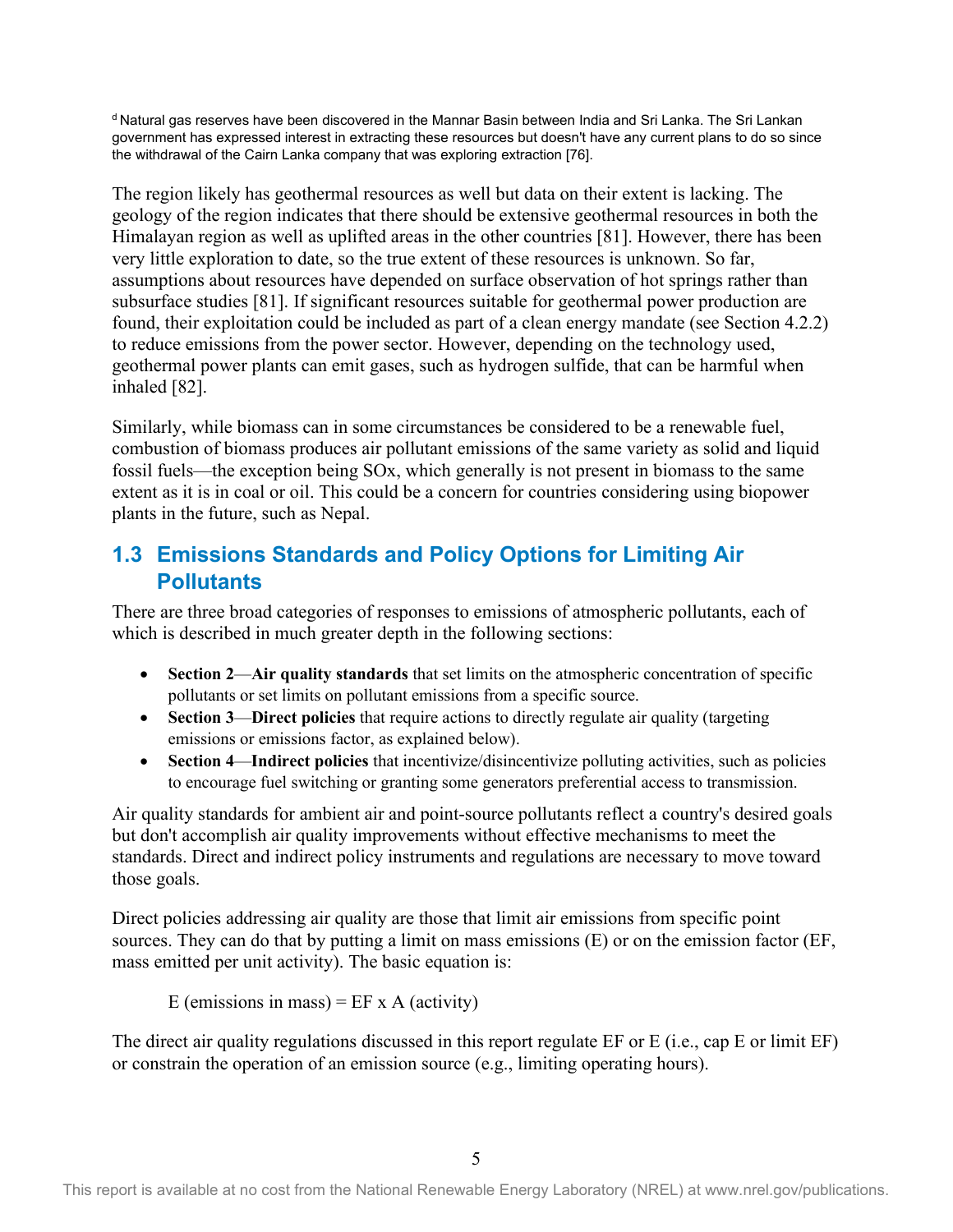[d] Natural gas reserves have been discovered in the Mannar Basin between India and Sri Lanka. The Sri Lankan government has expressed interest in extracting these resources but doesn't have any current plans to do so since the withdrawal of the Cairn Lanka company that was exploring extraction [76].

The region likely has geothermal resources as well but data on their extent is lacking. The geology of the region indicates that there should be extensive geothermal resources in both the Himalayan region as well as uplifted areas in the other countries [81]. However, there has been very little exploration to date, so the true extent of these resources is unknown. So far, assumptions about resources have depended on surface observation of hot springs rather than subsurface studies [81]. If significant resources suitable for geothermal power production are found, their exploitation could be included as part of a clean energy mandate (see Section 4.2.2) to reduce emissions from the power sector. However, depending on the technology used, geothermal power plants can emit gases, such as hydrogen sulfide, that can be harmful when inhaled [82].

Similarly, while biomass can in some circumstances be considered to be a renewable fuel, combustion of biomass produces air pollutant emissions of the same variety as solid and liquid fossil fuels—the exception being SOx, which generally is not present in biomass to the same extent as it is in coal or oil. This could be a concern for countries considering using biopower plants in the future, such as Nepal.

## 1.3 Emissions Standards and Policy Options for Limiting Air Pollutants

There are three broad categories of responses to emissions of atmospheric pollutants, each of which is described in much greater depth in the following sections:

- **Section 2**—**Air quality standards** that set limits on the atmospheric concentration of specific pollutants or set limits on pollutant emissions from a specific source.
- **Section 3**—**Direct policies** that require actions to directly regulate air quality (targeting emissions or emissions factor, as explained below).
- **Section 4**—**Indirect policies** that incentivize/disincentivize polluting activities, such as policies to encourage fuel switching or granting some generators preferential access to transmission.

Air quality standards for ambient air and point-source pollutants reflect a country's desired goals but don't accomplish air quality improvements without effective mechanisms to meet the standards. Direct and indirect policy instruments and regulations are necessary to move toward those goals.

Direct policies addressing air quality are those that limit air emissions from specific point sources. They can do that by putting a limit on mass emissions (E) or on the emission factor (EF, mass emitted per unit activity). The basic equation is:

$$E \text{ (emissions in mass)} = EF \times A \text{ (activity)}$$

The direct air quality regulations discussed in this report regulate EF or E (i.e., cap E or limit EF) or constrain the operation of an emission source (e.g., limiting operating hours).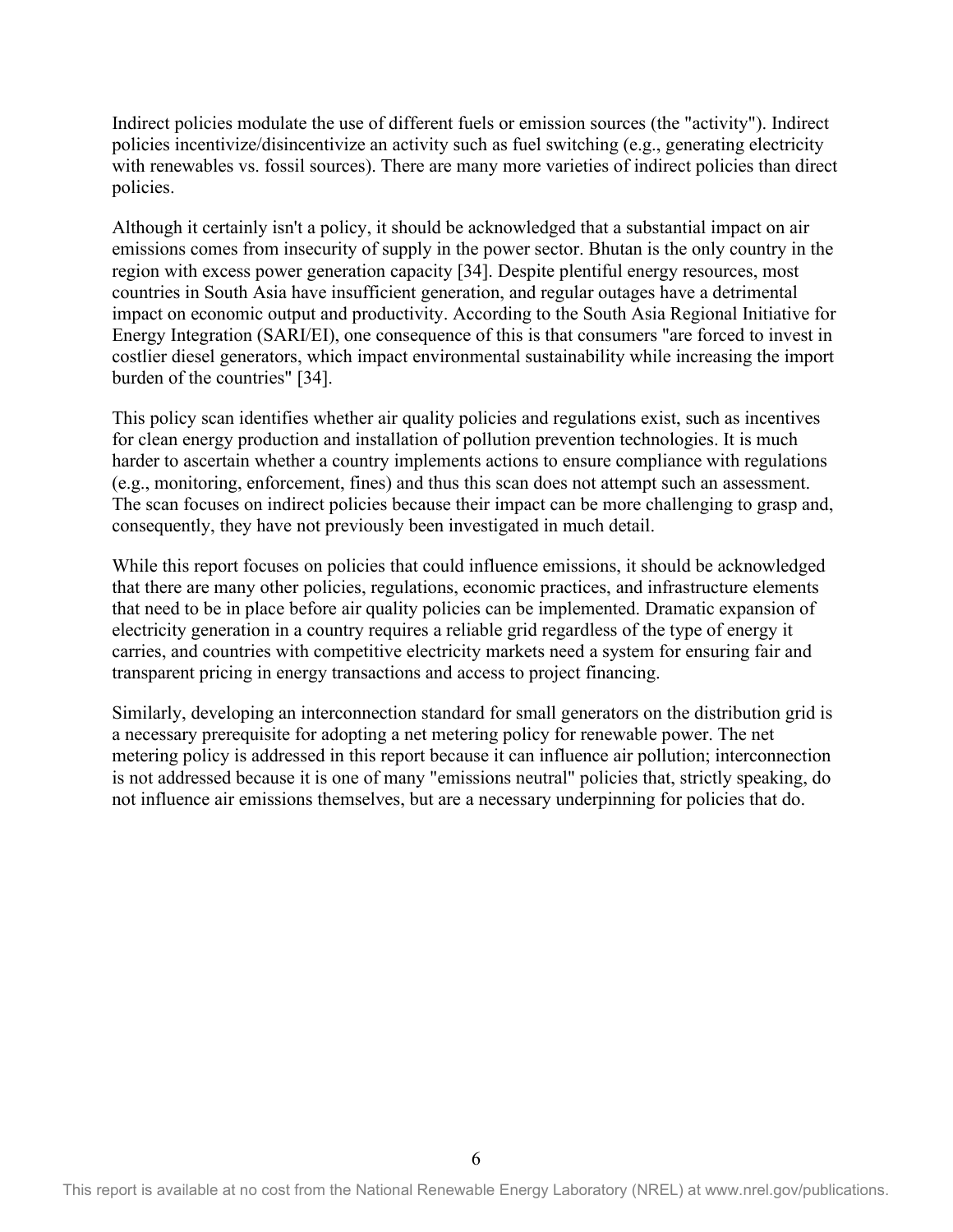Indirect policies modulate the use of different fuels or emission sources (the "activity"). Indirect policies incentivize/disincentivize an activity such as fuel switching (e.g., generating electricity with renewables vs. fossil sources). There are many more varieties of indirect policies than direct policies.

Although it certainly isn't a policy, it should be acknowledged that a substantial impact on air emissions comes from insecurity of supply in the power sector. Bhutan is the only country in the region with excess power generation capacity [34]. Despite plentiful energy resources, most countries in South Asia have insufficient generation, and regular outages have a detrimental impact on economic output and productivity. According to the South Asia Regional Initiative for Energy Integration (SARI/EI), one consequence of this is that consumers "are forced to invest in costlier diesel generators, which impact environmental sustainability while increasing the import burden of the countries" [34].

This policy scan identifies whether air quality policies and regulations exist, such as incentives for clean energy production and installation of pollution prevention technologies. It is much harder to ascertain whether a country implements actions to ensure compliance with regulations (e.g., monitoring, enforcement, fines) and thus this scan does not attempt such an assessment. The scan focuses on indirect policies because their impact can be more challenging to grasp and, consequently, they have not previously been investigated in much detail.

While this report focuses on policies that could influence emissions, it should be acknowledged that there are many other policies, regulations, economic practices, and infrastructure elements that need to be in place before air quality policies can be implemented. Dramatic expansion of electricity generation in a country requires a reliable grid regardless of the type of energy it carries, and countries with competitive electricity markets need a system for ensuring fair and transparent pricing in energy transactions and access to project financing.

Similarly, developing an interconnection standard for small generators on the distribution grid is a necessary prerequisite for adopting a net metering policy for renewable power. The net metering policy is addressed in this report because it can influence air pollution; interconnection is not addressed because it is one of many "emissions neutral" policies that, strictly speaking, do not influence air emissions themselves, but are a necessary underpinning for policies that do.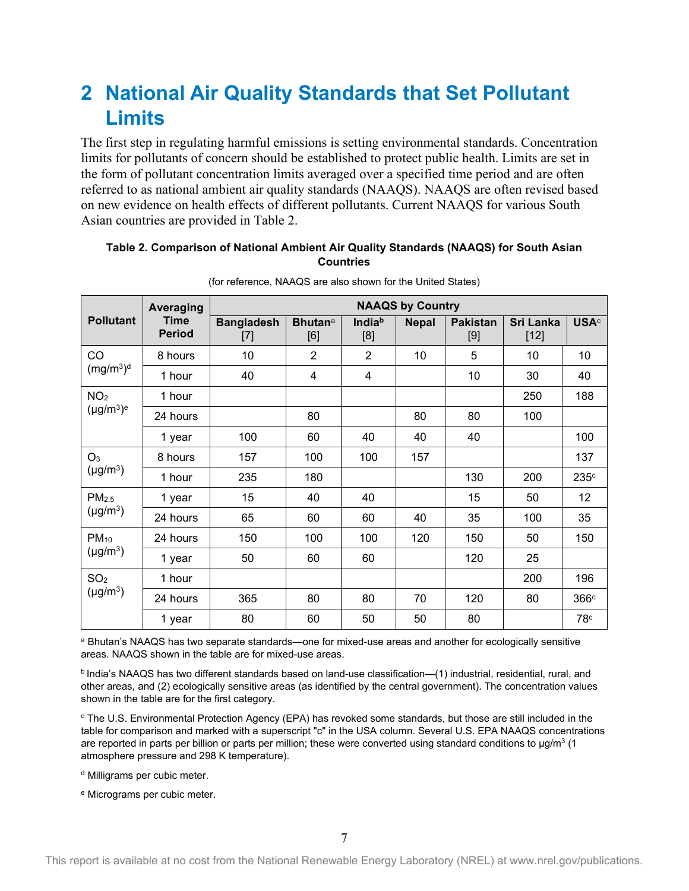# 2 National Air Quality Standards that Set Pollutant Limits

The first step in regulating harmful emissions is setting environmental standards. Concentration limits for pollutants of concern should be established to protect public health. Limits are set in the form of pollutant concentration limits averaged over a specified time period and are often referred to as national ambient air quality standards (NAAQS). NAAQS are often revised based on new evidence on health effects of different pollutants. Current NAAQS for various South Asian countries are provided in Table 2.

**Table 2. Comparison of National Ambient Air Quality Standards (NAAQS) for South Asian Countries**

(for reference, NAAQS are also shown for the United States)

| Pollutant | Averaging Time Period | NAAQS by Country | | | | | | |
|---|---|---|---|---|---|---|---|---|
| | | Bangladesh [7] | Bhutan[a] [6] | India[b] [8] | Nepal | Pakistan [9] | Sri Lanka [12] | USA[c] |
| CO (mg/m$^3$)[d] | 8 hours | 10 | 2 | 2 | 10 | 5 | 10 | 10 |
| | 1 hour | 40 | 4 | 4 | | 10 | 30 | 40 |
| $NO_2$ (µg/m$^3$)[e] | 1 hour | | | | | | 250 | 188 |
| | 24 hours | | 80 | | 80 | 80 | 100 | |
| | 1 year | 100 | 60 | 40 | 40 | 40 | | 100 |
| $O_3$ (µg/m$^3$) | 8 hours | 157 | 100 | 100 | 157 | | | 137 |
| | 1 hour | 235 | 180 | | | 130 | 200 | 235[c] |
| $PM_{2.5}$ (µg/m$^3$) | 1 year | 15 | 40 | 40 | | 15 | 50 | 12 |
| | 24 hours | 65 | 60 | 60 | 40 | 35 | 100 | 35 |
| $PM_{10}$ (µg/m$^3$) | 24 hours | 150 | 100 | 100 | 120 | 150 | 50 | 150 |
| | 1 year | 50 | 60 | 60 | | 120 | 25 | |
| $SO_2$ (µg/m$^3$) | 1 hour | | | | | | 200 | 196 |
| | 24 hours | 365 | 80 | 80 | 70 | 120 | 80 | 366[c] |
| | 1 year | 80 | 60 | 50 | 50 | 80 | | 78[c] |

[a] Bhutan's NAAQS has two separate standards—one for mixed-use areas and another for ecologically sensitive areas. NAAQS shown in the table are for mixed-use areas.

[b] India's NAAQS has two different standards based on land-use classification—(1) industrial, residential, rural, and other areas, and (2) ecologically sensitive areas (as identified by the central government). The concentration values shown in the table are for the first category.

[c] The U.S. Environmental Protection Agency (EPA) has revoked some standards, but those are still included in the table for comparison and marked with a superscript "c" in the USA column. Several U.S. EPA NAAQS concentrations are reported in parts per billion or parts per million; these were converted using standard conditions to µg/m$^3$ (1 atmosphere pressure and 298 K temperature).

[d] Milligrams per cubic meter.

[e] Micrograms per cubic meter.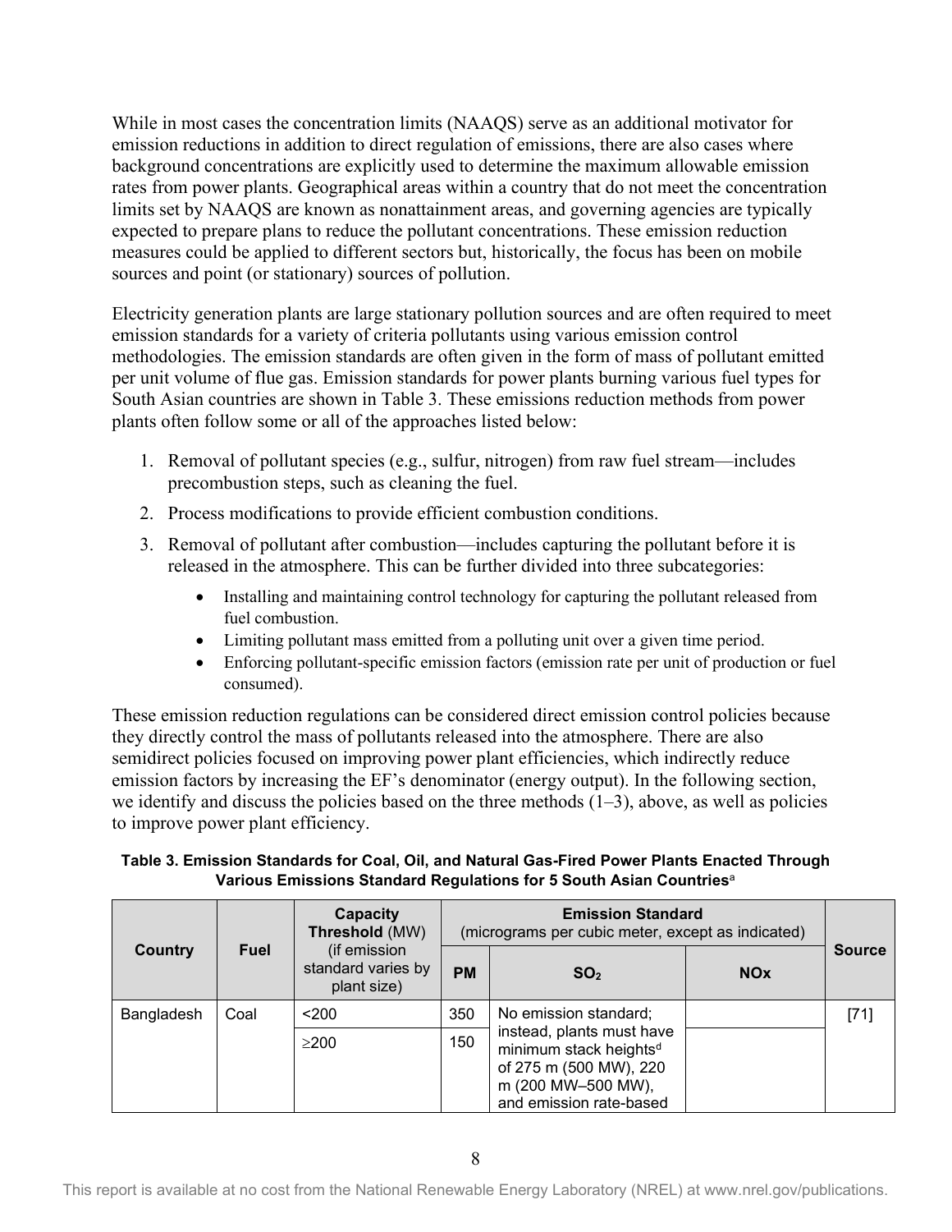While in most cases the concentration limits (NAAQS) serve as an additional motivator for emission reductions in addition to direct regulation of emissions, there are also cases where background concentrations are explicitly used to determine the maximum allowable emission rates from power plants. Geographical areas within a country that do not meet the concentration limits set by NAAQS are known as nonattainment areas, and governing agencies are typically expected to prepare plans to reduce the pollutant concentrations. These emission reduction measures could be applied to different sectors but, historically, the focus has been on mobile sources and point (or stationary) sources of pollution.

Electricity generation plants are large stationary pollution sources and are often required to meet emission standards for a variety of criteria pollutants using various emission control methodologies. The emission standards are often given in the form of mass of pollutant emitted per unit volume of flue gas. Emission standards for power plants burning various fuel types for South Asian countries are shown in Table 3. These emissions reduction methods from power plants often follow some or all of the approaches listed below:

1. Removal of pollutant species (e.g., sulfur, nitrogen) from raw fuel stream—includes precombustion steps, such as cleaning the fuel.
2. Process modifications to provide efficient combustion conditions.
3. Removal of pollutant after combustion—includes capturing the pollutant before it is released in the atmosphere. This can be further divided into three subcategories:
   - Installing and maintaining control technology for capturing the pollutant released from fuel combustion.
   - Limiting pollutant mass emitted from a polluting unit over a given time period.
   - Enforcing pollutant-specific emission factors (emission rate per unit of production or fuel consumed).

These emission reduction regulations can be considered direct emission control policies because they directly control the mass of pollutants released into the atmosphere. There are also semidirect policies focused on improving power plant efficiencies, which indirectly reduce emission factors by increasing the EF's denominator (energy output). In the following section, we identify and discuss the policies based on the three methods (1–3), above, as well as policies to improve power plant efficiency.

**Table 3. Emission Standards for Coal, Oil, and Natural Gas-Fired Power Plants Enacted Through Various Emissions Standard Regulations for 5 South Asian Countries[a]**

| Country | Fuel | Capacity Threshold (MW) (if emission standard varies by plant size) | Emission Standard (micrograms per cubic meter, except as indicated) | | | Source |
|---|---|---|---|---|---|---|
| | | | PM | $SO_2$ | NOx | |
| Bangladesh | Coal | <200 | 350 | No emission standard; instead, plants must have minimum stack heights[d] of 275 m (500 MW), 220 m (200 MW–500 MW), and emission rate-based | | [71] |
| | | ≥200 | 150 | | | |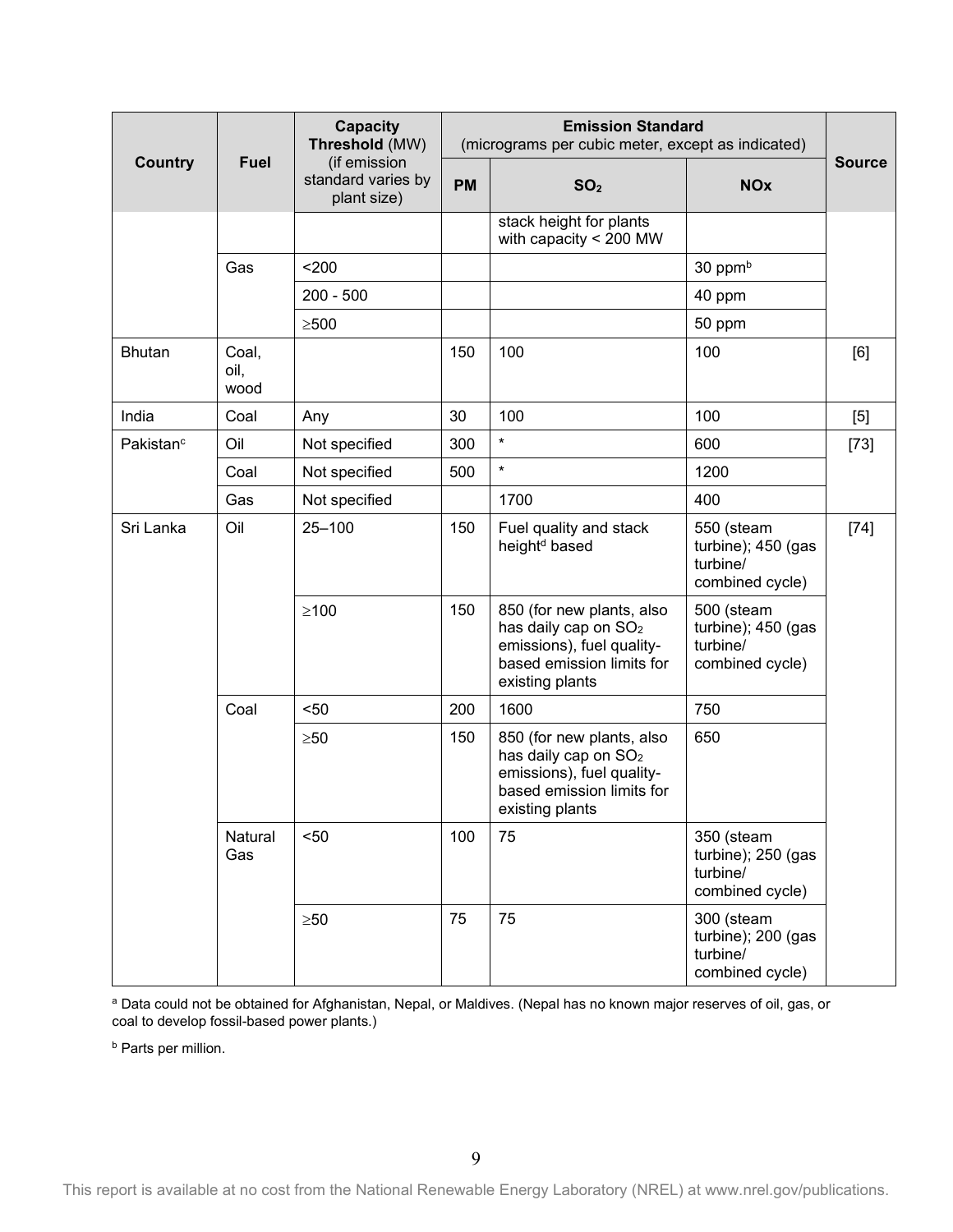| Country | Fuel | Capacity Threshold (MW) (if emission standard varies by plant size) | Emission Standard (micrograms per cubic meter, except as indicated) | | | Source |
|---|---|---|---|---|---|---|
| | | | PM | $SO_2$ | NOx | |
| | | | | stack height for plants with capacity < 200 MW | | |
| | Gas | <200 | | | 30 ppm[b] | |
| | | 200 - 500 | | | 40 ppm | |
| | | ≥500 | | | 50 ppm | |
| Bhutan | Coal, oil, wood | | 150 | 100 | 100 | [6] |
| India | Coal | Any | 30 | 100 | 100 | [5] |
| Pakistan[c] | Oil | Not specified | 300 | * | 600 | [73] |
| | Coal | Not specified | 500 | * | 1200 | |
| | Gas | Not specified | | 1700 | 400 | |
| Sri Lanka | Oil | 25–100 | 150 | Fuel quality and stack height[d] based | 550 (steam turbine); 450 (gas turbine/ combined cycle) | [74] |
| | | ≥100 | 150 | 850 (for new plants, also has daily cap on $SO_2$ emissions), fuel quality-based emission limits for existing plants | 500 (steam turbine); 450 (gas turbine/ combined cycle) | |
| | Coal | <50 | 200 | 1600 | 750 | |
| | | ≥50 | 150 | 850 (for new plants, also has daily cap on $SO_2$ emissions), fuel quality-based emission limits for existing plants | 650 | |
| | Natural Gas | <50 | 100 | 75 | 350 (steam turbine); 250 (gas turbine/ combined cycle) | |
| | | ≥50 | 75 | 75 | 300 (steam turbine); 200 (gas turbine/ combined cycle) | |

[a] Data could not be obtained for Afghanistan, Nepal, or Maldives. (Nepal has no known major reserves of oil, gas, or coal to develop fossil-based power plants.)

[b] Parts per million.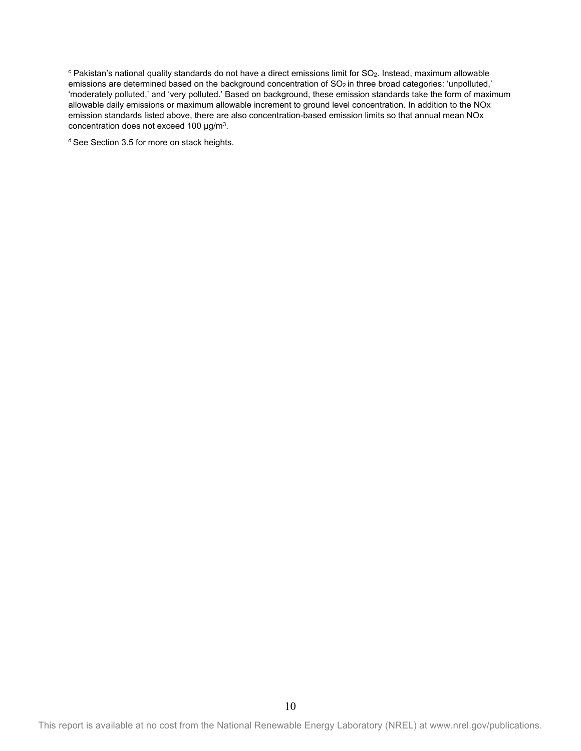[c] Pakistan's national quality standards do not have a direct emissions limit for $SO_2$. Instead, maximum allowable emissions are determined based on the background concentration of $SO_2$ in three broad categories: 'unpolluted,' 'moderately polluted,' and 'very polluted.' Based on background, these emission standards take the form of maximum allowable daily emissions or maximum allowable increment to ground level concentration. In addition to the NOx emission standards listed above, there are also concentration-based emission limits so that annual mean NOx concentration does not exceed 100 $\mu g/m^3$.

[d] See Section 3.5 for more on stack heights.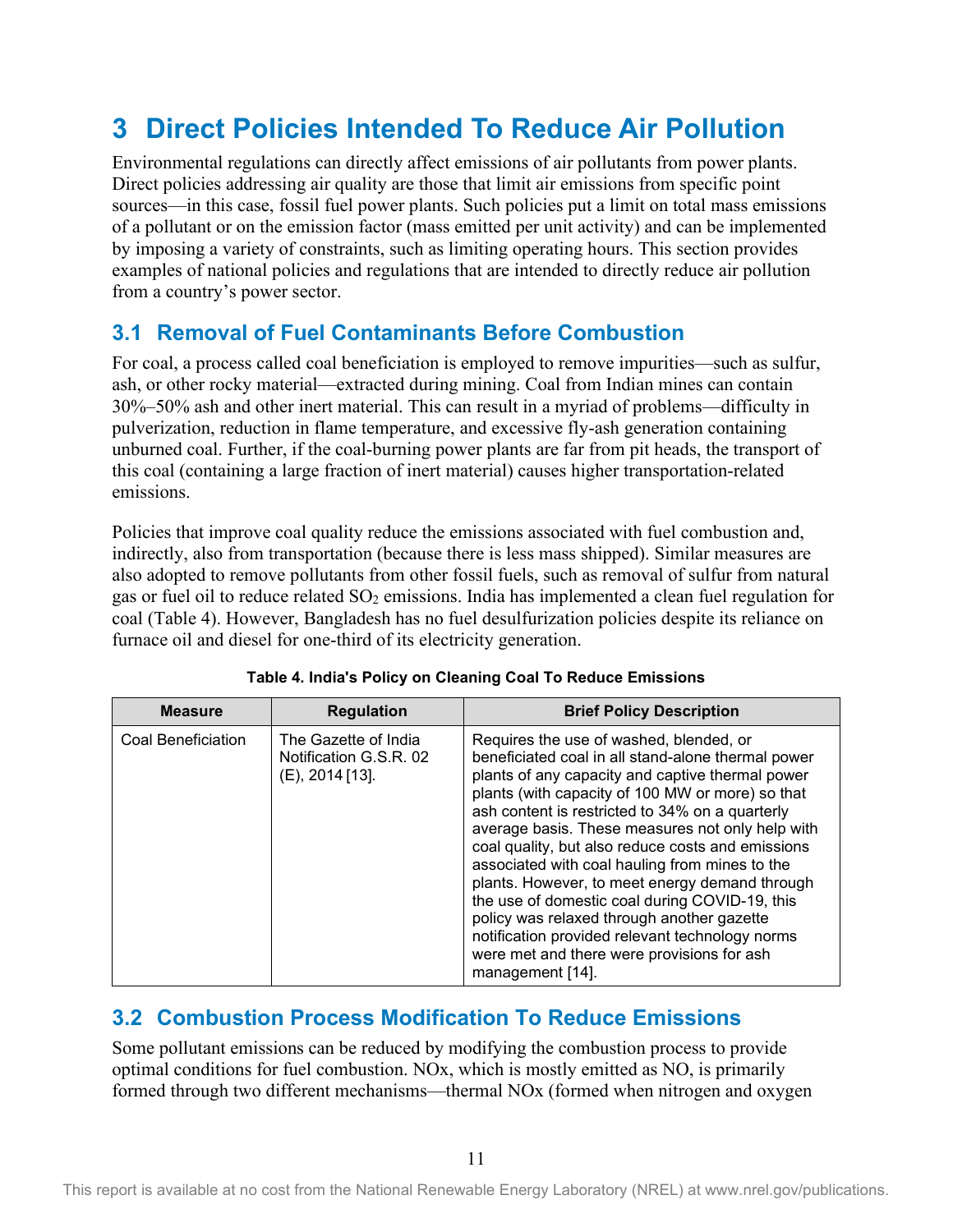# 3 Direct Policies Intended To Reduce Air Pollution

Environmental regulations can directly affect emissions of air pollutants from power plants. Direct policies addressing air quality are those that limit air emissions from specific point sources—in this case, fossil fuel power plants. Such policies put a limit on total mass emissions of a pollutant or on the emission factor (mass emitted per unit activity) and can be implemented by imposing a variety of constraints, such as limiting operating hours. This section provides examples of national policies and regulations that are intended to directly reduce air pollution from a country's power sector.

## 3.1 Removal of Fuel Contaminants Before Combustion

For coal, a process called coal beneficiation is employed to remove impurities—such as sulfur, ash, or other rocky material—extracted during mining. Coal from Indian mines can contain 30%–50% ash and other inert material. This can result in a myriad of problems—difficulty in pulverization, reduction in flame temperature, and excessive fly-ash generation containing unburned coal. Further, if the coal-burning power plants are far from pit heads, the transport of this coal (containing a large fraction of inert material) causes higher transportation-related emissions.

Policies that improve coal quality reduce the emissions associated with fuel combustion and, indirectly, also from transportation (because there is less mass shipped). Similar measures are also adopted to remove pollutants from other fossil fuels, such as removal of sulfur from natural gas or fuel oil to reduce related $SO_2$ emissions. India has implemented a clean fuel regulation for coal (Table 4). However, Bangladesh has no fuel desulfurization policies despite its reliance on furnace oil and diesel for one-third of its electricity generation.

**Table 4. India's Policy on Cleaning Coal To Reduce Emissions**

| Measure | Regulation | Brief Policy Description |
| --- | --- | --- |
| Coal Beneficiation | The Gazette of India Notification G.S.R. 02 (E), 2014 [13]. | Requires the use of washed, blended, or beneficiated coal in all stand-alone thermal power plants of any capacity and captive thermal power plants (with capacity of 100 MW or more) so that ash content is restricted to 34% on a quarterly average basis. These measures not only help with coal quality, but also reduce costs and emissions associated with coal hauling from mines to the plants. However, to meet energy demand through the use of domestic coal during COVID-19, this policy was relaxed through another gazette notification provided relevant technology norms were met and there were provisions for ash management [14]. |

## 3.2 Combustion Process Modification To Reduce Emissions

Some pollutant emissions can be reduced by modifying the combustion process to provide optimal conditions for fuel combustion. NOx, which is mostly emitted as NO, is primarily formed through two different mechanisms—thermal NOx (formed when nitrogen and oxygen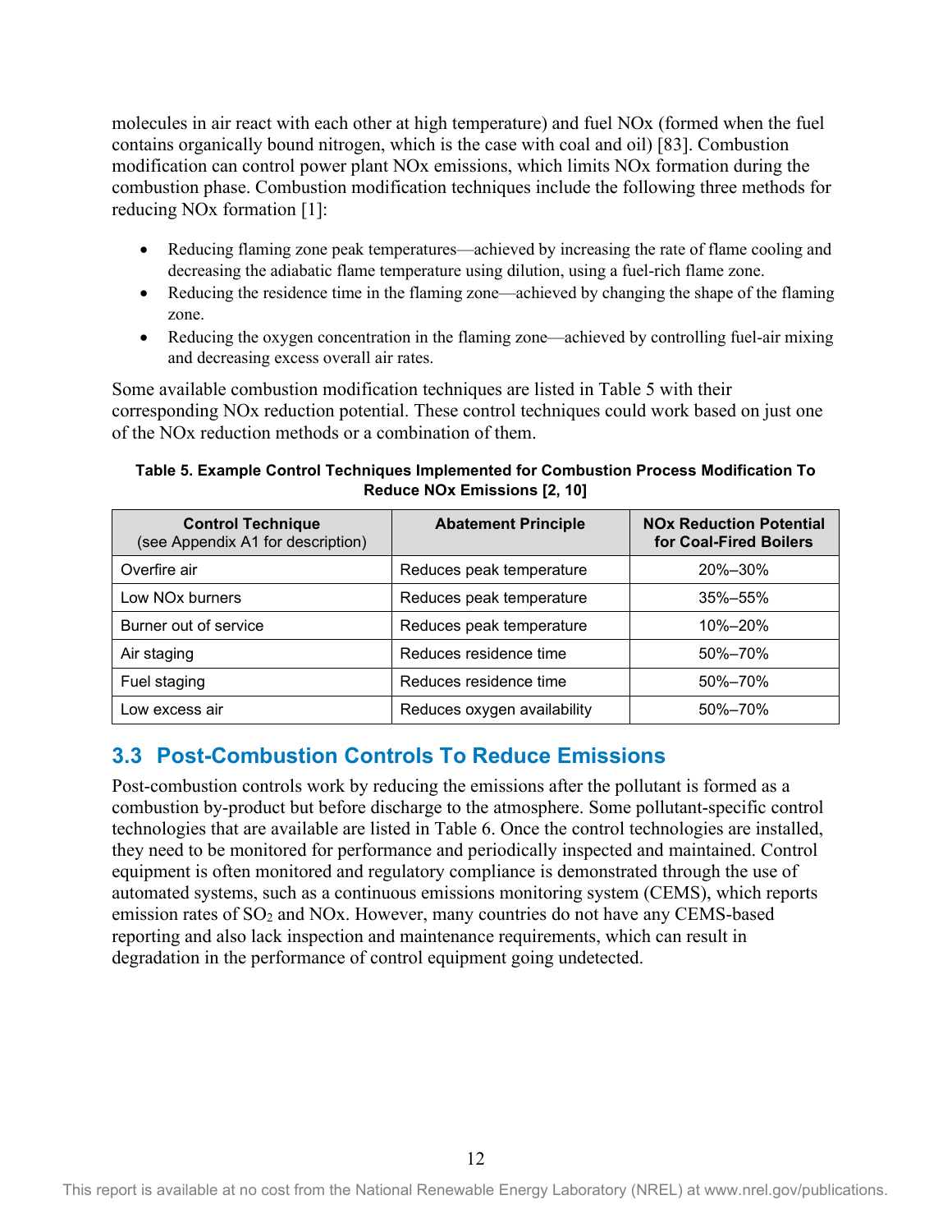molecules in air react with each other at high temperature) and fuel NOx (formed when the fuel contains organically bound nitrogen, which is the case with coal and oil) [83]. Combustion modification can control power plant NOx emissions, which limits NOx formation during the combustion phase. Combustion modification techniques include the following three methods for reducing NOx formation [1]:

- Reducing flaming zone peak temperatures—achieved by increasing the rate of flame cooling and decreasing the adiabatic flame temperature using dilution, using a fuel-rich flame zone.
- Reducing the residence time in the flaming zone—achieved by changing the shape of the flaming zone.
- Reducing the oxygen concentration in the flaming zone—achieved by controlling fuel-air mixing and decreasing excess overall air rates.

Some available combustion modification techniques are listed in Table 5 with their corresponding NOx reduction potential. These control techniques could work based on just one of the NOx reduction methods or a combination of them.

**Table 5. Example Control Techniques Implemented for Combustion Process Modification To Reduce NOx Emissions [2, 10]**

| Control Technique (see Appendix A1 for description) | Abatement Principle | NOx Reduction Potential for Coal-Fired Boilers |
|---|---|---|
| Overfire air | Reduces peak temperature | 20%–30% |
| Low NOx burners | Reduces peak temperature | 35%–55% |
| Burner out of service | Reduces peak temperature | 10%–20% |
| Air staging | Reduces residence time | 50%–70% |
| Fuel staging | Reduces residence time | 50%–70% |
| Low excess air | Reduces oxygen availability | 50%–70% |

## 3.3 Post-Combustion Controls To Reduce Emissions

Post-combustion controls work by reducing the emissions after the pollutant is formed as a combustion by-product but before discharge to the atmosphere. Some pollutant-specific control technologies that are available are listed in Table 6. Once the control technologies are installed, they need to be monitored for performance and periodically inspected and maintained. Control equipment is often monitored and regulatory compliance is demonstrated through the use of automated systems, such as a continuous emissions monitoring system (CEMS), which reports emission rates of $SO_2$ and NOx. However, many countries do not have any CEMS-based reporting and also lack inspection and maintenance requirements, which can result in degradation in the performance of control equipment going undetected.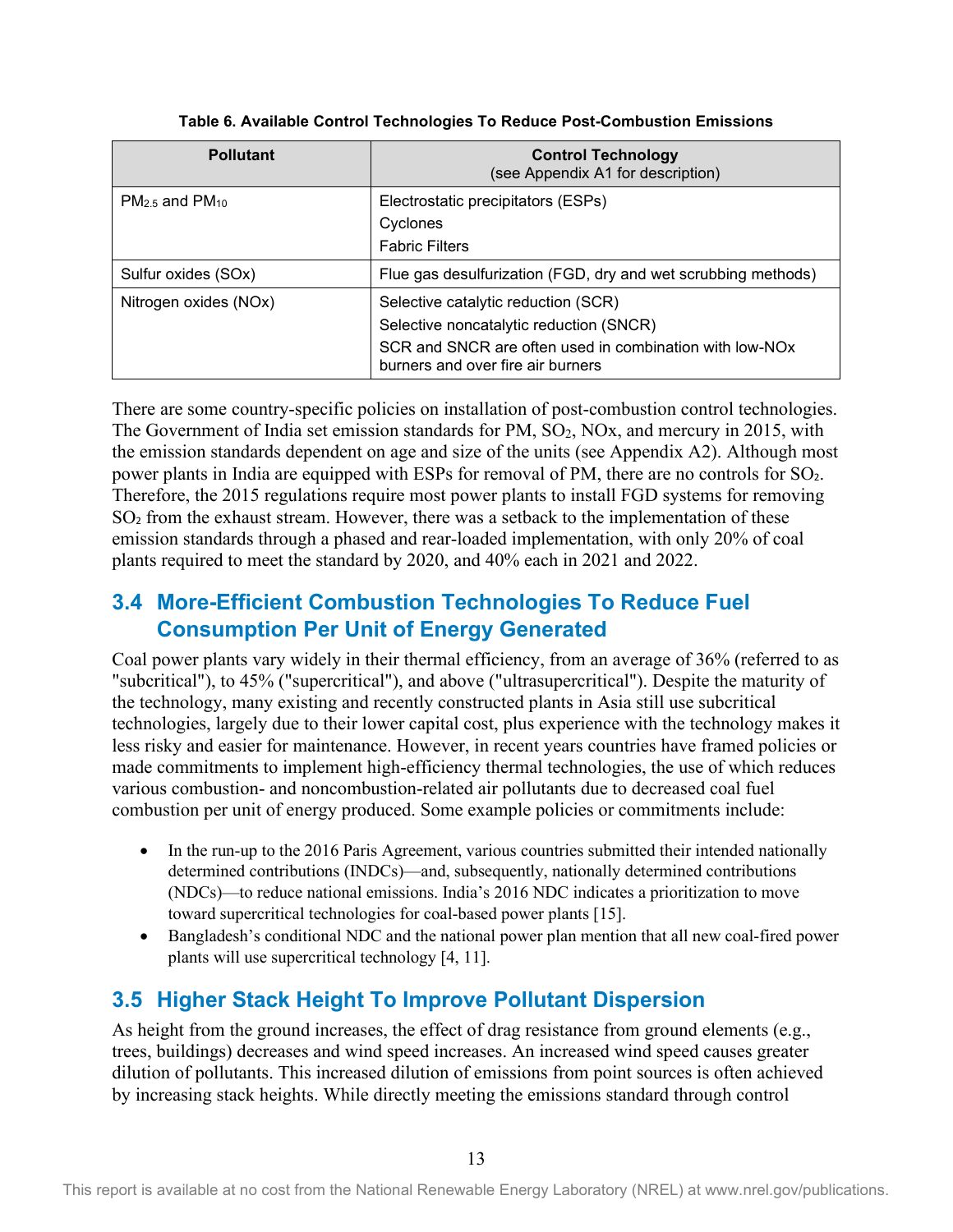**Table 6. Available Control Technologies To Reduce Post-Combustion Emissions**

| Pollutant | Control Technology (see Appendix A1 for description) |
|---|---|
| $PM_{2.5}$ and $PM_{10}$ | Electrostatic precipitators (ESPs)<br>Cyclones<br>Fabric Filters |
| Sulfur oxides (SOx) | Flue gas desulfurization (FGD, dry and wet scrubbing methods) |
| Nitrogen oxides (NOx) | Selective catalytic reduction (SCR)<br>Selective noncatalytic reduction (SNCR)<br>SCR and SNCR are often used in combination with low-NOx burners and over fire air burners |

There are some country-specific policies on installation of post-combustion control technologies. The Government of India set emission standards for PM, $SO_2$, NOx, and mercury in 2015, with the emission standards dependent on age and size of the units (see Appendix A2). Although most power plants in India are equipped with ESPs for removal of PM, there are no controls for $SO_2$. Therefore, the 2015 regulations require most power plants to install FGD systems for removing $SO_2$ from the exhaust stream. However, there was a setback to the implementation of these emission standards through a phased and rear-loaded implementation, with only 20% of coal plants required to meet the standard by 2020, and 40% each in 2021 and 2022.

## 3.4 More-Efficient Combustion Technologies To Reduce Fuel Consumption Per Unit of Energy Generated

Coal power plants vary widely in their thermal efficiency, from an average of 36% (referred to as "subcritical"), to 45% ("supercritical"), and above ("ultrasupercritical"). Despite the maturity of the technology, many existing and recently constructed plants in Asia still use subcritical technologies, largely due to their lower capital cost, plus experience with the technology makes it less risky and easier for maintenance. However, in recent years countries have framed policies or made commitments to implement high-efficiency thermal technologies, the use of which reduces various combustion- and noncombustion-related air pollutants due to decreased coal fuel combustion per unit of energy produced. Some example policies or commitments include:

- In the run-up to the 2016 Paris Agreement, various countries submitted their intended nationally determined contributions (INDCs)—and, subsequently, nationally determined contributions (NDCs)—to reduce national emissions. India's 2016 NDC indicates a prioritization to move toward supercritical technologies for coal-based power plants [15].
- Bangladesh's conditional NDC and the national power plan mention that all new coal-fired power plants will use supercritical technology [4, 11].

## 3.5 Higher Stack Height To Improve Pollutant Dispersion

As height from the ground increases, the effect of drag resistance from ground elements (e.g., trees, buildings) decreases and wind speed increases. An increased wind speed causes greater dilution of pollutants. This increased dilution of emissions from point sources is often achieved by increasing stack heights. While directly meeting the emissions standard through control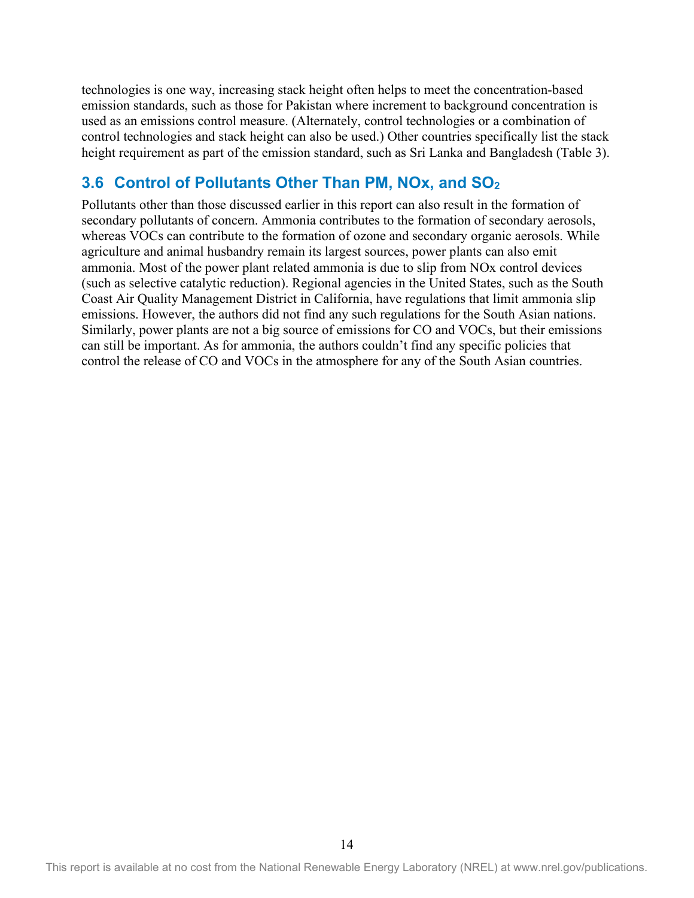technologies is one way, increasing stack height often helps to meet the concentration-based emission standards, such as those for Pakistan where increment to background concentration is used as an emissions control measure. (Alternately, control technologies or a combination of control technologies and stack height can also be used.) Other countries specifically list the stack height requirement as part of the emission standard, such as Sri Lanka and Bangladesh (Table 3).

## 3.6 Control of Pollutants Other Than PM, NOx, and $SO_2$

Pollutants other than those discussed earlier in this report can also result in the formation of secondary pollutants of concern. Ammonia contributes to the formation of secondary aerosols, whereas VOCs can contribute to the formation of ozone and secondary organic aerosols. While agriculture and animal husbandry remain its largest sources, power plants can also emit ammonia. Most of the power plant related ammonia is due to slip from NOx control devices (such as selective catalytic reduction). Regional agencies in the United States, such as the South Coast Air Quality Management District in California, have regulations that limit ammonia slip emissions. However, the authors did not find any such regulations for the South Asian nations. Similarly, power plants are not a big source of emissions for CO and VOCs, but their emissions can still be important. As for ammonia, the authors couldn't find any specific policies that control the release of CO and VOCs in the atmosphere for any of the South Asian countries.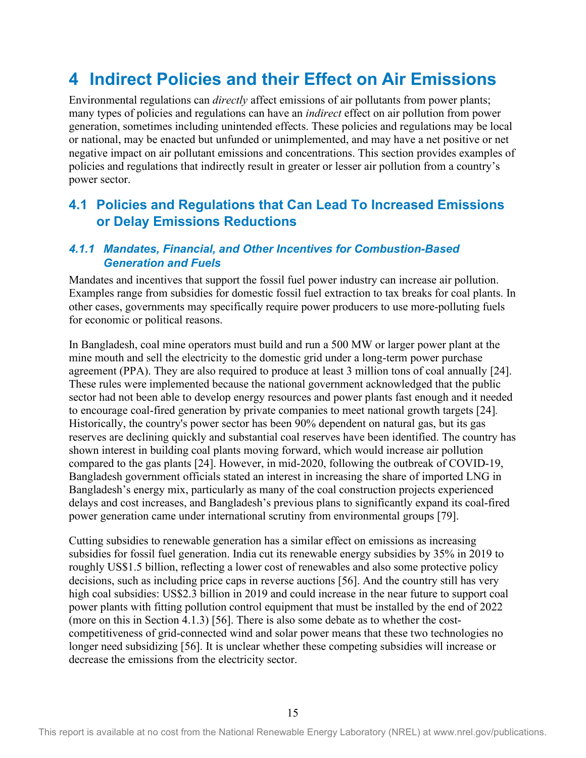# 4 Indirect Policies and their Effect on Air Emissions

Environmental regulations can *directly* affect emissions of air pollutants from power plants; many types of policies and regulations can have an *indirect* effect on air pollution from power generation, sometimes including unintended effects. These policies and regulations may be local or national, may be enacted but unfunded or unimplemented, and may have a net positive or net negative impact on air pollutant emissions and concentrations. This section provides examples of policies and regulations that indirectly result in greater or lesser air pollution from a country's power sector.

## 4.1 Policies and Regulations that Can Lead To Increased Emissions or Delay Emissions Reductions

### 4.1.1 Mandates, Financial, and Other Incentives for Combustion-Based Generation and Fuels

Mandates and incentives that support the fossil fuel power industry can increase air pollution. Examples range from subsidies for domestic fossil fuel extraction to tax breaks for coal plants. In other cases, governments may specifically require power producers to use more-polluting fuels for economic or political reasons.

In Bangladesh, coal mine operators must build and run a 500 MW or larger power plant at the mine mouth and sell the electricity to the domestic grid under a long-term power purchase agreement (PPA). They are also required to produce at least 3 million tons of coal annually [24]. These rules were implemented because the national government acknowledged that the public sector had not been able to develop energy resources and power plants fast enough and it needed to encourage coal-fired generation by private companies to meet national growth targets [24]. Historically, the country's power sector has been 90% dependent on natural gas, but its gas reserves are declining quickly and substantial coal reserves have been identified. The country has shown interest in building coal plants moving forward, which would increase air pollution compared to the gas plants [24]. However, in mid-2020, following the outbreak of COVID-19, Bangladesh government officials stated an interest in increasing the share of imported LNG in Bangladesh's energy mix, particularly as many of the coal construction projects experienced delays and cost increases, and Bangladesh's previous plans to significantly expand its coal-fired power generation came under international scrutiny from environmental groups [79].

Cutting subsidies to renewable generation has a similar effect on emissions as increasing subsidies for fossil fuel generation. India cut its renewable energy subsidies by 35% in 2019 to roughly US$1.5 billion, reflecting a lower cost of renewables and also some protective policy decisions, such as including price caps in reverse auctions [56]. And the country still has very high coal subsidies: US$2.3 billion in 2019 and could increase in the near future to support coal power plants with fitting pollution control equipment that must be installed by the end of 2022 (more on this in Section 4.1.3) [56]. There is also some debate as to whether the cost-competitiveness of grid-connected wind and solar power means that these two technologies no longer need subsidizing [56]. It is unclear whether these competing subsidies will increase or decrease the emissions from the electricity sector.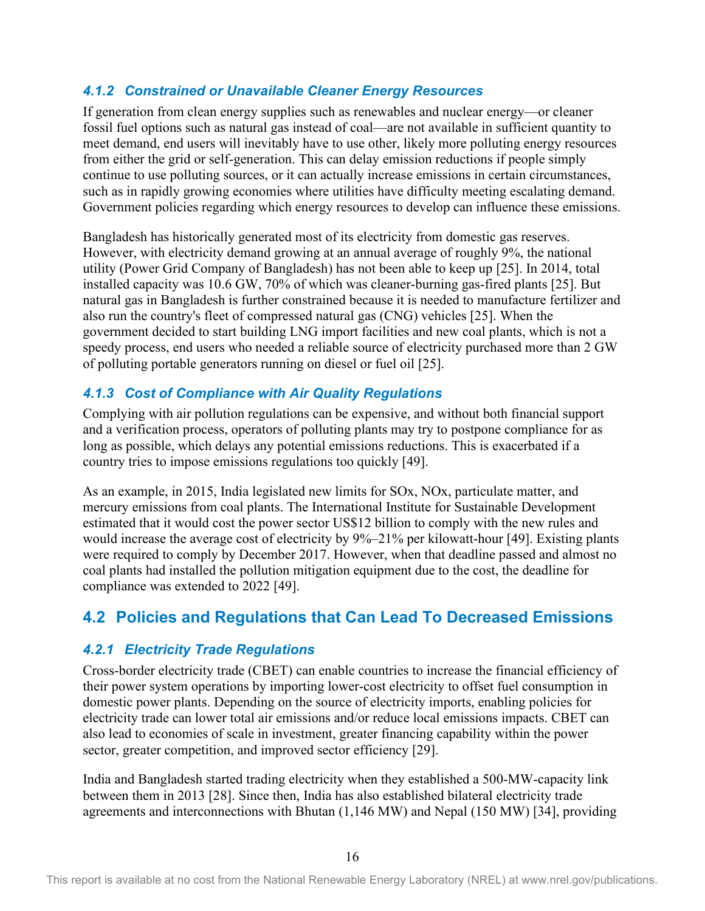### *4.1.2 Constrained or Unavailable Cleaner Energy Resources*

If generation from clean energy supplies such as renewables and nuclear energy—or cleaner fossil fuel options such as natural gas instead of coal—are not available in sufficient quantity to meet demand, end users will inevitably have to use other, likely more polluting energy resources from either the grid or self-generation. This can delay emission reductions if people simply continue to use polluting sources, or it can actually increase emissions in certain circumstances, such as in rapidly growing economies where utilities have difficulty meeting escalating demand. Government policies regarding which energy resources to develop can influence these emissions.

Bangladesh has historically generated most of its electricity from domestic gas reserves. However, with electricity demand growing at an annual average of roughly 9%, the national utility (Power Grid Company of Bangladesh) has not been able to keep up [25]. In 2014, total installed capacity was 10.6 GW, 70% of which was cleaner-burning gas-fired plants [25]. But natural gas in Bangladesh is further constrained because it is needed to manufacture fertilizer and also run the country's fleet of compressed natural gas (CNG) vehicles [25]. When the government decided to start building LNG import facilities and new coal plants, which is not a speedy process, end users who needed a reliable source of electricity purchased more than 2 GW of polluting portable generators running on diesel or fuel oil [25].

### *4.1.3 Cost of Compliance with Air Quality Regulations*

Complying with air pollution regulations can be expensive, and without both financial support and a verification process, operators of polluting plants may try to postpone compliance for as long as possible, which delays any potential emissions reductions. This is exacerbated if a country tries to impose emissions regulations too quickly [49].

As an example, in 2015, India legislated new limits for SOx, NOx, particulate matter, and mercury emissions from coal plants. The International Institute for Sustainable Development estimated that it would cost the power sector US$12 billion to comply with the new rules and would increase the average cost of electricity by 9%–21% per kilowatt-hour [49]. Existing plants were required to comply by December 2017. However, when that deadline passed and almost no coal plants had installed the pollution mitigation equipment due to the cost, the deadline for compliance was extended to 2022 [49].

## 4.2 Policies and Regulations that Can Lead To Decreased Emissions

### *4.2.1 Electricity Trade Regulations*

Cross-border electricity trade (CBET) can enable countries to increase the financial efficiency of their power system operations by importing lower-cost electricity to offset fuel consumption in domestic power plants. Depending on the source of electricity imports, enabling policies for electricity trade can lower total air emissions and/or reduce local emissions impacts. CBET can also lead to economies of scale in investment, greater financing capability within the power sector, greater competition, and improved sector efficiency [29].

India and Bangladesh started trading electricity when they established a 500-MW-capacity link between them in 2013 [28]. Since then, India has also established bilateral electricity trade agreements and interconnections with Bhutan (1,146 MW) and Nepal (150 MW) [34], providing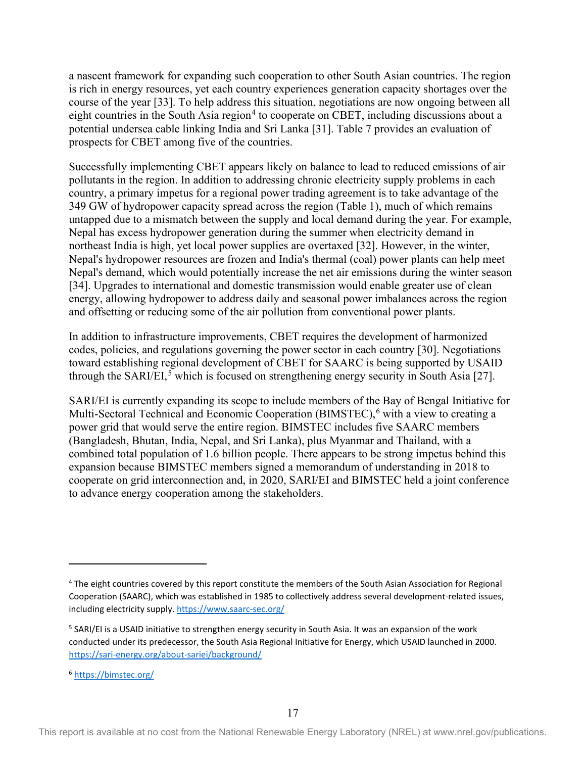a nascent framework for expanding such cooperation to other South Asian countries. The region is rich in energy resources, yet each country experiences generation capacity shortages over the course of the year [33]. To help address this situation, negotiations are now ongoing between all eight countries in the South Asia region[4] to cooperate on CBET, including discussions about a potential undersea cable linking India and Sri Lanka [31]. Table 7 provides an evaluation of prospects for CBET among five of the countries.

Successfully implementing CBET appears likely on balance to lead to reduced emissions of air pollutants in the region. In addition to addressing chronic electricity supply problems in each country, a primary impetus for a regional power trading agreement is to take advantage of the 349 GW of hydropower capacity spread across the region (Table 1), much of which remains untapped due to a mismatch between the supply and local demand during the year. For example, Nepal has excess hydropower generation during the summer when electricity demand in northeast India is high, yet local power supplies are overtaxed [32]. However, in the winter, Nepal's hydropower resources are frozen and India's thermal (coal) power plants can help meet Nepal's demand, which would potentially increase the net air emissions during the winter season [34]. Upgrades to international and domestic transmission would enable greater use of clean energy, allowing hydropower to address daily and seasonal power imbalances across the region and offsetting or reducing some of the air pollution from conventional power plants.

In addition to infrastructure improvements, CBET requires the development of harmonized codes, policies, and regulations governing the power sector in each country [30]. Negotiations toward establishing regional development of CBET for SAARC is being supported by USAID through the SARI/EI,[5] which is focused on strengthening energy security in South Asia [27].

SARI/EI is currently expanding its scope to include members of the Bay of Bengal Initiative for Multi-Sectoral Technical and Economic Cooperation (BIMSTEC),[6] with a view to creating a power grid that would serve the entire region. BIMSTEC includes five SAARC members (Bangladesh, Bhutan, India, Nepal, and Sri Lanka), plus Myanmar and Thailand, with a combined total population of 1.6 billion people. There appears to be strong impetus behind this expansion because BIMSTEC members signed a memorandum of understanding in 2018 to cooperate on grid interconnection and, in 2020, SARI/EI and BIMSTEC held a joint conference to advance energy cooperation among the stakeholders.

---

[4] The eight countries covered by this report constitute the members of the South Asian Association for Regional Cooperation (SAARC), which was established in 1985 to collectively address several development-related issues, including electricity supply. https://www.saarc-sec.org/

[5] SARI/EI is a USAID initiative to strengthen energy security in South Asia. It was an expansion of the work conducted under its predecessor, the South Asia Regional Initiative for Energy, which USAID launched in 2000. https://sari-energy.org/about-sariei/background/

[6] https://bimstec.org/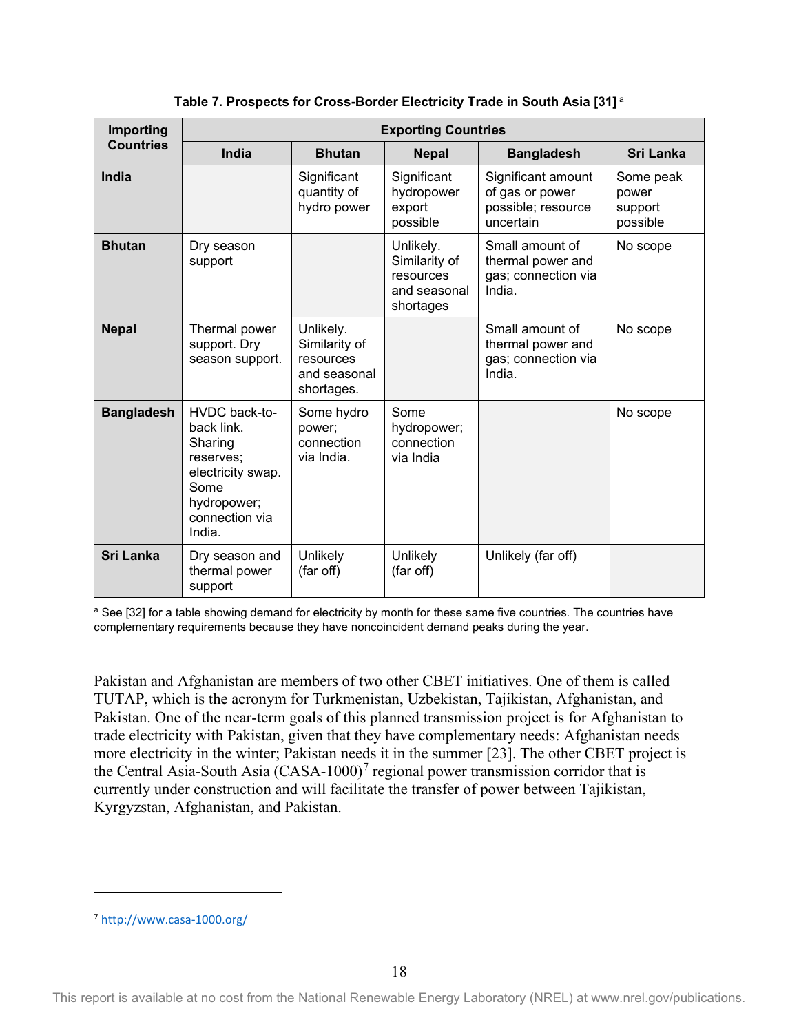**Table 7. Prospects for Cross-Border Electricity Trade in South Asia [31] [a]**

| Importing Countries | Exporting Countries | | | | |
|---|---|---|---|---|---|
| | **India** | **Bhutan** | **Nepal** | **Bangladesh** | **Sri Lanka** |
| **India** | | Significant quantity of hydro power | Significant hydropower export possible | Significant amount of gas or power possible; resource uncertain | Some peak power support possible |
| **Bhutan** | Dry season support | | Unlikely. Similarity of resources and seasonal shortages | Small amount of thermal power and gas; connection via India. | No scope |
| **Nepal** | Thermal power support. Dry season support. | Unlikely. Similarity of resources and seasonal shortages. | | Small amount of thermal power and gas; connection via India. | No scope |
| **Bangladesh** | HVDC back-to-back link. Sharing reserves; electricity swap. Some hydropower; connection via India. | Some hydro power; connection via India. | Some hydropower; connection via India | | No scope |
| **Sri Lanka** | Dry season and thermal power support | Unlikely (far off) | Unlikely (far off) | Unlikely (far off) | |

[a] See [32] for a table showing demand for electricity by month for these same five countries. The countries have complementary requirements because they have noncoincident demand peaks during the year.

Pakistan and Afghanistan are members of two other CBET initiatives. One of them is called TUTAP, which is the acronym for Turkmenistan, Uzbekistan, Tajikistan, Afghanistan, and Pakistan. One of the near-term goals of this planned transmission project is for Afghanistan to trade electricity with Pakistan, given that they have complementary needs: Afghanistan needs more electricity in the winter; Pakistan needs it in the summer [23]. The other CBET project is the Central Asia-South Asia (CASA-1000)[7] regional power transmission corridor that is currently under construction and will facilitate the transfer of power between Tajikistan, Kyrgyzstan, Afghanistan, and Pakistan.

[7] http://www.casa-1000.org/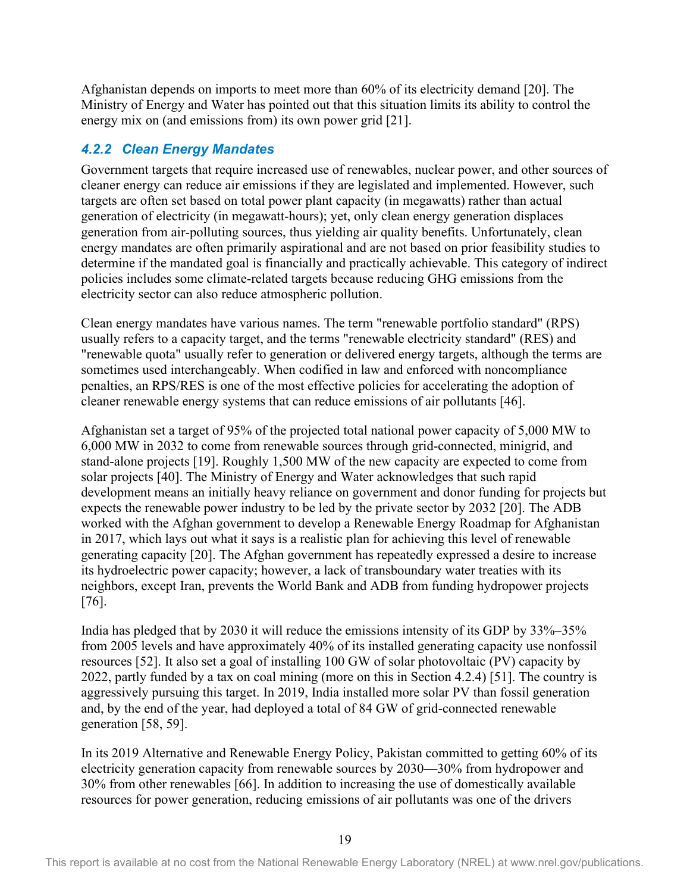Afghanistan depends on imports to meet more than 60% of its electricity demand [20]. The Ministry of Energy and Water has pointed out that this situation limits its ability to control the energy mix on (and emissions from) its own power grid [21].

### *4.2.2 Clean Energy Mandates*

Government targets that require increased use of renewables, nuclear power, and other sources of cleaner energy can reduce air emissions if they are legislated and implemented. However, such targets are often set based on total power plant capacity (in megawatts) rather than actual generation of electricity (in megawatt-hours); yet, only clean energy generation displaces generation from air-polluting sources, thus yielding air quality benefits. Unfortunately, clean energy mandates are often primarily aspirational and are not based on prior feasibility studies to determine if the mandated goal is financially and practically achievable. This category of indirect policies includes some climate-related targets because reducing GHG emissions from the electricity sector can also reduce atmospheric pollution.

Clean energy mandates have various names. The term "renewable portfolio standard" (RPS) usually refers to a capacity target, and the terms "renewable electricity standard" (RES) and "renewable quota" usually refer to generation or delivered energy targets, although the terms are sometimes used interchangeably. When codified in law and enforced with noncompliance penalties, an RPS/RES is one of the most effective policies for accelerating the adoption of cleaner renewable energy systems that can reduce emissions of air pollutants [46].

Afghanistan set a target of 95% of the projected total national power capacity of 5,000 MW to 6,000 MW in 2032 to come from renewable sources through grid-connected, minigrid, and stand-alone projects [19]. Roughly 1,500 MW of the new capacity are expected to come from solar projects [40]. The Ministry of Energy and Water acknowledges that such rapid development means an initially heavy reliance on government and donor funding for projects but expects the renewable power industry to be led by the private sector by 2032 [20]. The ADB worked with the Afghan government to develop a Renewable Energy Roadmap for Afghanistan in 2017, which lays out what it says is a realistic plan for achieving this level of renewable generating capacity [20]. The Afghan government has repeatedly expressed a desire to increase its hydroelectric power capacity; however, a lack of transboundary water treaties with its neighbors, except Iran, prevents the World Bank and ADB from funding hydropower projects [76].

India has pledged that by 2030 it will reduce the emissions intensity of its GDP by 33%–35% from 2005 levels and have approximately 40% of its installed generating capacity use nonfossil resources [52]. It also set a goal of installing 100 GW of solar photovoltaic (PV) capacity by 2022, partly funded by a tax on coal mining (more on this in Section 4.2.4) [51]. The country is aggressively pursuing this target. In 2019, India installed more solar PV than fossil generation and, by the end of the year, had deployed a total of 84 GW of grid-connected renewable generation [58, 59].

In its 2019 Alternative and Renewable Energy Policy, Pakistan committed to getting 60% of its electricity generation capacity from renewable sources by 2030—30% from hydropower and 30% from other renewables [66]. In addition to increasing the use of domestically available resources for power generation, reducing emissions of air pollutants was one of the drivers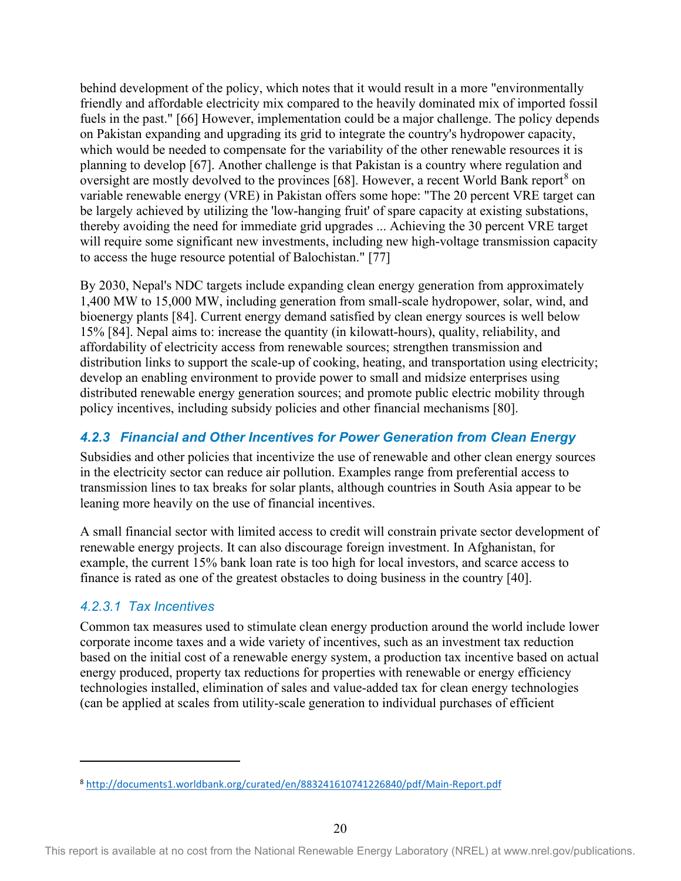behind development of the policy, which notes that it would result in a more "environmentally friendly and affordable electricity mix compared to the heavily dominated mix of imported fossil fuels in the past." [66] However, implementation could be a major challenge. The policy depends on Pakistan expanding and upgrading its grid to integrate the country's hydropower capacity, which would be needed to compensate for the variability of the other renewable resources it is planning to develop [67]. Another challenge is that Pakistan is a country where regulation and oversight are mostly devolved to the provinces [68]. However, a recent World Bank report[8] on variable renewable energy (VRE) in Pakistan offers some hope: "The 20 percent VRE target can be largely achieved by utilizing the 'low-hanging fruit' of spare capacity at existing substations, thereby avoiding the need for immediate grid upgrades ... Achieving the 30 percent VRE target will require some significant new investments, including new high-voltage transmission capacity to access the huge resource potential of Balochistan." [77]

By 2030, Nepal's NDC targets include expanding clean energy generation from approximately 1,400 MW to 15,000 MW, including generation from small-scale hydropower, solar, wind, and bioenergy plants [84]. Current energy demand satisfied by clean energy sources is well below 15% [84]. Nepal aims to: increase the quantity (in kilowatt-hours), quality, reliability, and affordability of electricity access from renewable sources; strengthen transmission and distribution links to support the scale-up of cooking, heating, and transportation using electricity; develop an enabling environment to provide power to small and midsize enterprises using distributed renewable energy generation sources; and promote public electric mobility through policy incentives, including subsidy policies and other financial mechanisms [80].

### *4.2.3 Financial and Other Incentives for Power Generation from Clean Energy*

Subsidies and other policies that incentivize the use of renewable and other clean energy sources in the electricity sector can reduce air pollution. Examples range from preferential access to transmission lines to tax breaks for solar plants, although countries in South Asia appear to be leaning more heavily on the use of financial incentives.

A small financial sector with limited access to credit will constrain private sector development of renewable energy projects. It can also discourage foreign investment. In Afghanistan, for example, the current 15% bank loan rate is too high for local investors, and scarce access to finance is rated as one of the greatest obstacles to doing business in the country [40].

#### *4.2.3.1 Tax Incentives*

Common tax measures used to stimulate clean energy production around the world include lower corporate income taxes and a wide variety of incentives, such as an investment tax reduction based on the initial cost of a renewable energy system, a production tax incentive based on actual energy produced, property tax reductions for properties with renewable or energy efficiency technologies installed, elimination of sales and value-added tax for clean energy technologies (can be applied at scales from utility-scale generation to individual purchases of efficient

---

[8] http://documents1.worldbank.org/curated/en/883241610741226840/pdf/Main-Report.pdf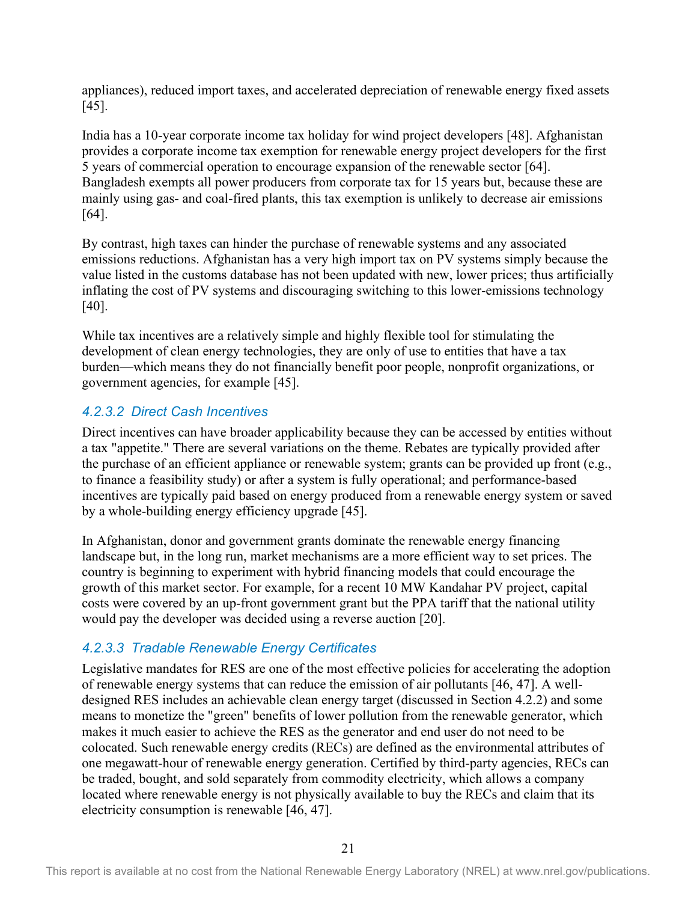appliances), reduced import taxes, and accelerated depreciation of renewable energy fixed assets [45].

India has a 10-year corporate income tax holiday for wind project developers [48]. Afghanistan provides a corporate income tax exemption for renewable energy project developers for the first 5 years of commercial operation to encourage expansion of the renewable sector [64]. Bangladesh exempts all power producers from corporate tax for 15 years but, because these are mainly using gas- and coal-fired plants, this tax exemption is unlikely to decrease air emissions [64].

By contrast, high taxes can hinder the purchase of renewable systems and any associated emissions reductions. Afghanistan has a very high import tax on PV systems simply because the value listed in the customs database has not been updated with new, lower prices; thus artificially inflating the cost of PV systems and discouraging switching to this lower-emissions technology [40].

While tax incentives are a relatively simple and highly flexible tool for stimulating the development of clean energy technologies, they are only of use to entities that have a tax burden—which means they do not financially benefit poor people, nonprofit organizations, or government agencies, for example [45].

#### *4.2.3.2 Direct Cash Incentives*

Direct incentives can have broader applicability because they can be accessed by entities without a tax "appetite." There are several variations on the theme. Rebates are typically provided after the purchase of an efficient appliance or renewable system; grants can be provided up front (e.g., to finance a feasibility study) or after a system is fully operational; and performance-based incentives are typically paid based on energy produced from a renewable energy system or saved by a whole-building energy efficiency upgrade [45].

In Afghanistan, donor and government grants dominate the renewable energy financing landscape but, in the long run, market mechanisms are a more efficient way to set prices. The country is beginning to experiment with hybrid financing models that could encourage the growth of this market sector. For example, for a recent 10 MW Kandahar PV project, capital costs were covered by an up-front government grant but the PPA tariff that the national utility would pay the developer was decided using a reverse auction [20].

#### *4.2.3.3 Tradable Renewable Energy Certificates*

Legislative mandates for RES are one of the most effective policies for accelerating the adoption of renewable energy systems that can reduce the emission of air pollutants [46, 47]. A well-designed RES includes an achievable clean energy target (discussed in Section 4.2.2) and some means to monetize the "green" benefits of lower pollution from the renewable generator, which makes it much easier to achieve the RES as the generator and end user do not need to be colocated. Such renewable energy credits (RECs) are defined as the environmental attributes of one megawatt-hour of renewable energy generation. Certified by third-party agencies, RECs can be traded, bought, and sold separately from commodity electricity, which allows a company located where renewable energy is not physically available to buy the RECs and claim that its electricity consumption is renewable [46, 47].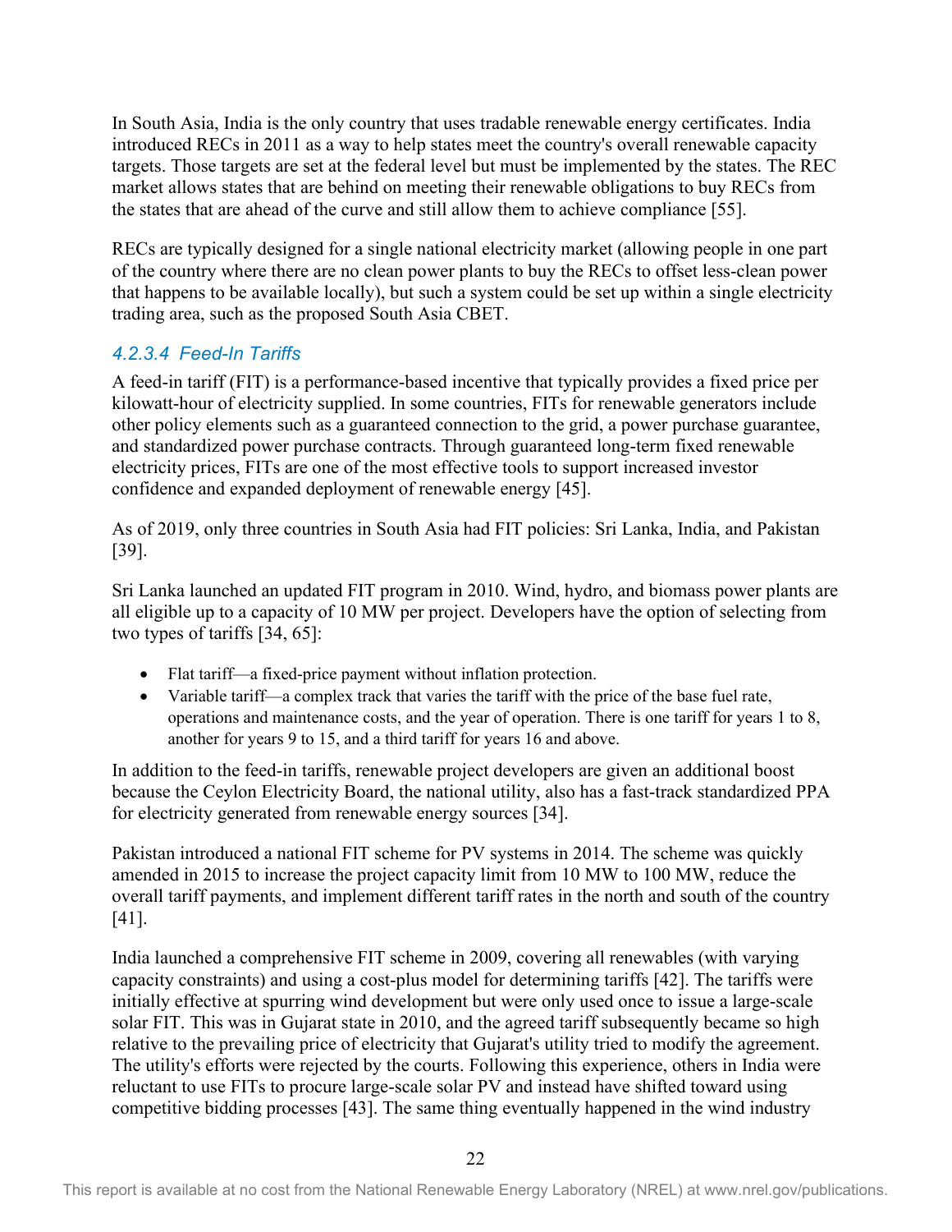In South Asia, India is the only country that uses tradable renewable energy certificates. India introduced RECs in 2011 as a way to help states meet the country's overall renewable capacity targets. Those targets are set at the federal level but must be implemented by the states. The REC market allows states that are behind on meeting their renewable obligations to buy RECs from the states that are ahead of the curve and still allow them to achieve compliance [55].

RECs are typically designed for a single national electricity market (allowing people in one part of the country where there are no clean power plants to buy the RECs to offset less-clean power that happens to be available locally), but such a system could be set up within a single electricity trading area, such as the proposed South Asia CBET.

#### *4.2.3.4 Feed-In Tariffs*

A feed-in tariff (FIT) is a performance-based incentive that typically provides a fixed price per kilowatt-hour of electricity supplied. In some countries, FITs for renewable generators include other policy elements such as a guaranteed connection to the grid, a power purchase guarantee, and standardized power purchase contracts. Through guaranteed long-term fixed renewable electricity prices, FITs are one of the most effective tools to support increased investor confidence and expanded deployment of renewable energy [45].

As of 2019, only three countries in South Asia had FIT policies: Sri Lanka, India, and Pakistan [39].

Sri Lanka launched an updated FIT program in 2010. Wind, hydro, and biomass power plants are all eligible up to a capacity of 10 MW per project. Developers have the option of selecting from two types of tariffs [34, 65]:

- Flat tariff—a fixed-price payment without inflation protection.
- Variable tariff—a complex track that varies the tariff with the price of the base fuel rate, operations and maintenance costs, and the year of operation. There is one tariff for years 1 to 8, another for years 9 to 15, and a third tariff for years 16 and above.

In addition to the feed-in tariffs, renewable project developers are given an additional boost because the Ceylon Electricity Board, the national utility, also has a fast-track standardized PPA for electricity generated from renewable energy sources [34].

Pakistan introduced a national FIT scheme for PV systems in 2014. The scheme was quickly amended in 2015 to increase the project capacity limit from 10 MW to 100 MW, reduce the overall tariff payments, and implement different tariff rates in the north and south of the country [41].

India launched a comprehensive FIT scheme in 2009, covering all renewables (with varying capacity constraints) and using a cost-plus model for determining tariffs [42]. The tariffs were initially effective at spurring wind development but were only used once to issue a large-scale solar FIT. This was in Gujarat state in 2010, and the agreed tariff subsequently became so high relative to the prevailing price of electricity that Gujarat's utility tried to modify the agreement. The utility's efforts were rejected by the courts. Following this experience, others in India were reluctant to use FITs to procure large-scale solar PV and instead have shifted toward using competitive bidding processes [43]. The same thing eventually happened in the wind industry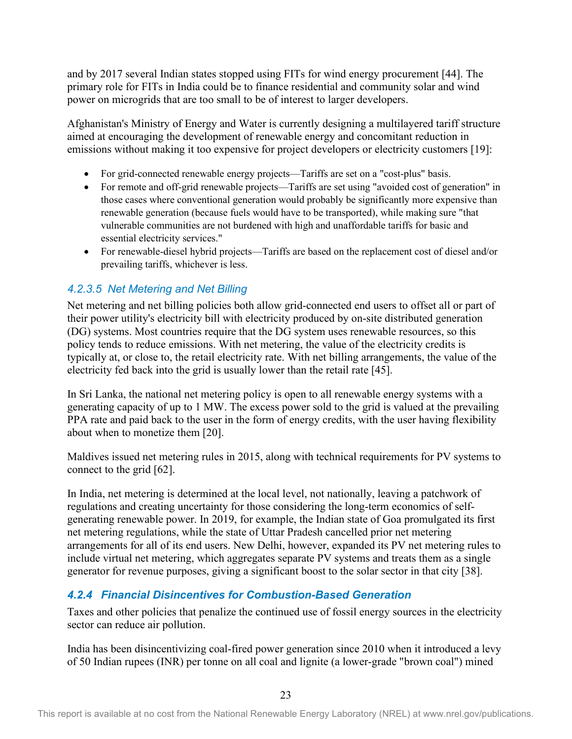and by 2017 several Indian states stopped using FITs for wind energy procurement [44]. The primary role for FITs in India could be to finance residential and community solar and wind power on microgrids that are too small to be of interest to larger developers.

Afghanistan's Ministry of Energy and Water is currently designing a multilayered tariff structure aimed at encouraging the development of renewable energy and concomitant reduction in emissions without making it too expensive for project developers or electricity customers [19]:

- For grid-connected renewable energy projects—Tariffs are set on a "cost-plus" basis.
- For remote and off-grid renewable projects—Tariffs are set using "avoided cost of generation" in those cases where conventional generation would probably be significantly more expensive than renewable generation (because fuels would have to be transported), while making sure "that vulnerable communities are not burdened with high and unaffordable tariffs for basic and essential electricity services."
- For renewable-diesel hybrid projects—Tariffs are based on the replacement cost of diesel and/or prevailing tariffs, whichever is less.

#### *4.2.3.5 Net Metering and Net Billing*

Net metering and net billing policies both allow grid-connected end users to offset all or part of their power utility's electricity bill with electricity produced by on-site distributed generation (DG) systems. Most countries require that the DG system uses renewable resources, so this policy tends to reduce emissions. With net metering, the value of the electricity credits is typically at, or close to, the retail electricity rate. With net billing arrangements, the value of the electricity fed back into the grid is usually lower than the retail rate [45].

In Sri Lanka, the national net metering policy is open to all renewable energy systems with a generating capacity of up to 1 MW. The excess power sold to the grid is valued at the prevailing PPA rate and paid back to the user in the form of energy credits, with the user having flexibility about when to monetize them [20].

Maldives issued net metering rules in 2015, along with technical requirements for PV systems to connect to the grid [62].

In India, net metering is determined at the local level, not nationally, leaving a patchwork of regulations and creating uncertainty for those considering the long-term economics of self-generating renewable power. In 2019, for example, the Indian state of Goa promulgated its first net metering regulations, while the state of Uttar Pradesh cancelled prior net metering arrangements for all of its end users. New Delhi, however, expanded its PV net metering rules to include virtual net metering, which aggregates separate PV systems and treats them as a single generator for revenue purposes, giving a significant boost to the solar sector in that city [38].

### *4.2.4 Financial Disincentives for Combustion-Based Generation*

Taxes and other policies that penalize the continued use of fossil energy sources in the electricity sector can reduce air pollution.

India has been disincentivizing coal-fired power generation since 2010 when it introduced a levy of 50 Indian rupees (INR) per tonne on all coal and lignite (a lower-grade "brown coal") mined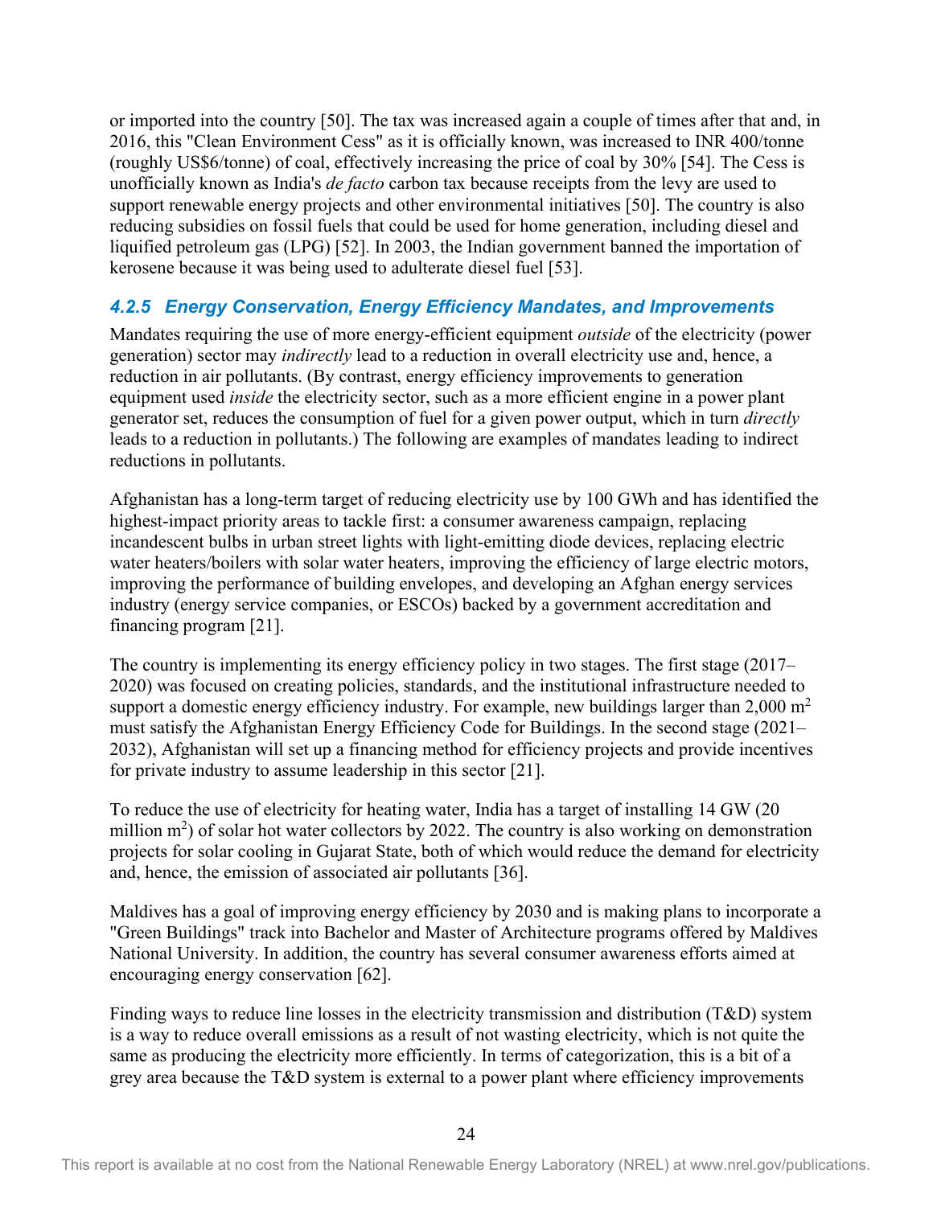or imported into the country [50]. The tax was increased again a couple of times after that and, in 2016, this "Clean Environment Cess" as it is officially known, was increased to INR 400/tonne (roughly US$6/tonne) of coal, effectively increasing the price of coal by 30% [54]. The Cess is unofficially known as India's *de facto* carbon tax because receipts from the levy are used to support renewable energy projects and other environmental initiatives [50]. The country is also reducing subsidies on fossil fuels that could be used for home generation, including diesel and liquified petroleum gas (LPG) [52]. In 2003, the Indian government banned the importation of kerosene because it was being used to adulterate diesel fuel [53].

### 4.2.5 Energy Conservation, Energy Efficiency Mandates, and Improvements

Mandates requiring the use of more energy-efficient equipment *outside* of the electricity (power generation) sector may *indirectly* lead to a reduction in overall electricity use and, hence, a reduction in air pollutants. (By contrast, energy efficiency improvements to generation equipment used *inside* the electricity sector, such as a more efficient engine in a power plant generator set, reduces the consumption of fuel for a given power output, which in turn *directly* leads to a reduction in pollutants.) The following are examples of mandates leading to indirect reductions in pollutants.

Afghanistan has a long-term target of reducing electricity use by 100 GWh and has identified the highest-impact priority areas to tackle first: a consumer awareness campaign, replacing incandescent bulbs in urban street lights with light-emitting diode devices, replacing electric water heaters/boilers with solar water heaters, improving the efficiency of large electric motors, improving the performance of building envelopes, and developing an Afghan energy services industry (energy service companies, or ESCOs) backed by a government accreditation and financing program [21].

The country is implementing its energy efficiency policy in two stages. The first stage (2017–2020) was focused on creating policies, standards, and the institutional infrastructure needed to support a domestic energy efficiency industry. For example, new buildings larger than 2,000 $m^2$ must satisfy the Afghanistan Energy Efficiency Code for Buildings. In the second stage (2021–2032), Afghanistan will set up a financing method for efficiency projects and provide incentives for private industry to assume leadership in this sector [21].

To reduce the use of electricity for heating water, India has a target of installing 14 GW (20 million $m^2$) of solar hot water collectors by 2022. The country is also working on demonstration projects for solar cooling in Gujarat State, both of which would reduce the demand for electricity and, hence, the emission of associated air pollutants [36].

Maldives has a goal of improving energy efficiency by 2030 and is making plans to incorporate a "Green Buildings" track into Bachelor and Master of Architecture programs offered by Maldives National University. In addition, the country has several consumer awareness efforts aimed at encouraging energy conservation [62].

Finding ways to reduce line losses in the electricity transmission and distribution (T&D) system is a way to reduce overall emissions as a result of not wasting electricity, which is not quite the same as producing the electricity more efficiently. In terms of categorization, this is a bit of a grey area because the T&D system is external to a power plant where efficiency improvements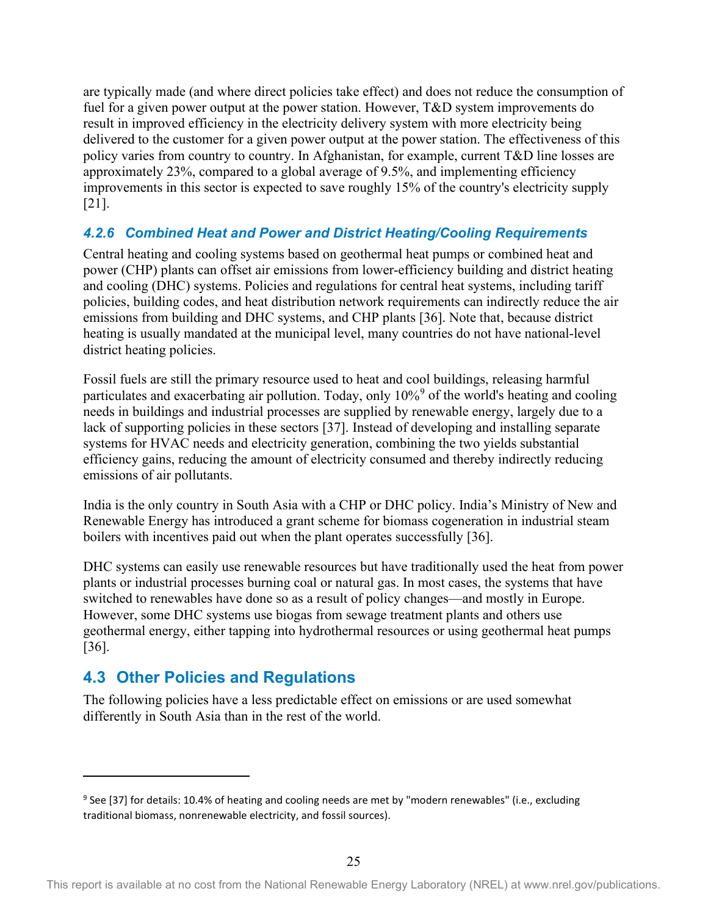are typically made (and where direct policies take effect) and does not reduce the consumption of fuel for a given power output at the power station. However, T&D system improvements do result in improved efficiency in the electricity delivery system with more electricity being delivered to the customer for a given power output at the power station. The effectiveness of this policy varies from country to country. In Afghanistan, for example, current T&D line losses are approximately 23%, compared to a global average of 9.5%, and implementing efficiency improvements in this sector is expected to save roughly 15% of the country's electricity supply [21].

### *4.2.6 Combined Heat and Power and District Heating/Cooling Requirements*

Central heating and cooling systems based on geothermal heat pumps or combined heat and power (CHP) plants can offset air emissions from lower-efficiency building and district heating and cooling (DHC) systems. Policies and regulations for central heat systems, including tariff policies, building codes, and heat distribution network requirements can indirectly reduce the air emissions from building and DHC systems, and CHP plants [36]. Note that, because district heating is usually mandated at the municipal level, many countries do not have national-level district heating policies.

Fossil fuels are still the primary resource used to heat and cool buildings, releasing harmful particulates and exacerbating air pollution. Today, only 10%[9] of the world's heating and cooling needs in buildings and industrial processes are supplied by renewable energy, largely due to a lack of supporting policies in these sectors [37]. Instead of developing and installing separate systems for HVAC needs and electricity generation, combining the two yields substantial efficiency gains, reducing the amount of electricity consumed and thereby indirectly reducing emissions of air pollutants.

India is the only country in South Asia with a CHP or DHC policy. India's Ministry of New and Renewable Energy has introduced a grant scheme for biomass cogeneration in industrial steam boilers with incentives paid out when the plant operates successfully [36].

DHC systems can easily use renewable resources but have traditionally used the heat from power plants or industrial processes burning coal or natural gas. In most cases, the systems that have switched to renewables have done so as a result of policy changes—and mostly in Europe. However, some DHC systems use biogas from sewage treatment plants and others use geothermal energy, either tapping into hydrothermal resources or using geothermal heat pumps [36].

## 4.3 Other Policies and Regulations

The following policies have a less predictable effect on emissions or are used somewhat differently in South Asia than in the rest of the world.

---

[9] See [37] for details: 10.4% of heating and cooling needs are met by "modern renewables" (i.e., excluding traditional biomass, nonrenewable electricity, and fossil sources).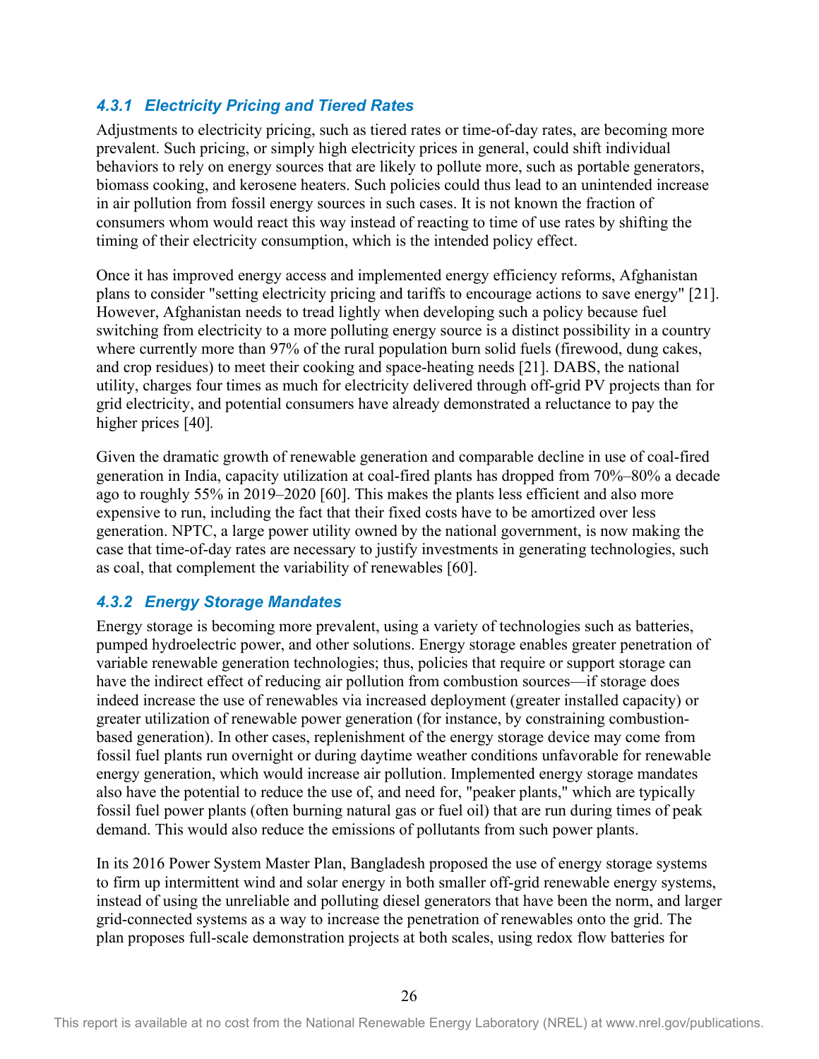### 4.3.1 Electricity Pricing and Tiered Rates

Adjustments to electricity pricing, such as tiered rates or time-of-day rates, are becoming more prevalent. Such pricing, or simply high electricity prices in general, could shift individual behaviors to rely on energy sources that are likely to pollute more, such as portable generators, biomass cooking, and kerosene heaters. Such policies could thus lead to an unintended increase in air pollution from fossil energy sources in such cases. It is not known the fraction of consumers whom would react this way instead of reacting to time of use rates by shifting the timing of their electricity consumption, which is the intended policy effect.

Once it has improved energy access and implemented energy efficiency reforms, Afghanistan plans to consider "setting electricity pricing and tariffs to encourage actions to save energy" [21]. However, Afghanistan needs to tread lightly when developing such a policy because fuel switching from electricity to a more polluting energy source is a distinct possibility in a country where currently more than 97% of the rural population burn solid fuels (firewood, dung cakes, and crop residues) to meet their cooking and space-heating needs [21]. DABS, the national utility, charges four times as much for electricity delivered through off-grid PV projects than for grid electricity, and potential consumers have already demonstrated a reluctance to pay the higher prices [40].

Given the dramatic growth of renewable generation and comparable decline in use of coal-fired generation in India, capacity utilization at coal-fired plants has dropped from 70%–80% a decade ago to roughly 55% in 2019–2020 [60]. This makes the plants less efficient and also more expensive to run, including the fact that their fixed costs have to be amortized over less generation. NPTC, a large power utility owned by the national government, is now making the case that time-of-day rates are necessary to justify investments in generating technologies, such as coal, that complement the variability of renewables [60].

### 4.3.2 Energy Storage Mandates

Energy storage is becoming more prevalent, using a variety of technologies such as batteries, pumped hydroelectric power, and other solutions. Energy storage enables greater penetration of variable renewable generation technologies; thus, policies that require or support storage can have the indirect effect of reducing air pollution from combustion sources—if storage does indeed increase the use of renewables via increased deployment (greater installed capacity) or greater utilization of renewable power generation (for instance, by constraining combustion-based generation). In other cases, replenishment of the energy storage device may come from fossil fuel plants run overnight or during daytime weather conditions unfavorable for renewable energy generation, which would increase air pollution. Implemented energy storage mandates also have the potential to reduce the use of, and need for, "peaker plants," which are typically fossil fuel power plants (often burning natural gas or fuel oil) that are run during times of peak demand. This would also reduce the emissions of pollutants from such power plants.

In its 2016 Power System Master Plan, Bangladesh proposed the use of energy storage systems to firm up intermittent wind and solar energy in both smaller off-grid renewable energy systems, instead of using the unreliable and polluting diesel generators that have been the norm, and larger grid-connected systems as a way to increase the penetration of renewables onto the grid. The plan proposes full-scale demonstration projects at both scales, using redox flow batteries for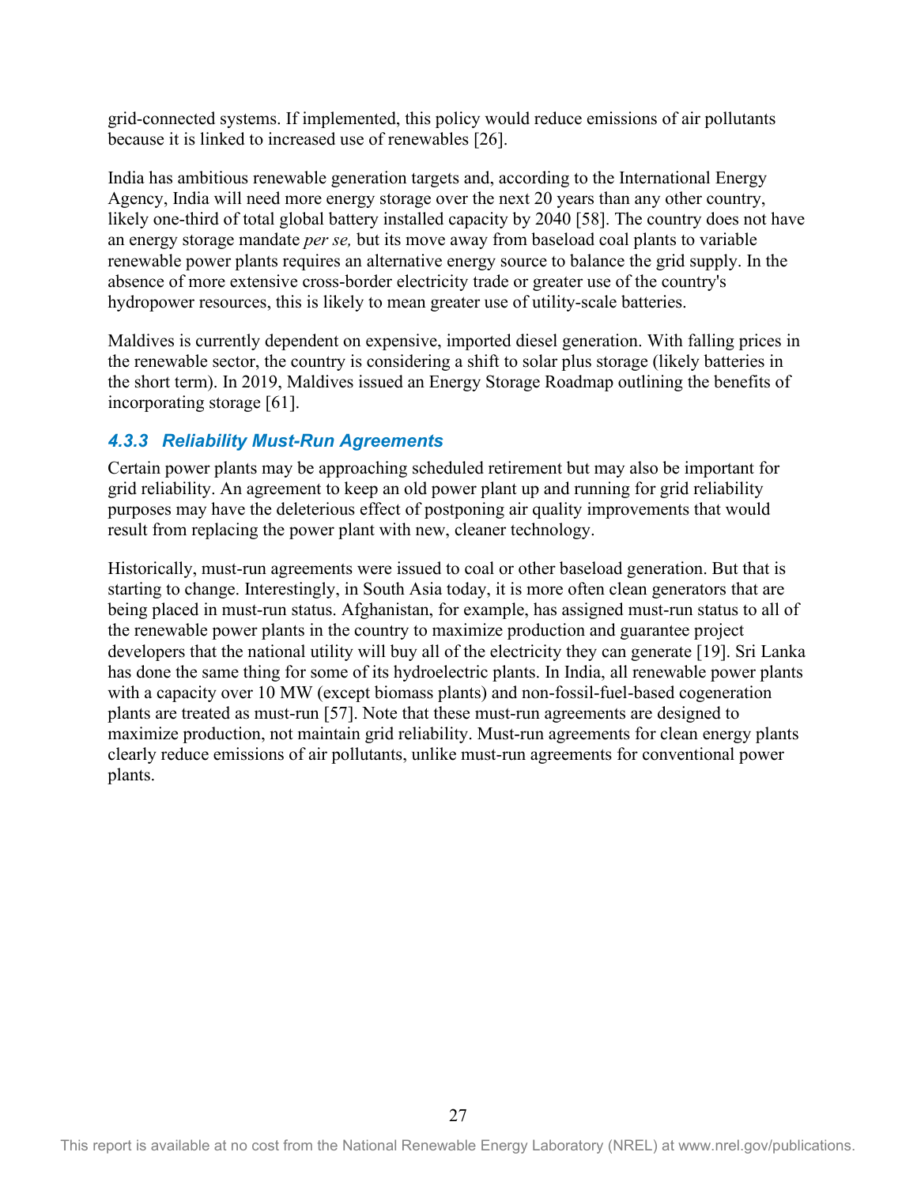grid-connected systems. If implemented, this policy would reduce emissions of air pollutants because it is linked to increased use of renewables [26].

India has ambitious renewable generation targets and, according to the International Energy Agency, India will need more energy storage over the next 20 years than any other country, likely one-third of total global battery installed capacity by 2040 [58]. The country does not have an energy storage mandate *per se,* but its move away from baseload coal plants to variable renewable power plants requires an alternative energy source to balance the grid supply. In the absence of more extensive cross-border electricity trade or greater use of the country's hydropower resources, this is likely to mean greater use of utility-scale batteries.

Maldives is currently dependent on expensive, imported diesel generation. With falling prices in the renewable sector, the country is considering a shift to solar plus storage (likely batteries in the short term). In 2019, Maldives issued an Energy Storage Roadmap outlining the benefits of incorporating storage [61].

### 4.3.3 Reliability Must-Run Agreements

Certain power plants may be approaching scheduled retirement but may also be important for grid reliability. An agreement to keep an old power plant up and running for grid reliability purposes may have the deleterious effect of postponing air quality improvements that would result from replacing the power plant with new, cleaner technology.

Historically, must-run agreements were issued to coal or other baseload generation. But that is starting to change. Interestingly, in South Asia today, it is more often clean generators that are being placed in must-run status. Afghanistan, for example, has assigned must-run status to all of the renewable power plants in the country to maximize production and guarantee project developers that the national utility will buy all of the electricity they can generate [19]. Sri Lanka has done the same thing for some of its hydroelectric plants. In India, all renewable power plants with a capacity over 10 MW (except biomass plants) and non-fossil-fuel-based cogeneration plants are treated as must-run [57]. Note that these must-run agreements are designed to maximize production, not maintain grid reliability. Must-run agreements for clean energy plants clearly reduce emissions of air pollutants, unlike must-run agreements for conventional power plants.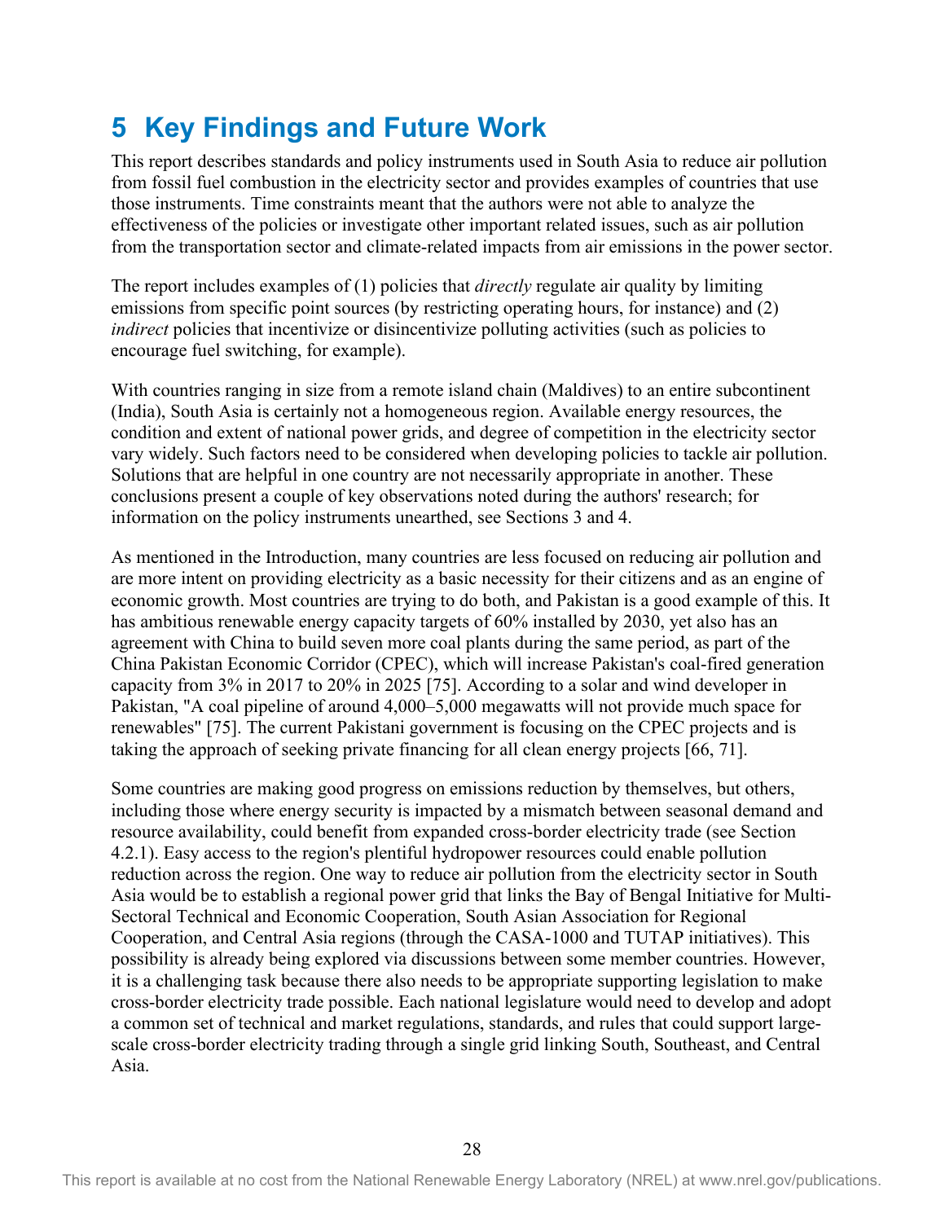# 5 Key Findings and Future Work

This report describes standards and policy instruments used in South Asia to reduce air pollution from fossil fuel combustion in the electricity sector and provides examples of countries that use those instruments. Time constraints meant that the authors were not able to analyze the effectiveness of the policies or investigate other important related issues, such as air pollution from the transportation sector and climate-related impacts from air emissions in the power sector.

The report includes examples of (1) policies that *directly* regulate air quality by limiting emissions from specific point sources (by restricting operating hours, for instance) and (2) *indirect* policies that incentivize or disincentivize polluting activities (such as policies to encourage fuel switching, for example).

With countries ranging in size from a remote island chain (Maldives) to an entire subcontinent (India), South Asia is certainly not a homogeneous region. Available energy resources, the condition and extent of national power grids, and degree of competition in the electricity sector vary widely. Such factors need to be considered when developing policies to tackle air pollution. Solutions that are helpful in one country are not necessarily appropriate in another. These conclusions present a couple of key observations noted during the authors' research; for information on the policy instruments unearthed, see Sections 3 and 4.

As mentioned in the Introduction, many countries are less focused on reducing air pollution and are more intent on providing electricity as a basic necessity for their citizens and as an engine of economic growth. Most countries are trying to do both, and Pakistan is a good example of this. It has ambitious renewable energy capacity targets of 60% installed by 2030, yet also has an agreement with China to build seven more coal plants during the same period, as part of the China Pakistan Economic Corridor (CPEC), which will increase Pakistan's coal-fired generation capacity from 3% in 2017 to 20% in 2025 [75]. According to a solar and wind developer in Pakistan, "A coal pipeline of around 4,000–5,000 megawatts will not provide much space for renewables" [75]. The current Pakistani government is focusing on the CPEC projects and is taking the approach of seeking private financing for all clean energy projects [66, 71].

Some countries are making good progress on emissions reduction by themselves, but others, including those where energy security is impacted by a mismatch between seasonal demand and resource availability, could benefit from expanded cross-border electricity trade (see Section 4.2.1). Easy access to the region's plentiful hydropower resources could enable pollution reduction across the region. One way to reduce air pollution from the electricity sector in South Asia would be to establish a regional power grid that links the Bay of Bengal Initiative for Multi-Sectoral Technical and Economic Cooperation, South Asian Association for Regional Cooperation, and Central Asia regions (through the CASA-1000 and TUTAP initiatives). This possibility is already being explored via discussions between some member countries. However, it is a challenging task because there also needs to be appropriate supporting legislation to make cross-border electricity trade possible. Each national legislature would need to develop and adopt a common set of technical and market regulations, standards, and rules that could support large-scale cross-border electricity trading through a single grid linking South, Southeast, and Central Asia.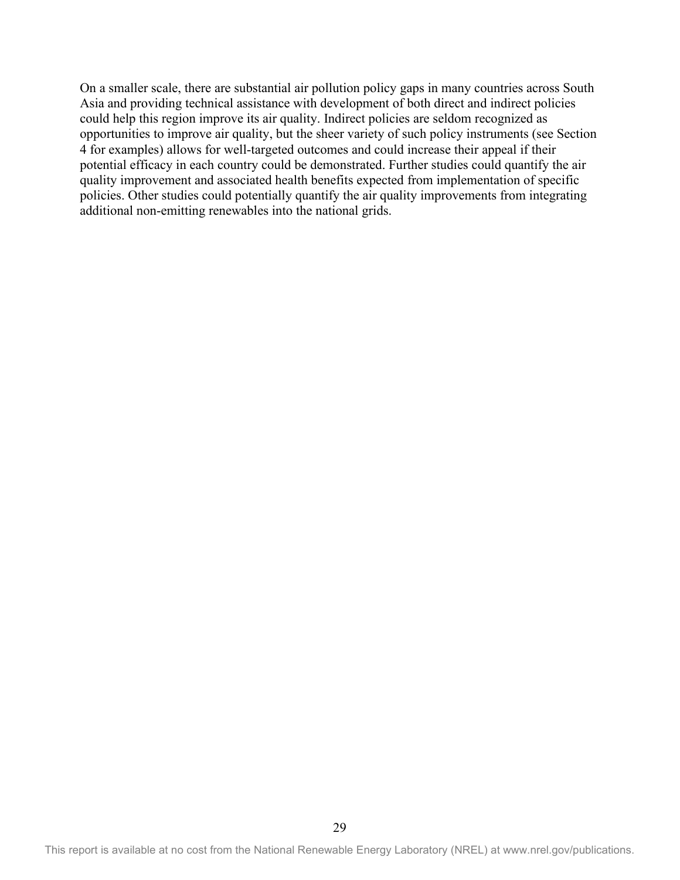On a smaller scale, there are substantial air pollution policy gaps in many countries across South Asia and providing technical assistance with development of both direct and indirect policies could help this region improve its air quality. Indirect policies are seldom recognized as opportunities to improve air quality, but the sheer variety of such policy instruments (see Section 4 for examples) allows for well-targeted outcomes and could increase their appeal if their potential efficacy in each country could be demonstrated. Further studies could quantify the air quality improvement and associated health benefits expected from implementation of specific policies. Other studies could potentially quantify the air quality improvements from integrating additional non-emitting renewables into the national grids.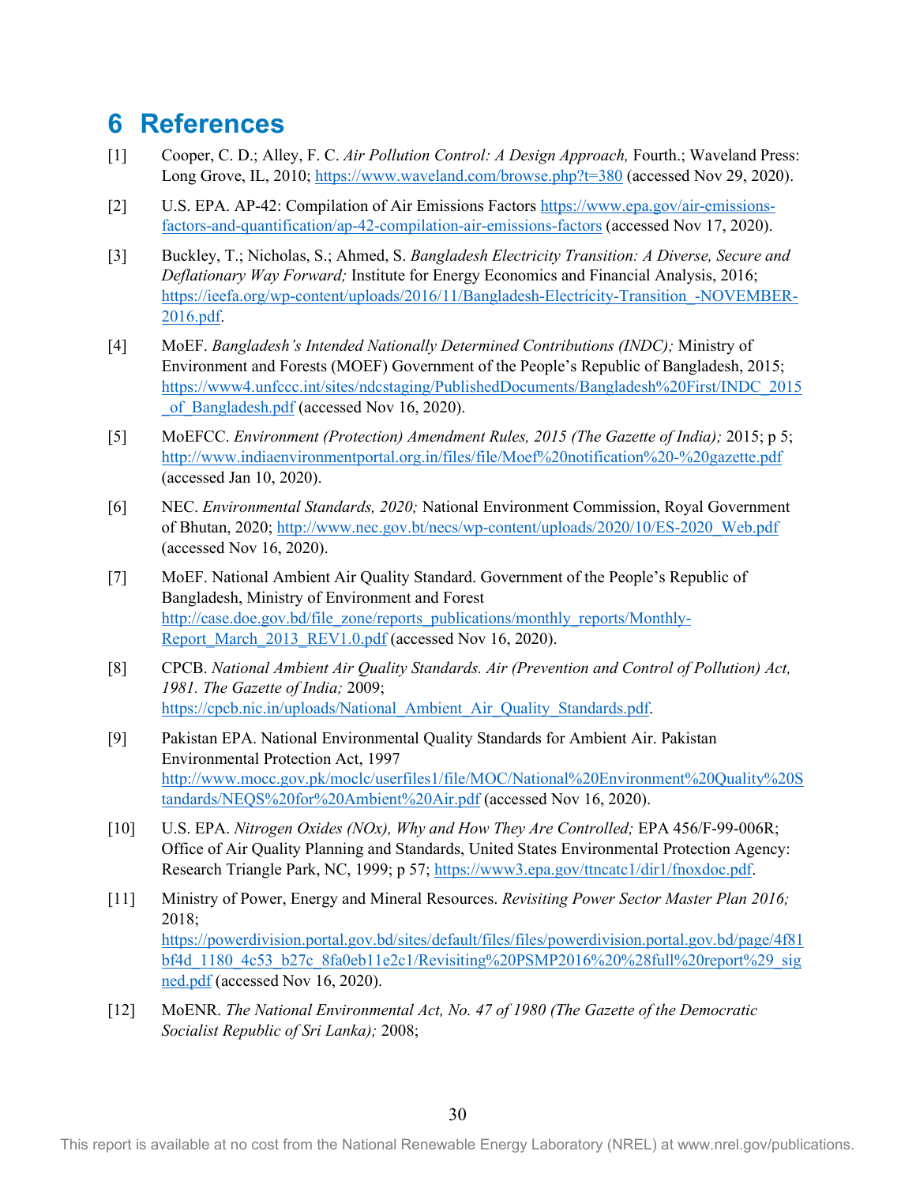# 6 References

[1] Cooper, C. D.; Alley, F. C. *Air Pollution Control: A Design Approach,* Fourth.; Waveland Press: Long Grove, IL, 2010; https://www.waveland.com/browse.php?t=380 (accessed Nov 29, 2020).

[2] U.S. EPA. AP-42: Compilation of Air Emissions Factors https://www.epa.gov/air-emissions-factors-and-quantification/ap-42-compilation-air-emissions-factors (accessed Nov 17, 2020).

[3] Buckley, T.; Nicholas, S.; Ahmed, S. *Bangladesh Electricity Transition: A Diverse, Secure and Deflationary Way Forward;* Institute for Energy Economics and Financial Analysis, 2016; https://ieefa.org/wp-content/uploads/2016/11/Bangladesh-Electricity-Transition_-NOVEMBER-2016.pdf.

[4] MoEF. *Bangladesh's Intended Nationally Determined Contributions (INDC);* Ministry of Environment and Forests (MOEF) Government of the People's Republic of Bangladesh, 2015; https://www4.unfccc.int/sites/ndcstaging/PublishedDocuments/Bangladesh%20First/INDC_2015_of_Bangladesh.pdf (accessed Nov 16, 2020).

[5] MoEFCC. *Environment (Protection) Amendment Rules, 2015 (The Gazette of India);* 2015; p 5; http://www.indiaenvironmentportal.org.in/files/file/Moef%20notification%20-%20gazette.pdf (accessed Jan 10, 2020).

[6] NEC. *Environmental Standards, 2020;* National Environment Commission, Royal Government of Bhutan, 2020; http://www.nec.gov.bt/necs/wp-content/uploads/2020/10/ES-2020_Web.pdf (accessed Nov 16, 2020).

[7] MoEF. National Ambient Air Quality Standard. Government of the People's Republic of Bangladesh, Ministry of Environment and Forest http://case.doe.gov.bd/file_zone/reports_publications/monthly_reports/Monthly-Report_March_2013_REV1.0.pdf (accessed Nov 16, 2020).

[8] CPCB. *National Ambient Air Quality Standards. Air (Prevention and Control of Pollution) Act, 1981. The Gazette of India;* 2009; https://cpcb.nic.in/uploads/National_Ambient_Air_Quality_Standards.pdf.

[9] Pakistan EPA. National Environmental Quality Standards for Ambient Air. Pakistan Environmental Protection Act, 1997 http://www.mocc.gov.pk/moclc/userfiles1/file/MOC/National%20Environment%20Quality%20Standards/NEQS%20for%20Ambient%20Air.pdf (accessed Nov 16, 2020).

[10] U.S. EPA. *Nitrogen Oxides (NOx), Why and How They Are Controlled;* EPA 456/F-99-006R; Office of Air Quality Planning and Standards, United States Environmental Protection Agency: Research Triangle Park, NC, 1999; p 57; https://www3.epa.gov/ttncatc1/dir1/fnoxdoc.pdf.

[11] Ministry of Power, Energy and Mineral Resources. *Revisiting Power Sector Master Plan 2016;* 2018; https://powerdivision.portal.gov.bd/sites/default/files/files/powerdivision.portal.gov.bd/page/4f81bf4d_1180_4c53_b27c_8fa0eb11e2c1/Revisiting%20PSMP2016%20%28full%20report%29_signed.pdf (accessed Nov 16, 2020).

[12] MoENR. *The National Environmental Act, No. 47 of 1980 (The Gazette of the Democratic Socialist Republic of Sri Lanka);* 2008;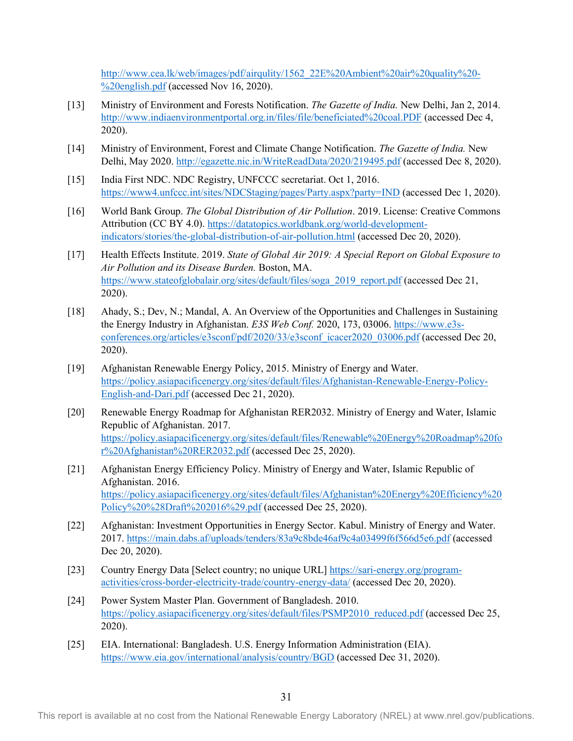http://www.cea.lk/web/images/pdf/airqulity/1562_22E%20Ambient%20air%20quality%20-%20english.pdf (accessed Nov 16, 2020).

[13] Ministry of Environment and Forests Notification. *The Gazette of India.* New Delhi, Jan 2, 2014. http://www.indiaenvironmentportal.org.in/files/file/beneficiated%20coal.PDF (accessed Dec 4, 2020).

[14] Ministry of Environment, Forest and Climate Change Notification. *The Gazette of India.* New Delhi, May 2020. http://egazette.nic.in/WriteReadData/2020/219495.pdf (accessed Dec 8, 2020).

[15] India First NDC. NDC Registry, UNFCCC secretariat. Oct 1, 2016. https://www4.unfccc.int/sites/NDCStaging/pages/Party.aspx?party=IND (accessed Dec 1, 2020).

[16] World Bank Group. *The Global Distribution of Air Pollution*. 2019. License: Creative Commons Attribution (CC BY 4.0). https://datatopics.worldbank.org/world-development-indicators/stories/the-global-distribution-of-air-pollution.html (accessed Dec 20, 2020).

[17] Health Effects Institute. 2019. *State of Global Air 2019: A Special Report on Global Exposure to Air Pollution and its Disease Burden.* Boston, MA. https://www.stateofglobalair.org/sites/default/files/soga_2019_report.pdf (accessed Dec 21, 2020).

[18] Ahady, S.; Dev, N.; Mandal, A. An Overview of the Opportunities and Challenges in Sustaining the Energy Industry in Afghanistan. *E3S Web Conf.* 2020, 173, 03006. https://www.e3s-conferences.org/articles/e3sconf/pdf/2020/33/e3sconf_icacer2020_03006.pdf (accessed Dec 20, 2020).

[19] Afghanistan Renewable Energy Policy, 2015. Ministry of Energy and Water. https://policy.asiapacificenergy.org/sites/default/files/Afghanistan-Renewable-Energy-Policy-English-and-Dari.pdf (accessed Dec 21, 2020).

[20] Renewable Energy Roadmap for Afghanistan RER2032. Ministry of Energy and Water, Islamic Republic of Afghanistan. 2017. https://policy.asiapacificenergy.org/sites/default/files/Renewable%20Energy%20Roadmap%20for%20Afghanistan%20RER2032.pdf (accessed Dec 25, 2020).

[21] Afghanistan Energy Efficiency Policy. Ministry of Energy and Water, Islamic Republic of Afghanistan. 2016. https://policy.asiapacificenergy.org/sites/default/files/Afghanistan%20Energy%20Efficiency%20Policy%20%28Draft%202016%29.pdf (accessed Dec 25, 2020).

[22] Afghanistan: Investment Opportunities in Energy Sector. Kabul. Ministry of Energy and Water. 2017. https://main.dabs.af/uploads/tenders/83a9c8bde46af9c4a03499f6f566d5e6.pdf (accessed Dec 20, 2020).

[23] Country Energy Data [Select country; no unique URL] https://sari-energy.org/program-activities/cross-border-electricity-trade/country-energy-data/ (accessed Dec 20, 2020).

[24] Power System Master Plan. Government of Bangladesh. 2010. https://policy.asiapacificenergy.org/sites/default/files/PSMP2010_reduced.pdf (accessed Dec 25, 2020).

[25] EIA. International: Bangladesh. U.S. Energy Information Administration (EIA). https://www.eia.gov/international/analysis/country/BGD (accessed Dec 31, 2020).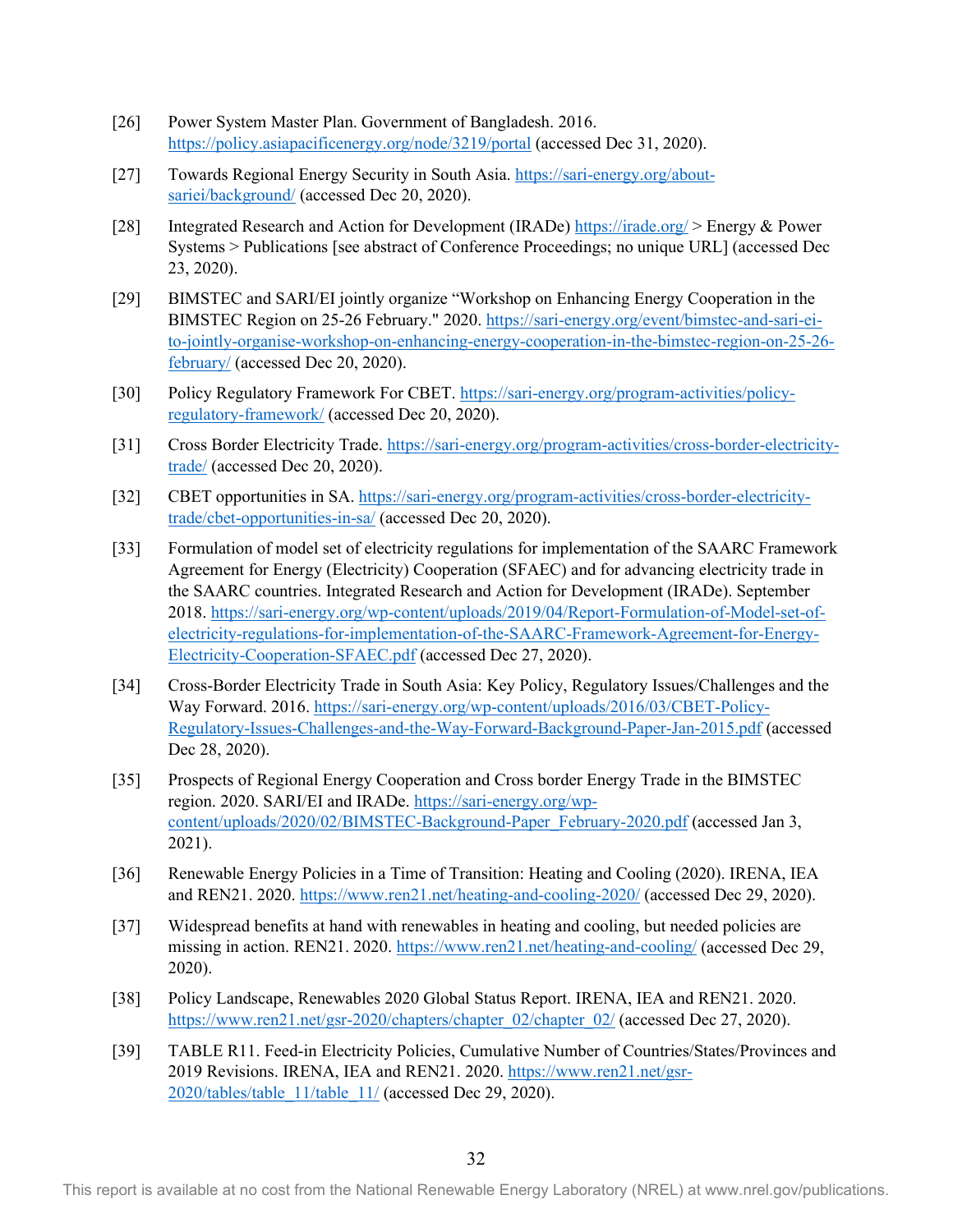[26] Power System Master Plan. Government of Bangladesh. 2016. https://policy.asiapacificenergy.org/node/3219/portal (accessed Dec 31, 2020).

[27] Towards Regional Energy Security in South Asia. https://sari-energy.org/about-sariei/background/ (accessed Dec 20, 2020).

[28] Integrated Research and Action for Development (IRADe) https://irade.org/ > Energy & Power Systems > Publications [see abstract of Conference Proceedings; no unique URL] (accessed Dec 23, 2020).

[29] BIMSTEC and SARI/EI jointly organize "Workshop on Enhancing Energy Cooperation in the BIMSTEC Region on 25-26 February." 2020. https://sari-energy.org/event/bimstec-and-sari-ei-to-jointly-organise-workshop-on-enhancing-energy-cooperation-in-the-bimstec-region-on-25-26-february/ (accessed Dec 20, 2020).

[30] Policy Regulatory Framework For CBET. https://sari-energy.org/program-activities/policy-regulatory-framework/ (accessed Dec 20, 2020).

[31] Cross Border Electricity Trade. https://sari-energy.org/program-activities/cross-border-electricity-trade/ (accessed Dec 20, 2020).

[32] CBET opportunities in SA. https://sari-energy.org/program-activities/cross-border-electricity-trade/cbet-opportunities-in-sa/ (accessed Dec 20, 2020).

[33] Formulation of model set of electricity regulations for implementation of the SAARC Framework Agreement for Energy (Electricity) Cooperation (SFAEC) and for advancing electricity trade in the SAARC countries. Integrated Research and Action for Development (IRADe). September 2018. https://sari-energy.org/wp-content/uploads/2019/04/Report-Formulation-of-Model-set-of-electricity-regulations-for-implementation-of-the-SAARC-Framework-Agreement-for-Energy-Electricity-Cooperation-SFAEC.pdf (accessed Dec 27, 2020).

[34] Cross-Border Electricity Trade in South Asia: Key Policy, Regulatory Issues/Challenges and the Way Forward. 2016. https://sari-energy.org/wp-content/uploads/2016/03/CBET-Policy-Regulatory-Issues-Challenges-and-the-Way-Forward-Background-Paper-Jan-2015.pdf (accessed Dec 28, 2020).

[35] Prospects of Regional Energy Cooperation and Cross border Energy Trade in the BIMSTEC region. 2020. SARI/EI and IRADe. https://sari-energy.org/wp-content/uploads/2020/02/BIMSTEC-Background-Paper_February-2020.pdf (accessed Jan 3, 2021).

[36] Renewable Energy Policies in a Time of Transition: Heating and Cooling (2020). IRENA, IEA and REN21. 2020. https://www.ren21.net/heating-and-cooling-2020/ (accessed Dec 29, 2020).

[37] Widespread benefits at hand with renewables in heating and cooling, but needed policies are missing in action. REN21. 2020. https://www.ren21.net/heating-and-cooling/ (accessed Dec 29, 2020).

[38] Policy Landscape, Renewables 2020 Global Status Report. IRENA, IEA and REN21. 2020. https://www.ren21.net/gsr-2020/chapters/chapter_02/chapter_02/ (accessed Dec 27, 2020).

[39] TABLE R11. Feed-in Electricity Policies, Cumulative Number of Countries/States/Provinces and 2019 Revisions. IRENA, IEA and REN21. 2020. https://www.ren21.net/gsr-2020/tables/table_11/table_11/ (accessed Dec 29, 2020).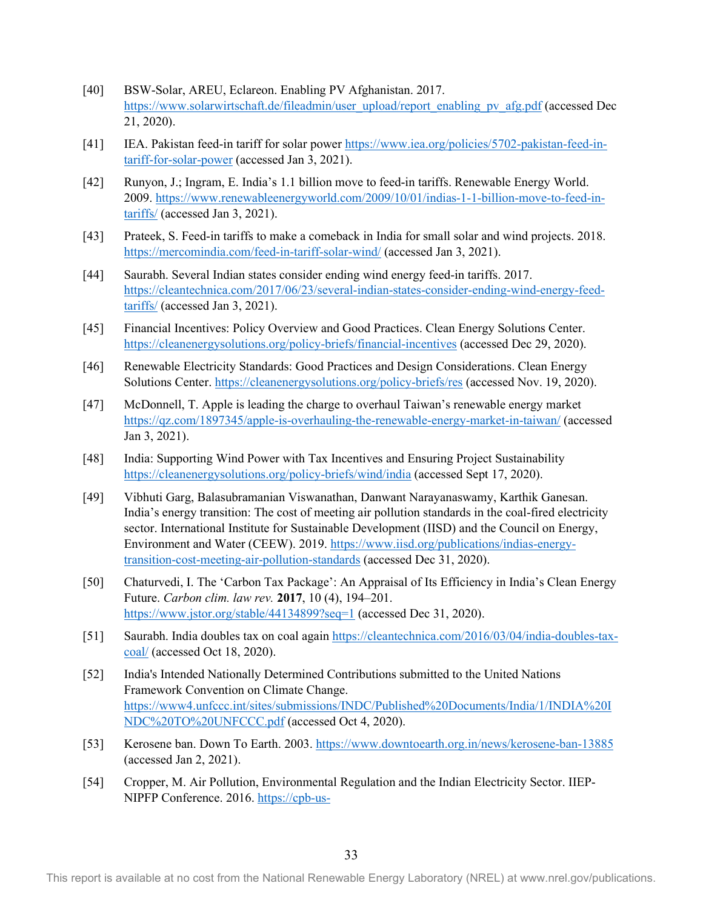[40] BSW-Solar, AREU, Eclareon. Enabling PV Afghanistan. 2017. https://www.solarwirtschaft.de/fileadmin/user_upload/report_enabling_pv_afg.pdf (accessed Dec 21, 2020).

[41] IEA. Pakistan feed-in tariff for solar power https://www.iea.org/policies/5702-pakistan-feed-in-tariff-for-solar-power (accessed Jan 3, 2021).

[42] Runyon, J.; Ingram, E. India's 1.1 billion move to feed-in tariffs. Renewable Energy World. 2009. https://www.renewableenergyworld.com/2009/10/01/indias-1-1-billion-move-to-feed-in-tariffs/ (accessed Jan 3, 2021).

[43] Prateek, S. Feed-in tariffs to make a comeback in India for small solar and wind projects. 2018. https://mercomindia.com/feed-in-tariff-solar-wind/ (accessed Jan 3, 2021).

[44] Saurabh. Several Indian states consider ending wind energy feed-in tariffs. 2017. https://cleantechnica.com/2017/06/23/several-indian-states-consider-ending-wind-energy-feed-tariffs/ (accessed Jan 3, 2021).

[45] Financial Incentives: Policy Overview and Good Practices. Clean Energy Solutions Center. https://cleanenergysolutions.org/policy-briefs/financial-incentives (accessed Dec 29, 2020).

[46] Renewable Electricity Standards: Good Practices and Design Considerations. Clean Energy Solutions Center. https://cleanenergysolutions.org/policy-briefs/res (accessed Nov. 19, 2020).

[47] McDonnell, T. Apple is leading the charge to overhaul Taiwan's renewable energy market https://qz.com/1897345/apple-is-overhauling-the-renewable-energy-market-in-taiwan/ (accessed Jan 3, 2021).

[48] India: Supporting Wind Power with Tax Incentives and Ensuring Project Sustainability https://cleanenergysolutions.org/policy-briefs/wind/india (accessed Sept 17, 2020).

[49] Vibhuti Garg, Balasubramanian Viswanathan, Danwant Narayanaswamy, Karthik Ganesan. India's energy transition: The cost of meeting air pollution standards in the coal-fired electricity sector. International Institute for Sustainable Development (IISD) and the Council on Energy, Environment and Water (CEEW). 2019. https://www.iisd.org/publications/indias-energy-transition-cost-meeting-air-pollution-standards (accessed Dec 31, 2020).

[50] Chaturvedi, I. The 'Carbon Tax Package': An Appraisal of Its Efficiency in India's Clean Energy Future. *Carbon clim. law rev.* **2017**, 10 (4), 194–201. https://www.jstor.org/stable/44134899?seq=1 (accessed Dec 31, 2020).

[51] Saurabh. India doubles tax on coal again https://cleantechnica.com/2016/03/04/india-doubles-tax-coal/ (accessed Oct 18, 2020).

[52] India's Intended Nationally Determined Contributions submitted to the United Nations Framework Convention on Climate Change. https://www4.unfccc.int/sites/submissions/INDC/Published%20Documents/India/1/INDIA%20INDC%20TO%20UNFCCC.pdf (accessed Oct 4, 2020).

[53] Kerosene ban. Down To Earth. 2003. https://www.downtoearth.org.in/news/kerosene-ban-13885 (accessed Jan 2, 2021).

[54] Cropper, M. Air Pollution, Environmental Regulation and the Indian Electricity Sector. IIEP-NIPFP Conference. 2016. https://cpb-us-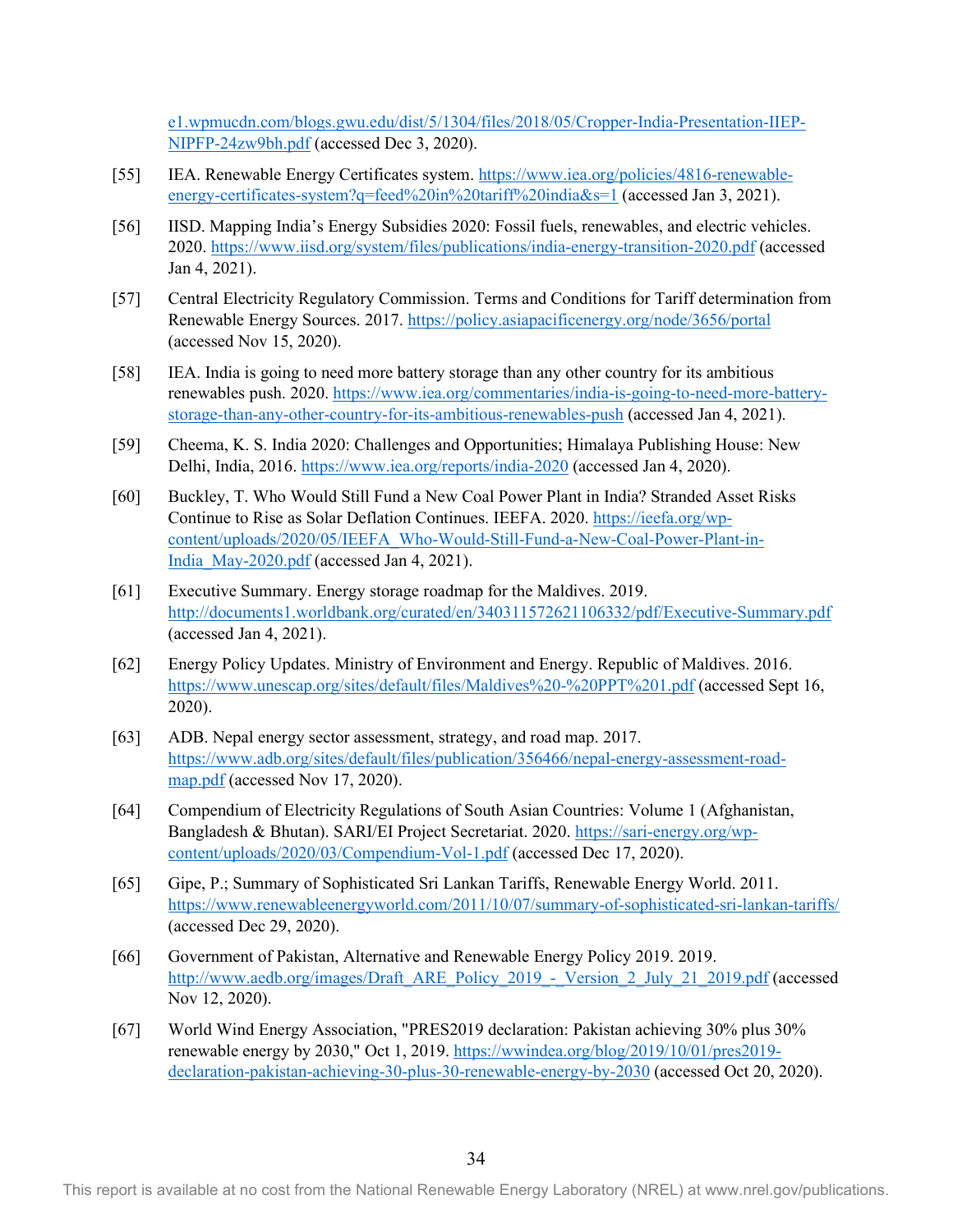e1.wpmucdn.com/blogs.gwu.edu/dist/5/1304/files/2018/05/Cropper-India-Presentation-IIEP-NIPFP-24zw9bh.pdf (accessed Dec 3, 2020).

[55] IEA. Renewable Energy Certificates system. https://www.iea.org/policies/4816-renewable-energy-certificates-system?q=feed%20in%20tariff%20india&s=1 (accessed Jan 3, 2021).

[56] IISD. Mapping India's Energy Subsidies 2020: Fossil fuels, renewables, and electric vehicles. 2020. https://www.iisd.org/system/files/publications/india-energy-transition-2020.pdf (accessed Jan 4, 2021).

[57] Central Electricity Regulatory Commission. Terms and Conditions for Tariff determination from Renewable Energy Sources. 2017. https://policy.asiapacificenergy.org/node/3656/portal (accessed Nov 15, 2020).

[58] IEA. India is going to need more battery storage than any other country for its ambitious renewables push. 2020. https://www.iea.org/commentaries/india-is-going-to-need-more-battery-storage-than-any-other-country-for-its-ambitious-renewables-push (accessed Jan 4, 2021).

[59] Cheema, K. S. India 2020: Challenges and Opportunities; Himalaya Publishing House: New Delhi, India, 2016. https://www.iea.org/reports/india-2020 (accessed Jan 4, 2020).

[60] Buckley, T. Who Would Still Fund a New Coal Power Plant in India? Stranded Asset Risks Continue to Rise as Solar Deflation Continues. IEEFA. 2020. https://ieefa.org/wp-content/uploads/2020/05/IEEFA_Who-Would-Still-Fund-a-New-Coal-Power-Plant-in-India_May-2020.pdf (accessed Jan 4, 2021).

[61] Executive Summary. Energy storage roadmap for the Maldives. 2019. http://documents1.worldbank.org/curated/en/340311572621106332/pdf/Executive-Summary.pdf (accessed Jan 4, 2021).

[62] Energy Policy Updates. Ministry of Environment and Energy. Republic of Maldives. 2016. https://www.unescap.org/sites/default/files/Maldives%20-%20PPT%201.pdf (accessed Sept 16, 2020).

[63] ADB. Nepal energy sector assessment, strategy, and road map. 2017. https://www.adb.org/sites/default/files/publication/356466/nepal-energy-assessment-road-map.pdf (accessed Nov 17, 2020).

[64] Compendium of Electricity Regulations of South Asian Countries: Volume 1 (Afghanistan, Bangladesh & Bhutan). SARI/EI Project Secretariat. 2020. https://sari-energy.org/wp-content/uploads/2020/03/Compendium-Vol-1.pdf (accessed Dec 17, 2020).

[65] Gipe, P.; Summary of Sophisticated Sri Lankan Tariffs, Renewable Energy World. 2011. https://www.renewableenergyworld.com/2011/10/07/summary-of-sophisticated-sri-lankan-tariffs/ (accessed Dec 29, 2020).

[66] Government of Pakistan, Alternative and Renewable Energy Policy 2019. 2019. http://www.aedb.org/images/Draft_ARE_Policy_2019_-_Version_2_July_21_2019.pdf (accessed Nov 12, 2020).

[67] World Wind Energy Association, "PRES2019 declaration: Pakistan achieving 30% plus 30% renewable energy by 2030," Oct 1, 2019. https://wwindea.org/blog/2019/10/01/pres2019-declaration-pakistan-achieving-30-plus-30-renewable-energy-by-2030 (accessed Oct 20, 2020).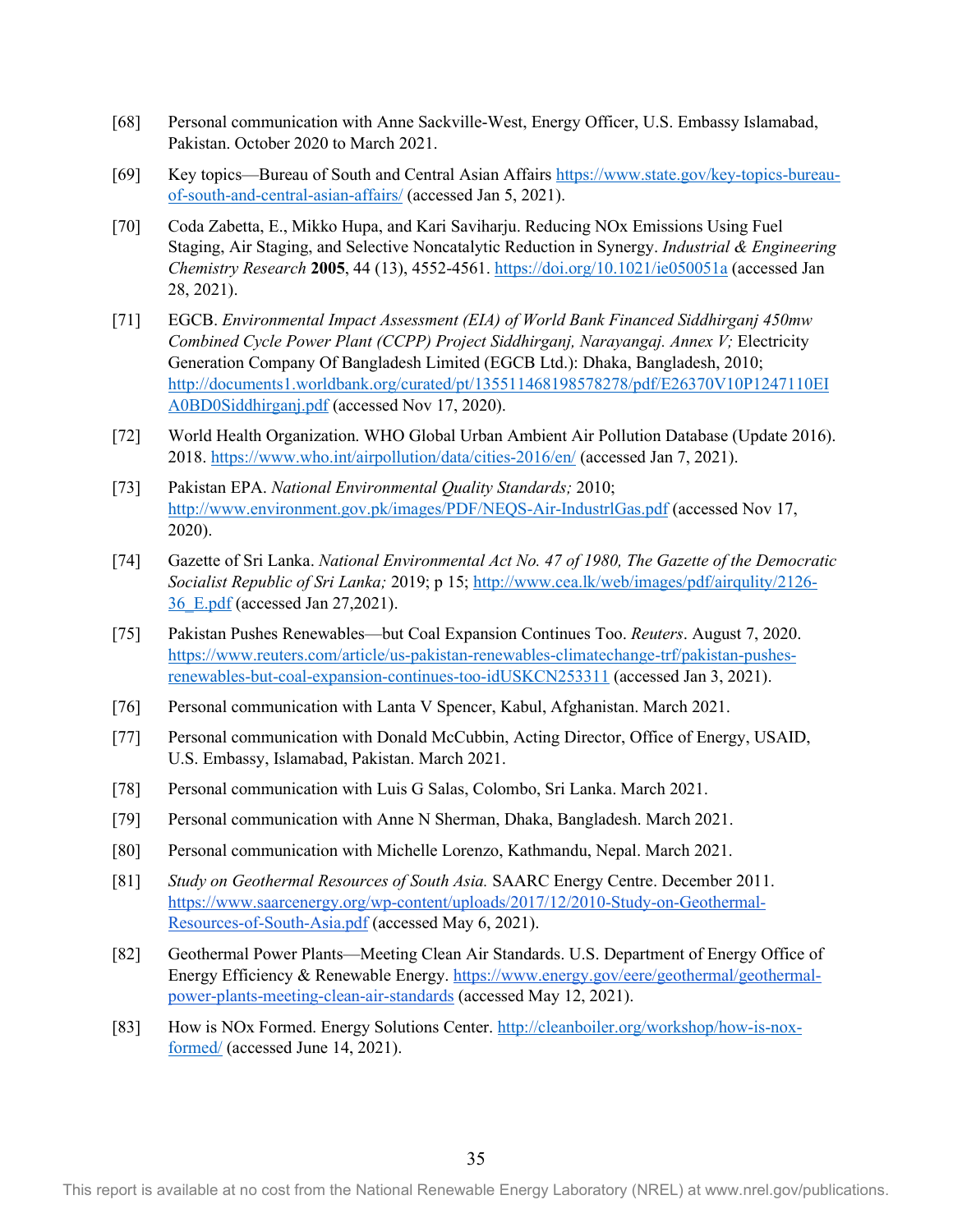[68] Personal communication with Anne Sackville-West, Energy Officer, U.S. Embassy Islamabad, Pakistan. October 2020 to March 2021.

[69] Key topics—Bureau of South and Central Asian Affairs https://www.state.gov/key-topics-bureau-of-south-and-central-asian-affairs/ (accessed Jan 5, 2021).

[70] Coda Zabetta, E., Mikko Hupa, and Kari Saviharju. Reducing NOx Emissions Using Fuel Staging, Air Staging, and Selective Noncatalytic Reduction in Synergy. *Industrial & Engineering Chemistry Research* **2005**, 44 (13), 4552-4561. https://doi.org/10.1021/ie050051a (accessed Jan 28, 2021).

[71] EGCB. *Environmental Impact Assessment (EIA) of World Bank Financed Siddhirganj 450mw Combined Cycle Power Plant (CCPP) Project Siddhirganj, Narayangaj. Annex V;* Electricity Generation Company Of Bangladesh Limited (EGCB Ltd.): Dhaka, Bangladesh, 2010; http://documents1.worldbank.org/curated/pt/135511468198578278/pdf/E26370V10P1247110EIA0BD0Siddhirganj.pdf (accessed Nov 17, 2020).

[72] World Health Organization. WHO Global Urban Ambient Air Pollution Database (Update 2016). 2018. https://www.who.int/airpollution/data/cities-2016/en/ (accessed Jan 7, 2021).

[73] Pakistan EPA. *National Environmental Quality Standards;* 2010; http://www.environment.gov.pk/images/PDF/NEQS-Air-IndustrlGas.pdf (accessed Nov 17, 2020).

[74] Gazette of Sri Lanka. *National Environmental Act No. 47 of 1980, The Gazette of the Democratic Socialist Republic of Sri Lanka;* 2019; p 15; http://www.cea.lk/web/images/pdf/airqulity/2126-36_E.pdf (accessed Jan 27,2021).

[75] Pakistan Pushes Renewables—but Coal Expansion Continues Too. *Reuters*. August 7, 2020. https://www.reuters.com/article/us-pakistan-renewables-climatechange-trf/pakistan-pushes-renewables-but-coal-expansion-continues-too-idUSKCN253311 (accessed Jan 3, 2021).

[76] Personal communication with Lanta V Spencer, Kabul, Afghanistan. March 2021.

[77] Personal communication with Donald McCubbin, Acting Director, Office of Energy, USAID, U.S. Embassy, Islamabad, Pakistan. March 2021.

[78] Personal communication with Luis G Salas, Colombo, Sri Lanka. March 2021.

[79] Personal communication with Anne N Sherman, Dhaka, Bangladesh. March 2021.

[80] Personal communication with Michelle Lorenzo, Kathmandu, Nepal. March 2021.

[81] *Study on Geothermal Resources of South Asia.* SAARC Energy Centre. December 2011. https://www.saarcenergy.org/wp-content/uploads/2017/12/2010-Study-on-Geothermal-Resources-of-South-Asia.pdf (accessed May 6, 2021).

[82] Geothermal Power Plants—Meeting Clean Air Standards. U.S. Department of Energy Office of Energy Efficiency & Renewable Energy. https://www.energy.gov/eere/geothermal/geothermal-power-plants-meeting-clean-air-standards (accessed May 12, 2021).

[83] How is NOx Formed. Energy Solutions Center. http://cleanboiler.org/workshop/how-is-nox-formed/ (accessed June 14, 2021).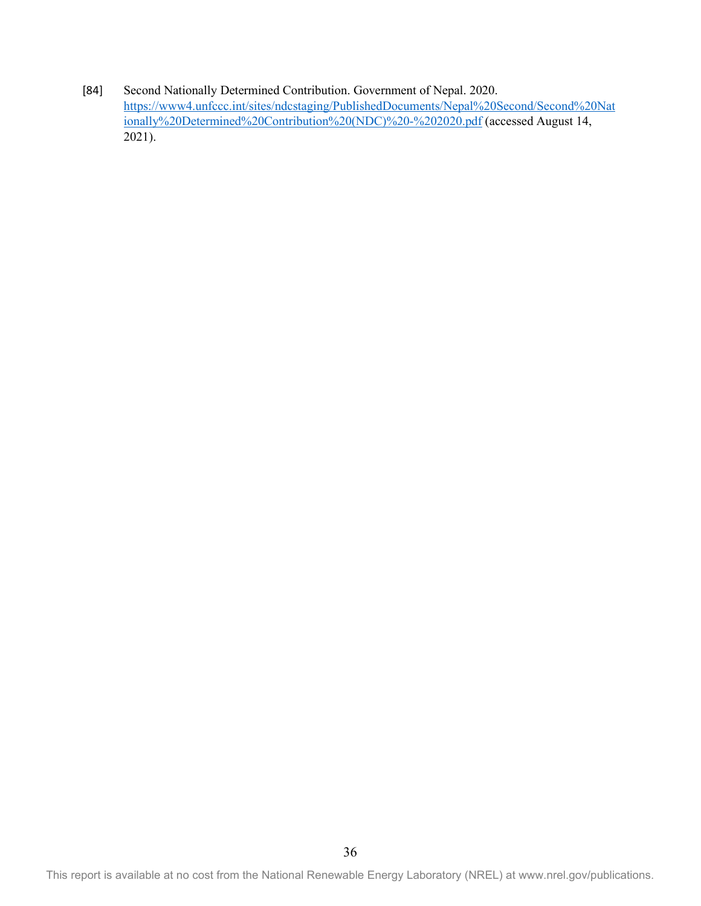[84] Second Nationally Determined Contribution. Government of Nepal. 2020. https://www4.unfccc.int/sites/ndcstaging/PublishedDocuments/Nepal%20Second/Second%20Nationally%20Determined%20Contribution%20(NDC)%20-%202020.pdf (accessed August 14, 2021).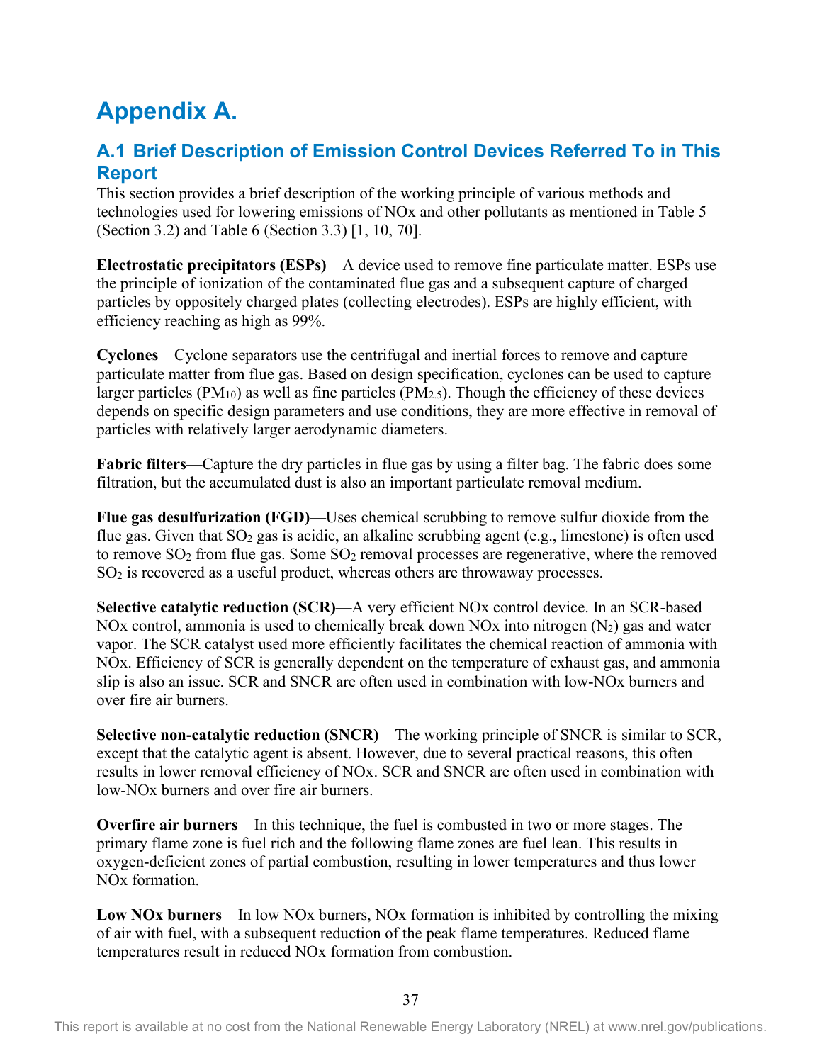# Appendix A.

## A.1 Brief Description of Emission Control Devices Referred To in This Report

This section provides a brief description of the working principle of various methods and technologies used for lowering emissions of NOx and other pollutants as mentioned in Table 5 (Section 3.2) and Table 6 (Section 3.3) [1, 10, 70].

**Electrostatic precipitators (ESPs)**—A device used to remove fine particulate matter. ESPs use the principle of ionization of the contaminated flue gas and a subsequent capture of charged particles by oppositely charged plates (collecting electrodes). ESPs are highly efficient, with efficiency reaching as high as 99%.

**Cyclones**—Cyclone separators use the centrifugal and inertial forces to remove and capture particulate matter from flue gas. Based on design specification, cyclones can be used to capture larger particles ($PM_{10}$) as well as fine particles ($PM_{2.5}$). Though the efficiency of these devices depends on specific design parameters and use conditions, they are more effective in removal of particles with relatively larger aerodynamic diameters.

**Fabric filters**—Capture the dry particles in flue gas by using a filter bag. The fabric does some filtration, but the accumulated dust is also an important particulate removal medium.

**Flue gas desulfurization (FGD)**—Uses chemical scrubbing to remove sulfur dioxide from the flue gas. Given that $SO_2$ gas is acidic, an alkaline scrubbing agent (e.g., limestone) is often used to remove $SO_2$ from flue gas. Some $SO_2$ removal processes are regenerative, where the removed $SO_2$ is recovered as a useful product, whereas others are throwaway processes.

**Selective catalytic reduction (SCR)**—A very efficient NOx control device. In an SCR-based NOx control, ammonia is used to chemically break down NOx into nitrogen ($N_2$) gas and water vapor. The SCR catalyst used more efficiently facilitates the chemical reaction of ammonia with NOx. Efficiency of SCR is generally dependent on the temperature of exhaust gas, and ammonia slip is also an issue. SCR and SNCR are often used in combination with low-NOx burners and over fire air burners.

**Selective non-catalytic reduction (SNCR)**—The working principle of SNCR is similar to SCR, except that the catalytic agent is absent. However, due to several practical reasons, this often results in lower removal efficiency of NOx. SCR and SNCR are often used in combination with low-NOx burners and over fire air burners.

**Overfire air burners**—In this technique, the fuel is combusted in two or more stages. The primary flame zone is fuel rich and the following flame zones are fuel lean. This results in oxygen-deficient zones of partial combustion, resulting in lower temperatures and thus lower NOx formation.

**Low NOx burners**—In low NOx burners, NOx formation is inhibited by controlling the mixing of air with fuel, with a subsequent reduction of the peak flame temperatures. Reduced flame temperatures result in reduced NOx formation from combustion.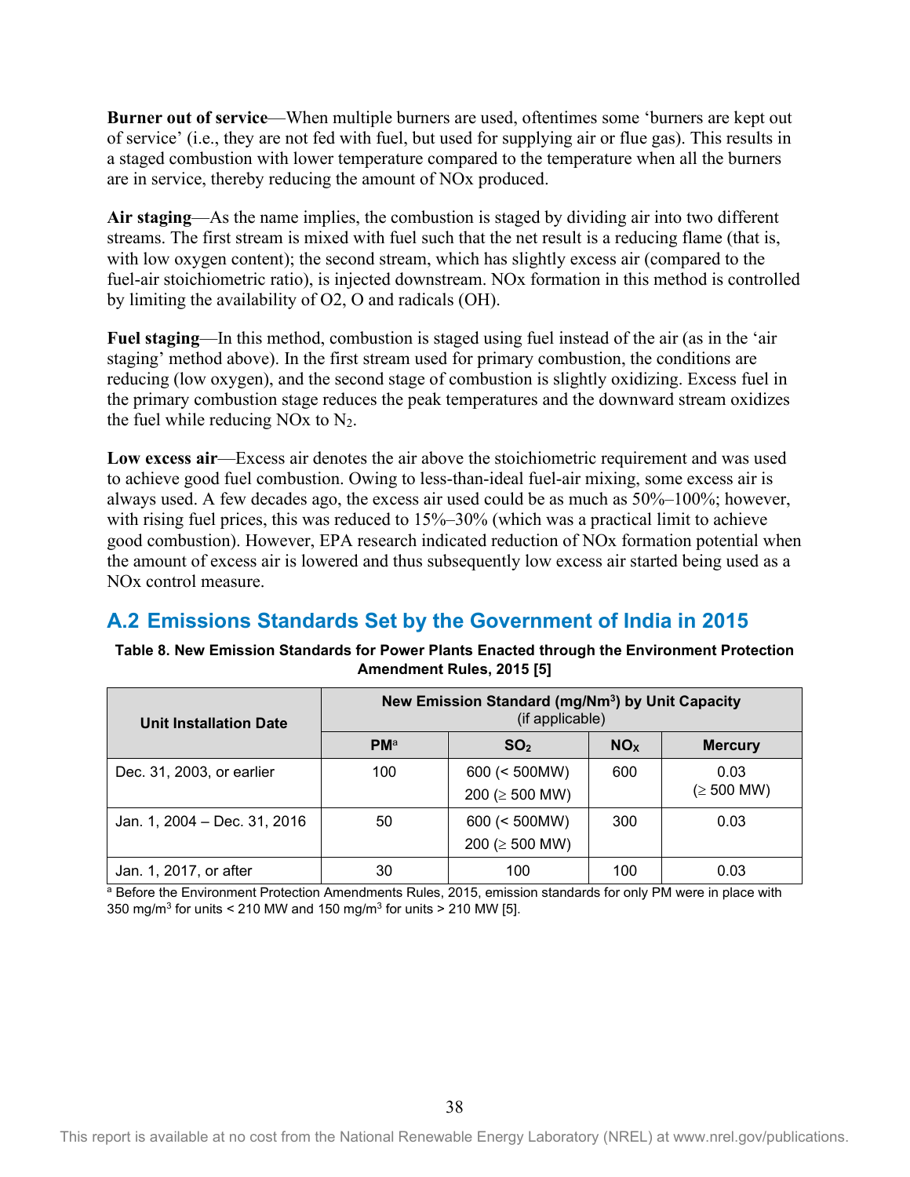**Burner out of service**—When multiple burners are used, oftentimes some 'burners are kept out of service' (i.e., they are not fed with fuel, but used for supplying air or flue gas). This results in a staged combustion with lower temperature compared to the temperature when all the burners are in service, thereby reducing the amount of NOx produced.

**Air staging**—As the name implies, the combustion is staged by dividing air into two different streams. The first stream is mixed with fuel such that the net result is a reducing flame (that is, with low oxygen content); the second stream, which has slightly excess air (compared to the fuel-air stoichiometric ratio), is injected downstream. NOx formation in this method is controlled by limiting the availability of O2, O and radicals (OH).

**Fuel staging**—In this method, combustion is staged using fuel instead of the air (as in the 'air staging' method above). In the first stream used for primary combustion, the conditions are reducing (low oxygen), and the second stage of combustion is slightly oxidizing. Excess fuel in the primary combustion stage reduces the peak temperatures and the downward stream oxidizes the fuel while reducing NOx to $N_2$.

**Low excess air**—Excess air denotes the air above the stoichiometric requirement and was used to achieve good fuel combustion. Owing to less-than-ideal fuel-air mixing, some excess air is always used. A few decades ago, the excess air used could be as much as 50%–100%; however, with rising fuel prices, this was reduced to 15%–30% (which was a practical limit to achieve good combustion). However, EPA research indicated reduction of NOx formation potential when the amount of excess air is lowered and thus subsequently low excess air started being used as a NOx control measure.

## A.2 Emissions Standards Set by the Government of India in 2015

**Table 8. New Emission Standards for Power Plants Enacted through the Environment Protection Amendment Rules, 2015 [5]**

| Unit Installation Date | New Emission Standard (mg/Nm$^3$) by Unit Capacity (if applicable) | | | |
|---|---|---|---|---|
| | PM[a] | $SO_2$ | $NO_X$ | Mercury |
| Dec. 31, 2003, or earlier | 100 | 600 (< 500MW)<br>200 (≥ 500 MW) | 600 | 0.03<br>(≥ 500 MW) |
| Jan. 1, 2004 – Dec. 31, 2016 | 50 | 600 (< 500MW)<br>200 (≥ 500 MW) | 300 | 0.03 |
| Jan. 1, 2017, or after | 30 | 100 | 100 | 0.03 |

[a] Before the Environment Protection Amendments Rules, 2015, emission standards for only PM were in place with 350 mg/m$^3$ for units < 210 MW and 150 mg/m$^3$ for units > 210 MW [5].